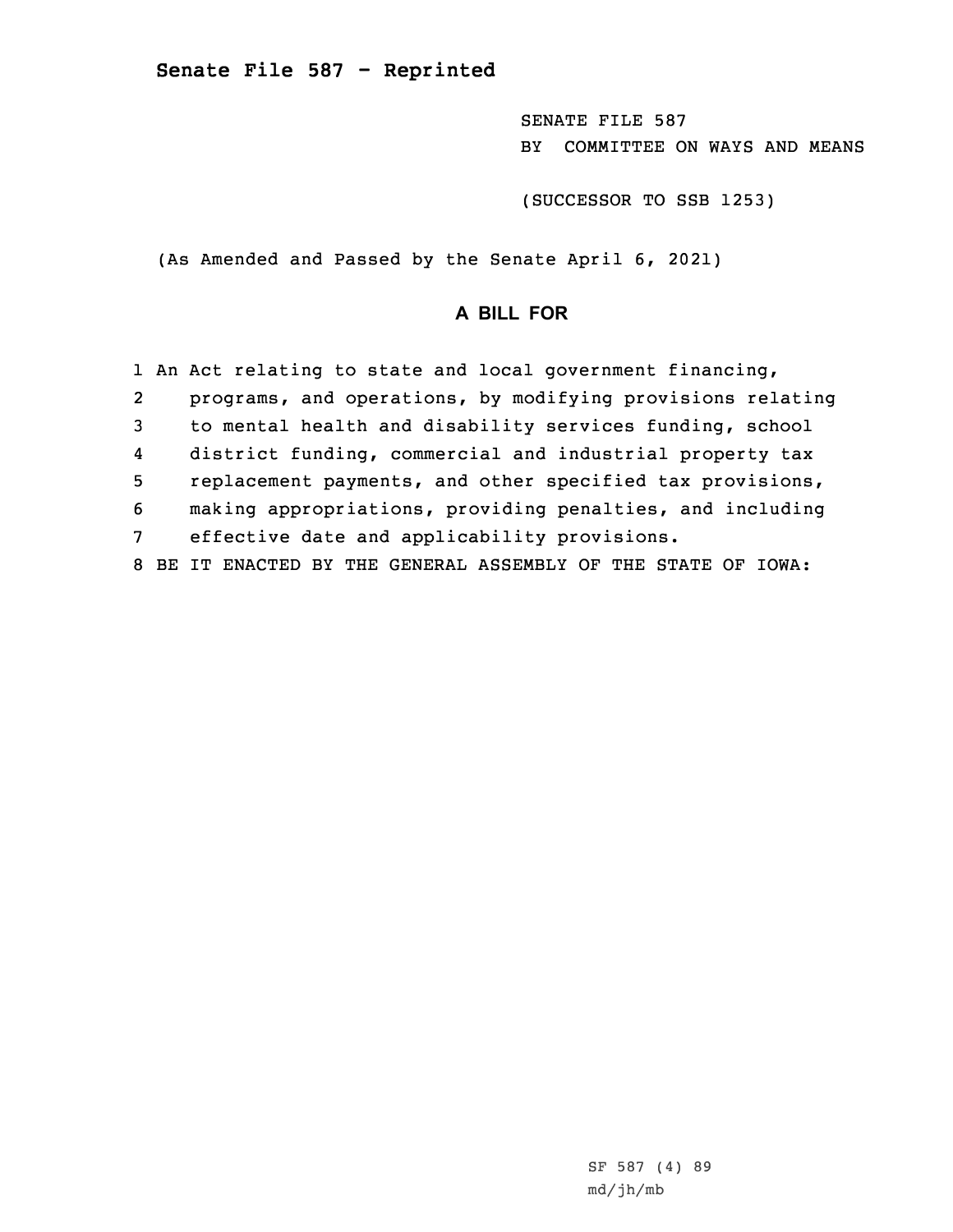**Senate File 587 - Reprinted**

SENATE FILE 587
BY COMMITTEE ON WAYS AND MEANS

(SUCCESSOR TO SSB 1253)

(As Amended and Passed by the Senate April 6, 2021)

## A BILL FOR

1 An Act relating to state and local government financing,
2 programs, and operations, by modifying provisions relating
3 to mental health and disability services funding, school
4 district funding, commercial and industrial property tax
5 replacement payments, and other specified tax provisions,
6 making appropriations, providing penalties, and including
7 effective date and applicability provisions.
8 BE IT ENACTED BY THE GENERAL ASSEMBLY OF THE STATE OF IOWA:

SF 587 (4) 89
md/jh/mb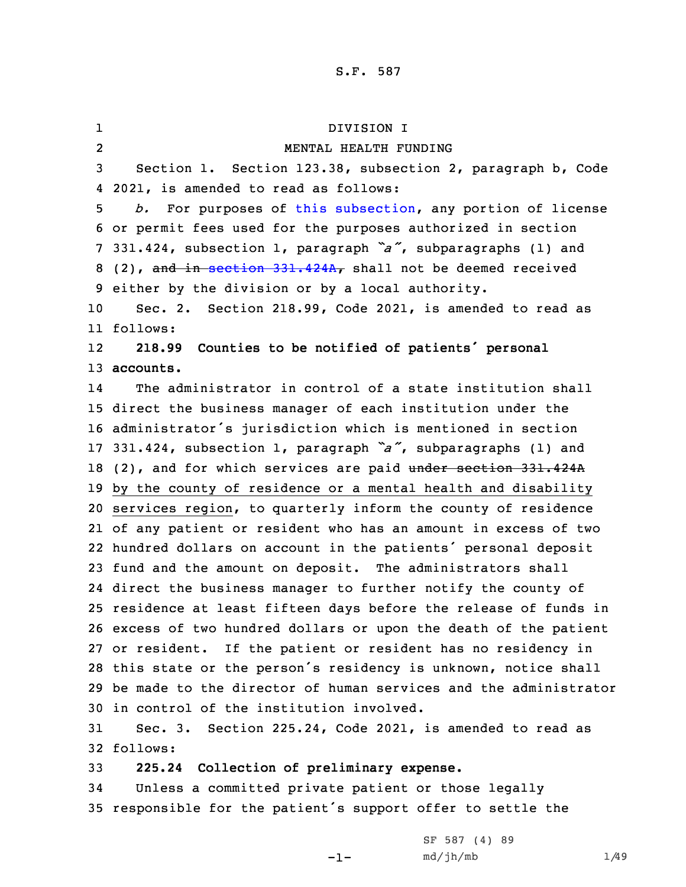DIVISION I

MENTAL HEALTH FUNDING

Section 1. Section 123.38, subsection 2, paragraph b, Code 2021, is amended to read as follows:

*b.* For purposes of this subsection, any portion of license or permit fees used for the purposes authorized in section 331.424, subsection 1, paragraph *"a"*, subparagraphs (1) and (2), ~~and in section 331.424A,~~ shall not be deemed received either by the division or by a local authority.

Sec. 2. Section 218.99, Code 2021, is amended to read as follows:

**218.99 Counties to be notified of patients' personal accounts.**

The administrator in control of a state institution shall direct the business manager of each institution under the administrator's jurisdiction which is mentioned in section 331.424, subsection 1, paragraph *"a"*, subparagraphs (1) and (2), and for which services are paid ~~under section 331.424A~~ by the county of residence or a mental health and disability services region, to quarterly inform the county of residence of any patient or resident who has an amount in excess of two hundred dollars on account in the patients' personal deposit fund and the amount on deposit. The administrators shall direct the business manager to further notify the county of residence at least fifteen days before the release of funds in excess of two hundred dollars or upon the death of the patient or resident. If the patient or resident has no residency in this state or the person's residency is unknown, notice shall be made to the director of human services and the administrator in control of the institution involved.

Sec. 3. Section 225.24, Code 2021, is amended to read as follows:

**225.24 Collection of preliminary expense.**

Unless a committed private patient or those legally responsible for the patient's support offer to settle the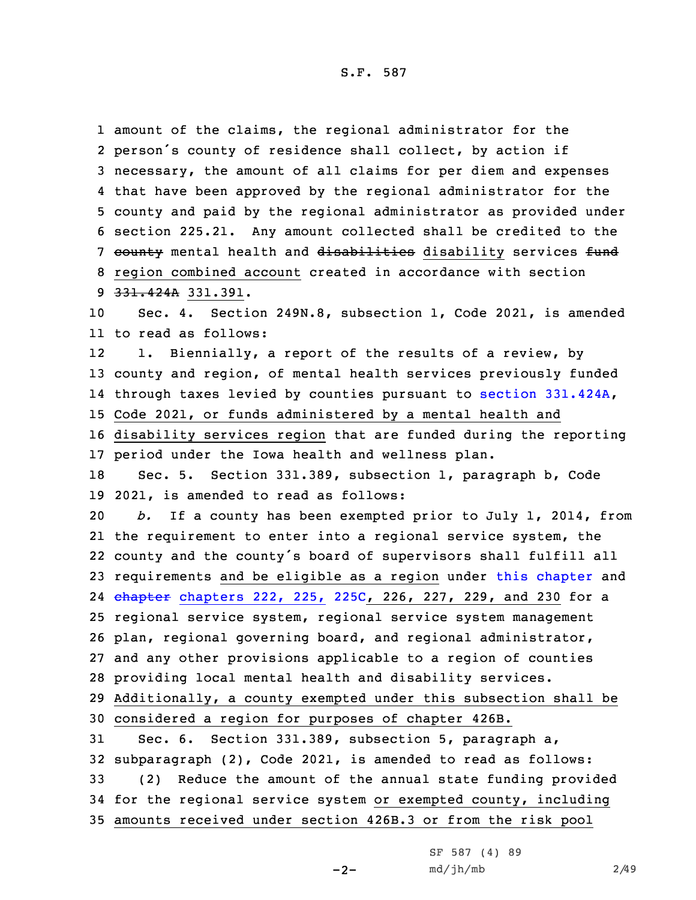amount of the claims, the regional administrator for the person's county of residence shall collect, by action if necessary, the amount of all claims for per diem and expenses that have been approved by the regional administrator for the county and paid by the regional administrator as provided under section 225.21. Any amount collected shall be credited to the ~~county~~ mental health and ~~disabilities~~ disability services ~~fund~~ region combined account created in accordance with section ~~331.424A~~ 331.391.

Sec. 4. Section 249N.8, subsection 1, Code 2021, is amended to read as follows:

1. Biennially, a report of the results of a review, by county and region, of mental health services previously funded through taxes levied by counties pursuant to section 331.424A, Code 2021, or funds administered by a mental health and disability services region that are funded during the reporting period under the Iowa health and wellness plan.

Sec. 5. Section 331.389, subsection 1, paragraph b, Code 2021, is amended to read as follows:

*b.* If a county has been exempted prior to July 1, 2014, from the requirement to enter into a regional service system, the county and the county's board of supervisors shall fulfill all requirements and be eligible as a region under this chapter and ~~chapter~~ chapters 222, 225, 225C, 226, 227, 229, and 230 for a regional service system, regional service system management plan, regional governing board, and regional administrator, and any other provisions applicable to a region of counties providing local mental health and disability services. Additionally, a county exempted under this subsection shall be considered a region for purposes of chapter 426B.

Sec. 6. Section 331.389, subsection 5, paragraph a, subparagraph (2), Code 2021, is amended to read as follows:

(2) Reduce the amount of the annual state funding provided for the regional service system or exempted county, including amounts received under section 426B.3 or from the risk pool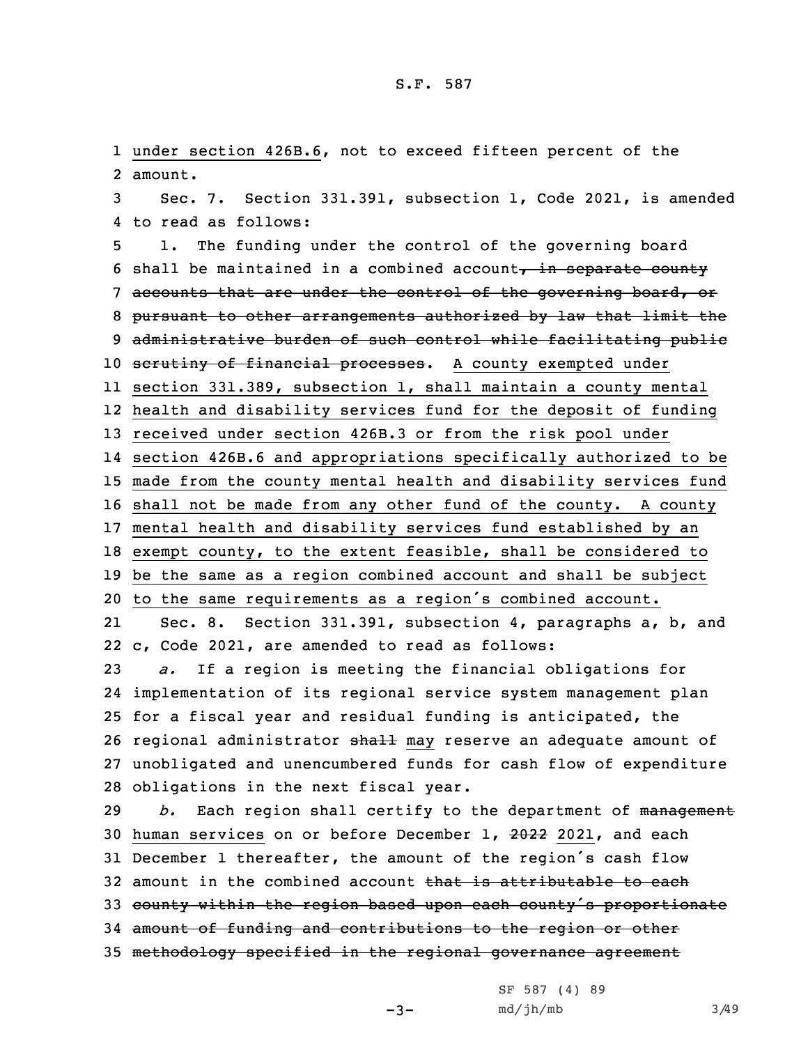under section 426B.6, not to exceed fifteen percent of the amount.

Sec. 7. Section 331.391, subsection 1, Code 2021, is amended to read as follows:

1. The funding under the control of the governing board shall be maintained in a combined account~~, in separate county accounts that are under the control of the governing board, or pursuant to other arrangements authorized by law that limit the administrative burden of such control while facilitating public scrutiny of financial processes~~. A county exempted under section 331.389, subsection 1, shall maintain a county mental health and disability services fund for the deposit of funding received under section 426B.3 or from the risk pool under section 426B.6 and appropriations specifically authorized to be made from the county mental health and disability services fund shall not be made from any other fund of the county. A county mental health and disability services fund established by an exempt county, to the extent feasible, shall be considered to be the same as a region combined account and shall be subject to the same requirements as a region's combined account.

Sec. 8. Section 331.391, subsection 4, paragraphs a, b, and c, Code 2021, are amended to read as follows:

*a.* If a region is meeting the financial obligations for implementation of its regional service system management plan for a fiscal year and residual funding is anticipated, the regional administrator ~~shall~~ may reserve an adequate amount of unobligated and unencumbered funds for cash flow of expenditure obligations in the next fiscal year.

*b.* Each region shall certify to the department of ~~management~~ human services on or before December 1, ~~2022~~ 2021, and each December 1 thereafter, the amount of the region's cash flow amount in the combined account ~~that is attributable to each county within the region based upon each county's proportionate amount of funding and contributions to the region or other methodology specified in the regional governance agreement~~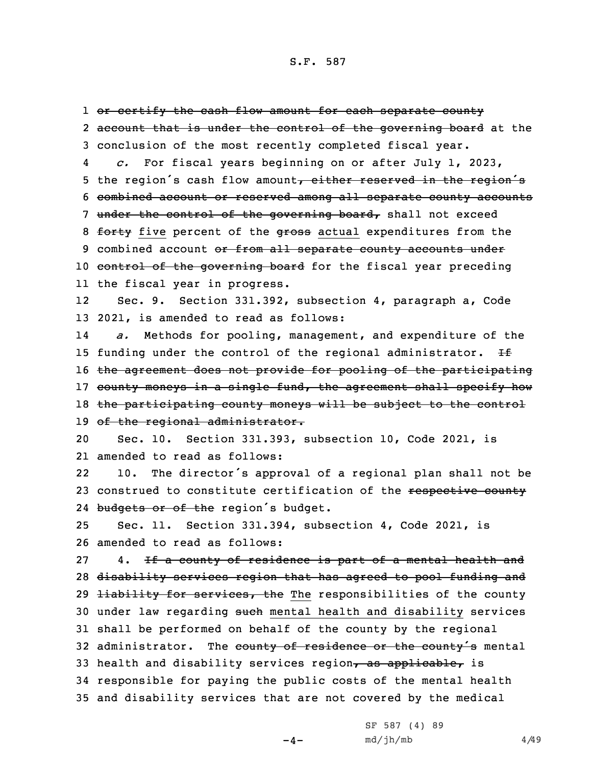~~or certify the cash flow amount for each separate county account that is under the control of the governing board~~ at the conclusion of the most recently completed fiscal year.

*c.* For fiscal years beginning on or after July 1, 2023, the region's cash flow amount~~, either reserved in the region's combined account or reserved among all separate county accounts under the control of the governing board,~~ shall not exceed ~~forty~~ <u>five</u> percent of the ~~gross~~ <u>actual</u> expenditures from the combined account ~~or from all separate county accounts under control of the governing board~~ for the fiscal year preceding the fiscal year in progress.

Sec. 9. Section 331.392, subsection 4, paragraph a, Code 2021, is amended to read as follows:

*a.* Methods for pooling, management, and expenditure of the funding under the control of the regional administrator. ~~If the agreement does not provide for pooling of the participating county moneys in a single fund, the agreement shall specify how the participating county moneys will be subject to the control of the regional administrator.~~

Sec. 10. Section 331.393, subsection 10, Code 2021, is amended to read as follows:

10. The director's approval of a regional plan shall not be construed to constitute certification of the ~~respective county budgets or of the~~ region's budget.

Sec. 11. Section 331.394, subsection 4, Code 2021, is amended to read as follows:

4. ~~If a county of residence is part of a mental health and disability services region that has agreed to pool funding and liability for services, the~~ <u>The</u> responsibilities of the county under law regarding ~~such~~ <u>mental health and disability</u> services shall be performed on behalf of the county by the regional administrator. The ~~county of residence or the county's~~ mental health and disability services region~~, as applicable,~~ is responsible for paying the public costs of the mental health and disability services that are not covered by the medical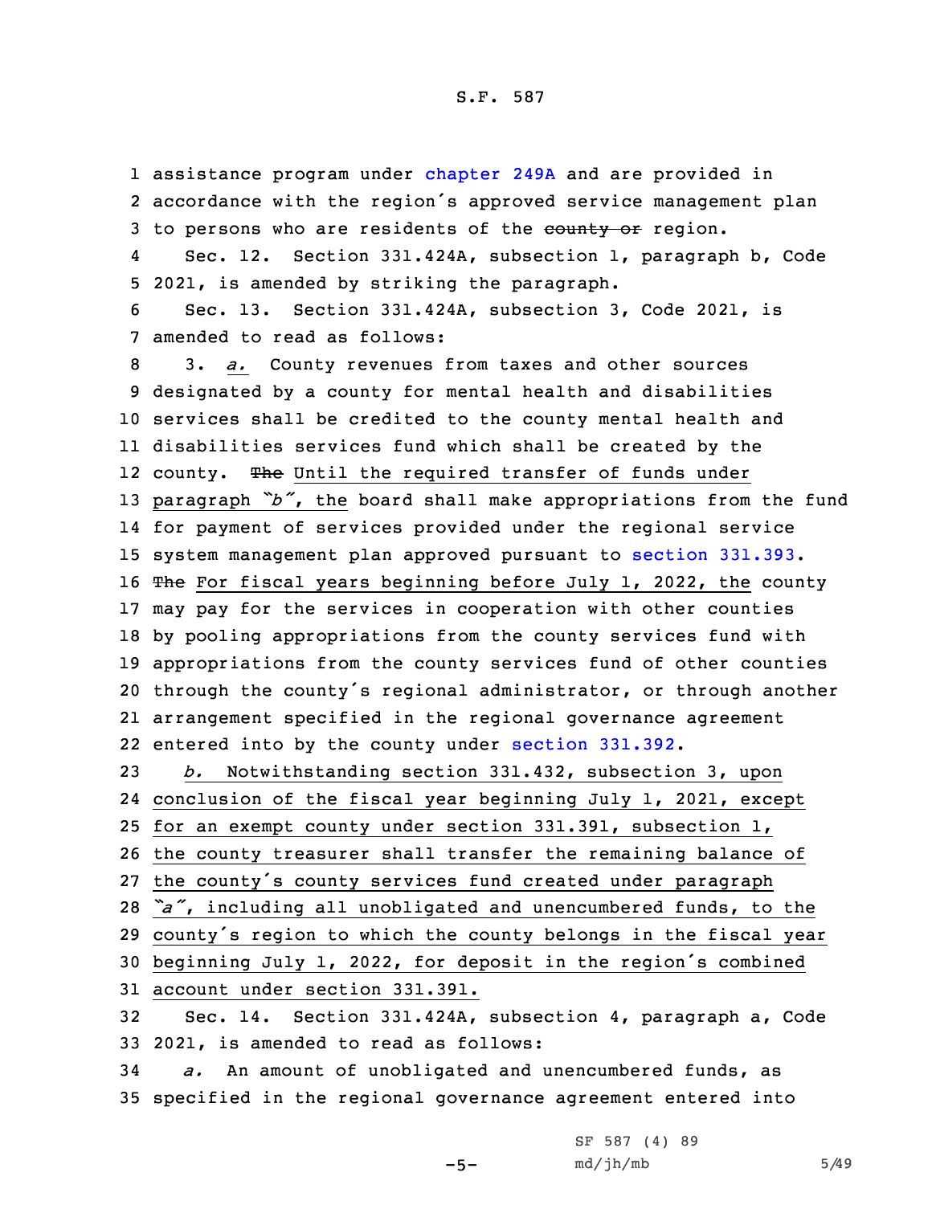assistance program under chapter 249A and are provided in accordance with the region's approved service management plan to persons who are residents of the ~~county or~~ region.

Sec. 12. Section 331.424A, subsection 1, paragraph b, Code 2021, is amended by striking the paragraph.

Sec. 13. Section 331.424A, subsection 3, Code 2021, is amended to read as follows:

3. *a.* County revenues from taxes and other sources designated by a county for mental health and disabilities services shall be credited to the county mental health and disabilities services fund which shall be created by the county. ~~The~~ Until the required transfer of funds under paragraph "*b*", the board shall make appropriations from the fund for payment of services provided under the regional service system management plan approved pursuant to section 331.393. ~~The~~ For fiscal years beginning before July 1, 2022, the county may pay for the services in cooperation with other counties by pooling appropriations from the county services fund with appropriations from the county services fund of other counties through the county's regional administrator, or through another arrangement specified in the regional governance agreement entered into by the county under section 331.392.

*b.* Notwithstanding section 331.432, subsection 3, upon conclusion of the fiscal year beginning July 1, 2021, except for an exempt county under section 331.391, subsection 1, the county treasurer shall transfer the remaining balance of the county's county services fund created under paragraph "*a*", including all unobligated and unencumbered funds, to the county's region to which the county belongs in the fiscal year beginning July 1, 2022, for deposit in the region's combined account under section 331.391.

Sec. 14. Section 331.424A, subsection 4, paragraph a, Code 2021, is amended to read as follows:

*a.* An amount of unobligated and unencumbered funds, as specified in the regional governance agreement entered into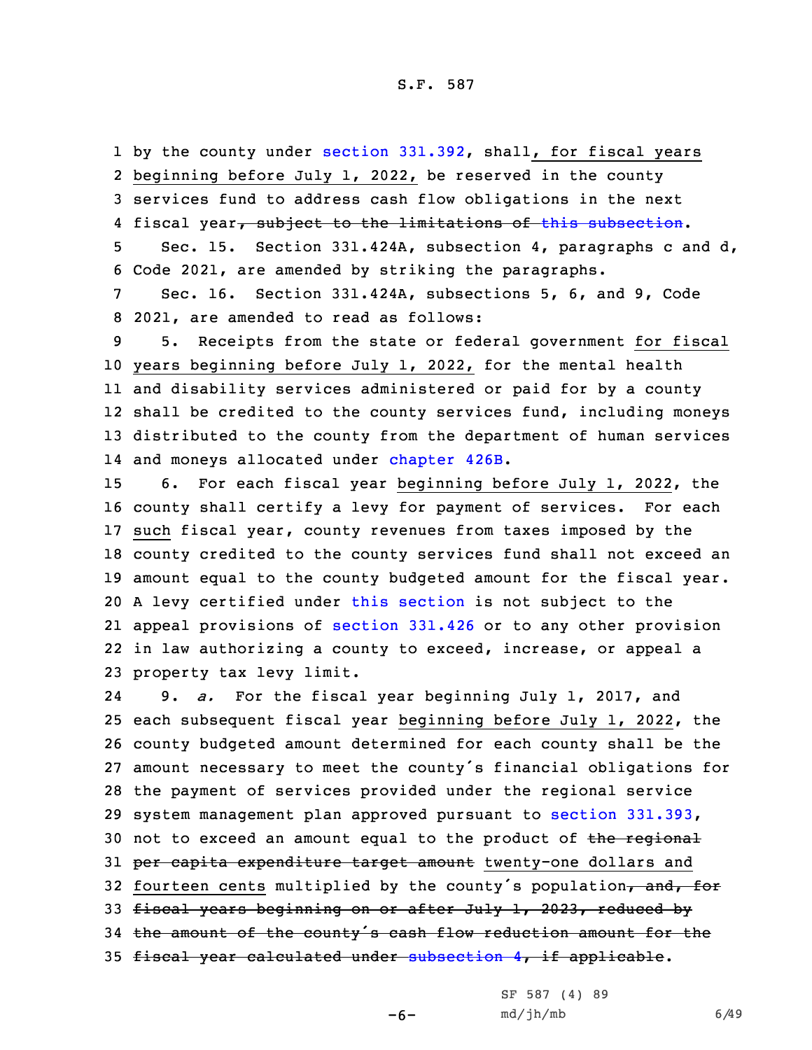by the county under section 331.392, shall, for fiscal years beginning before July 1, 2022, be reserved in the county services fund to address cash flow obligations in the next fiscal year~~, subject to the limitations of this subsection~~.

Sec. 15. Section 331.424A, subsection 4, paragraphs c and d, Code 2021, are amended by striking the paragraphs.

Sec. 16. Section 331.424A, subsections 5, 6, and 9, Code 2021, are amended to read as follows:

5. Receipts from the state or federal government for fiscal years beginning before July 1, 2022, for the mental health and disability services administered or paid for by a county shall be credited to the county services fund, including moneys distributed to the county from the department of human services and moneys allocated under chapter 426B.

6. For each fiscal year beginning before July 1, 2022, the county shall certify a levy for payment of services. For each such fiscal year, county revenues from taxes imposed by the county credited to the county services fund shall not exceed an amount equal to the county budgeted amount for the fiscal year. A levy certified under this section is not subject to the appeal provisions of section 331.426 or to any other provision in law authorizing a county to exceed, increase, or appeal a property tax levy limit.

9. *a.* For the fiscal year beginning July 1, 2017, and each subsequent fiscal year beginning before July 1, 2022, the county budgeted amount determined for each county shall be the amount necessary to meet the county's financial obligations for the payment of services provided under the regional service system management plan approved pursuant to section 331.393, not to exceed an amount equal to the product of ~~the regional per capita expenditure target amount~~ twenty-one dollars and fourteen cents multiplied by the county's population~~, and, for fiscal years beginning on or after July 1, 2023, reduced by the amount of the county's cash flow reduction amount for the fiscal year calculated under subsection 4, if applicable~~.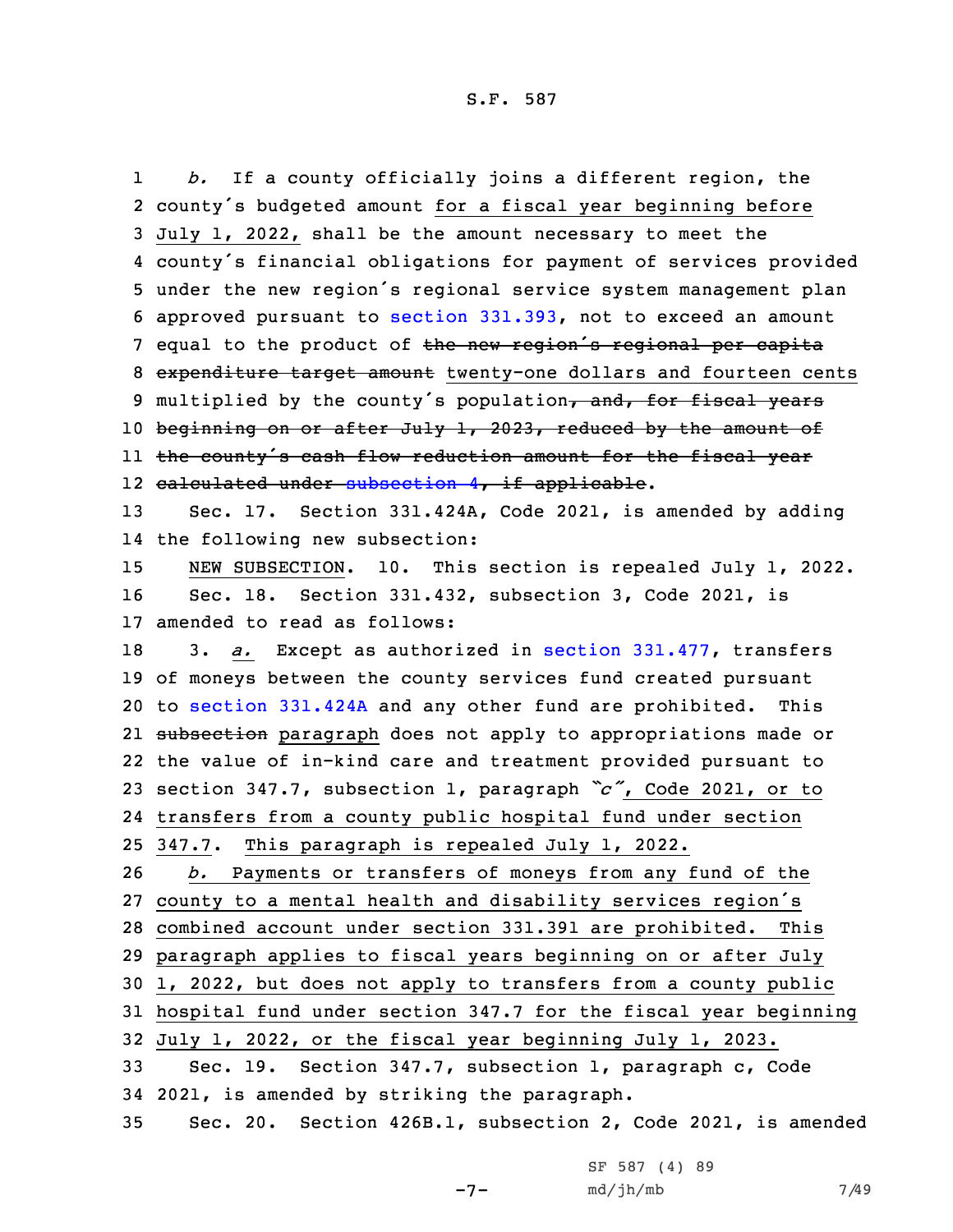*b.* If a county officially joins a different region, the county's budgeted amount for a fiscal year beginning before July 1, 2022, shall be the amount necessary to meet the county's financial obligations for payment of services provided under the new region's regional service system management plan approved pursuant to section 331.393, not to exceed an amount equal to the product of ~~the new region's regional per capita expenditure target amount~~ twenty-one dollars and fourteen cents multiplied by the county's population~~, and, for fiscal years beginning on or after July 1, 2023, reduced by the amount of the county's cash flow reduction amount for the fiscal year calculated under subsection 4, if applicable~~.

Sec. 17. Section 331.424A, Code 2021, is amended by adding the following new subsection:

NEW SUBSECTION. 10. This section is repealed July 1, 2022.

Sec. 18. Section 331.432, subsection 3, Code 2021, is amended to read as follows:

3. *a.* Except as authorized in section 331.477, transfers of moneys between the county services fund created pursuant to section 331.424A and any other fund are prohibited. This ~~subsection~~ paragraph does not apply to appropriations made or the value of in-kind care and treatment provided pursuant to section 347.7, subsection 1, paragraph *"c"*, Code 2021, or to transfers from a county public hospital fund under section 347.7. This paragraph is repealed July 1, 2022.

*b.* Payments or transfers of moneys from any fund of the county to a mental health and disability services region's combined account under section 331.391 are prohibited. This paragraph applies to fiscal years beginning on or after July 1, 2022, but does not apply to transfers from a county public hospital fund under section 347.7 for the fiscal year beginning July 1, 2022, or the fiscal year beginning July 1, 2023.

Sec. 19. Section 347.7, subsection 1, paragraph c, Code 2021, is amended by striking the paragraph.

Sec. 20. Section 426B.1, subsection 2, Code 2021, is amended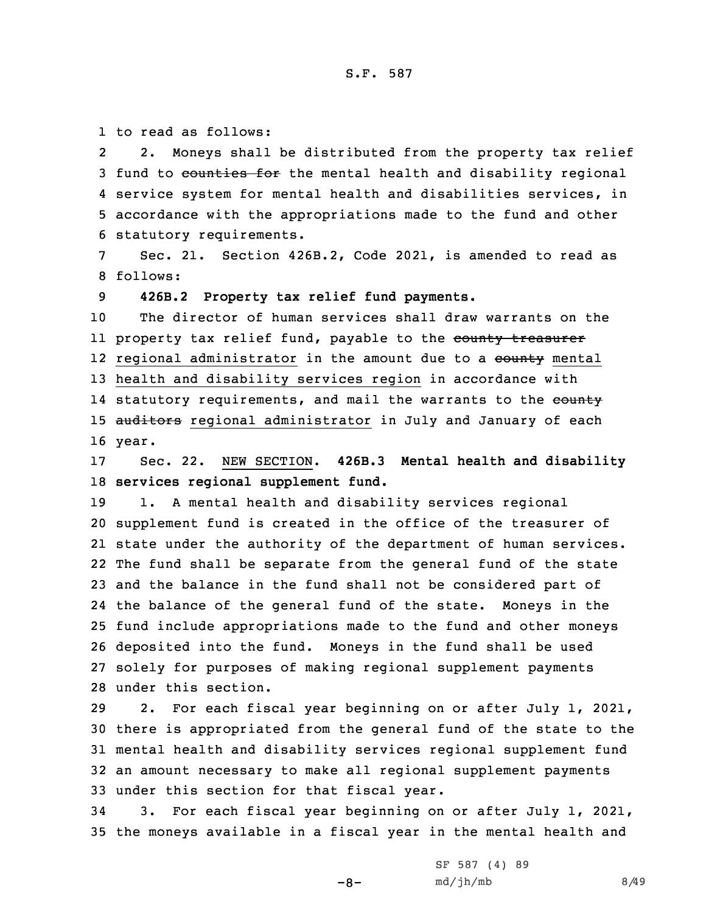to read as follows:

2. Moneys shall be distributed from the property tax relief fund to ~~counties for~~ the mental health and disability regional service system for mental health and disabilities services, in accordance with the appropriations made to the fund and other statutory requirements.

Sec. 21. Section 426B.2, Code 2021, is amended to read as follows:

**426B.2 Property tax relief fund payments.**

The director of human services shall draw warrants on the property tax relief fund, payable to the ~~county treasurer~~ regional administrator in the amount due to a ~~county~~ mental health and disability services region in accordance with statutory requirements, and mail the warrants to the ~~county auditors~~ regional administrator in July and January of each year.

Sec. 22. NEW SECTION. **426B.3 Mental health and disability services regional supplement fund.**

1. A mental health and disability services regional supplement fund is created in the office of the treasurer of state under the authority of the department of human services. The fund shall be separate from the general fund of the state and the balance in the fund shall not be considered part of the balance of the general fund of the state. Moneys in the fund include appropriations made to the fund and other moneys deposited into the fund. Moneys in the fund shall be used solely for purposes of making regional supplement payments under this section.

2. For each fiscal year beginning on or after July 1, 2021, there is appropriated from the general fund of the state to the mental health and disability services regional supplement fund an amount necessary to make all regional supplement payments under this section for that fiscal year.

3. For each fiscal year beginning on or after July 1, 2021, the moneys available in a fiscal year in the mental health and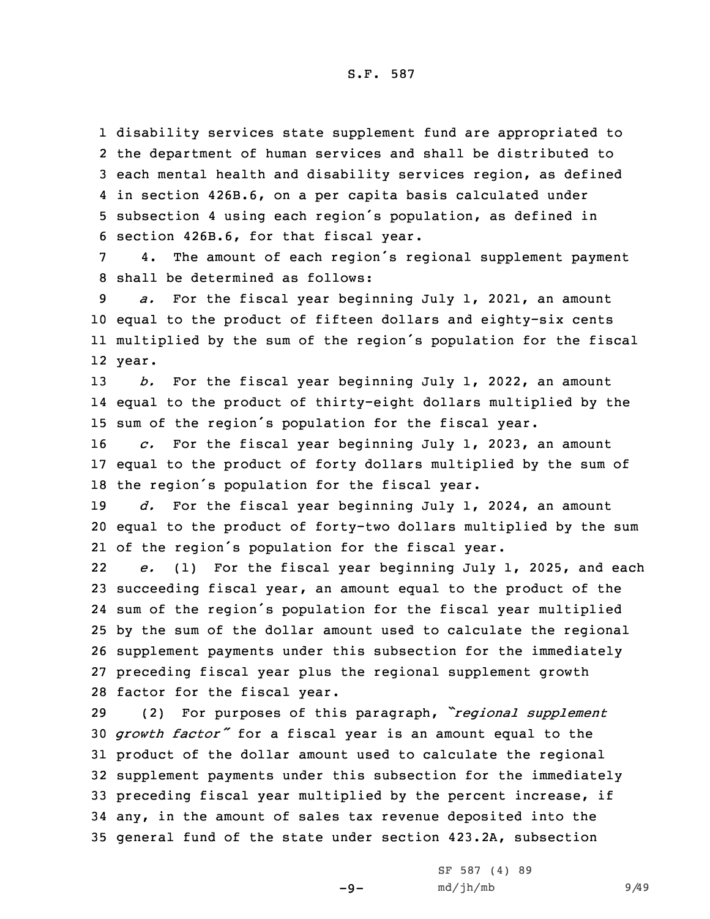disability services state supplement fund are appropriated to the department of human services and shall be distributed to each mental health and disability services region, as defined in section 426B.6, on a per capita basis calculated under subsection 4 using each region's population, as defined in section 426B.6, for that fiscal year.

4. The amount of each region's regional supplement payment shall be determined as follows:

*a.* For the fiscal year beginning July 1, 2021, an amount equal to the product of fifteen dollars and eighty-six cents multiplied by the sum of the region's population for the fiscal year.

*b.* For the fiscal year beginning July 1, 2022, an amount equal to the product of thirty-eight dollars multiplied by the sum of the region's population for the fiscal year.

*c.* For the fiscal year beginning July 1, 2023, an amount equal to the product of forty dollars multiplied by the sum of the region's population for the fiscal year.

*d.* For the fiscal year beginning July 1, 2024, an amount equal to the product of forty-two dollars multiplied by the sum of the region's population for the fiscal year.

*e.* (1) For the fiscal year beginning July 1, 2025, and each succeeding fiscal year, an amount equal to the product of the sum of the region's population for the fiscal year multiplied by the sum of the dollar amount used to calculate the regional supplement payments under this subsection for the immediately preceding fiscal year plus the regional supplement growth factor for the fiscal year.

(2) For purposes of this paragraph, *"regional supplement growth factor"* for a fiscal year is an amount equal to the product of the dollar amount used to calculate the regional supplement payments under this subsection for the immediately preceding fiscal year multiplied by the percent increase, if any, in the amount of sales tax revenue deposited into the general fund of the state under section 423.2A, subsection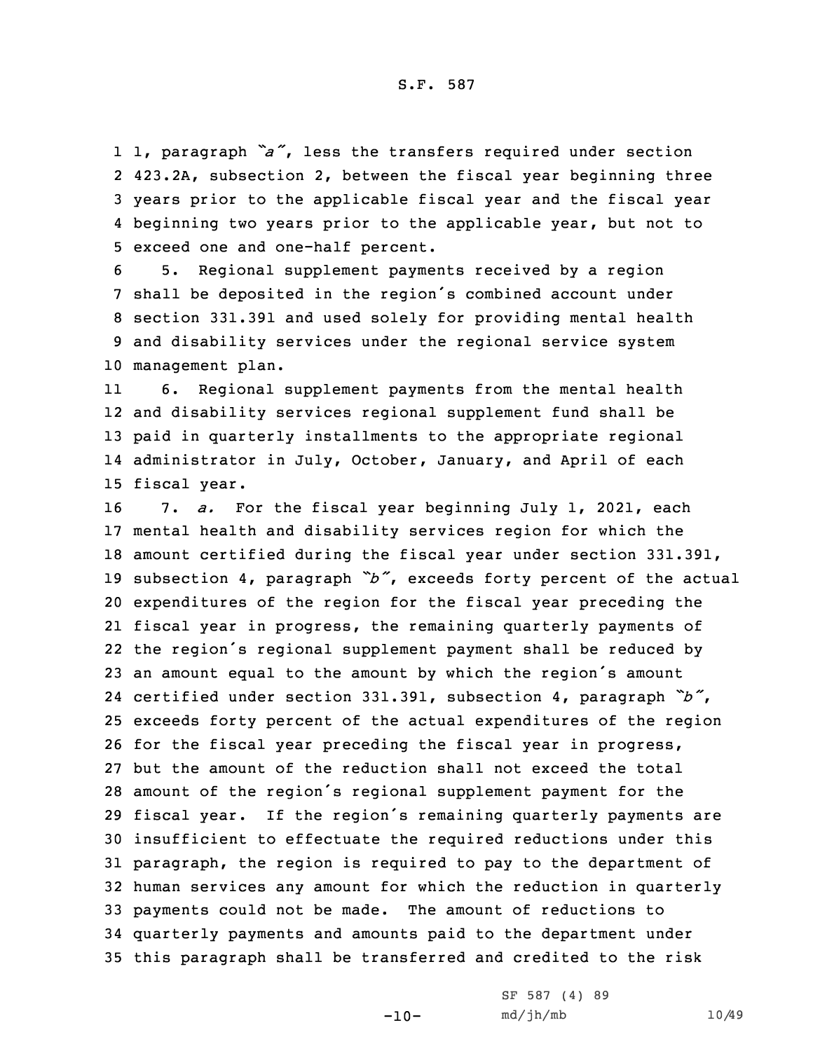1, paragraph *"a"*, less the transfers required under section 423.2A, subsection 2, between the fiscal year beginning three years prior to the applicable fiscal year and the fiscal year beginning two years prior to the applicable year, but not to exceed one and one-half percent.

5. Regional supplement payments received by a region shall be deposited in the region's combined account under section 331.391 and used solely for providing mental health and disability services under the regional service system management plan.

6. Regional supplement payments from the mental health and disability services regional supplement fund shall be paid in quarterly installments to the appropriate regional administrator in July, October, January, and April of each fiscal year.

7. *a.* For the fiscal year beginning July 1, 2021, each mental health and disability services region for which the amount certified during the fiscal year under section 331.391, subsection 4, paragraph *"b"*, exceeds forty percent of the actual expenditures of the region for the fiscal year preceding the fiscal year in progress, the remaining quarterly payments of the region's regional supplement payment shall be reduced by an amount equal to the amount by which the region's amount certified under section 331.391, subsection 4, paragraph *"b"*, exceeds forty percent of the actual expenditures of the region for the fiscal year preceding the fiscal year in progress, but the amount of the reduction shall not exceed the total amount of the region's regional supplement payment for the fiscal year. If the region's remaining quarterly payments are insufficient to effectuate the required reductions under this paragraph, the region is required to pay to the department of human services any amount for which the reduction in quarterly payments could not be made. The amount of reductions to quarterly payments and amounts paid to the department under this paragraph shall be transferred and credited to the risk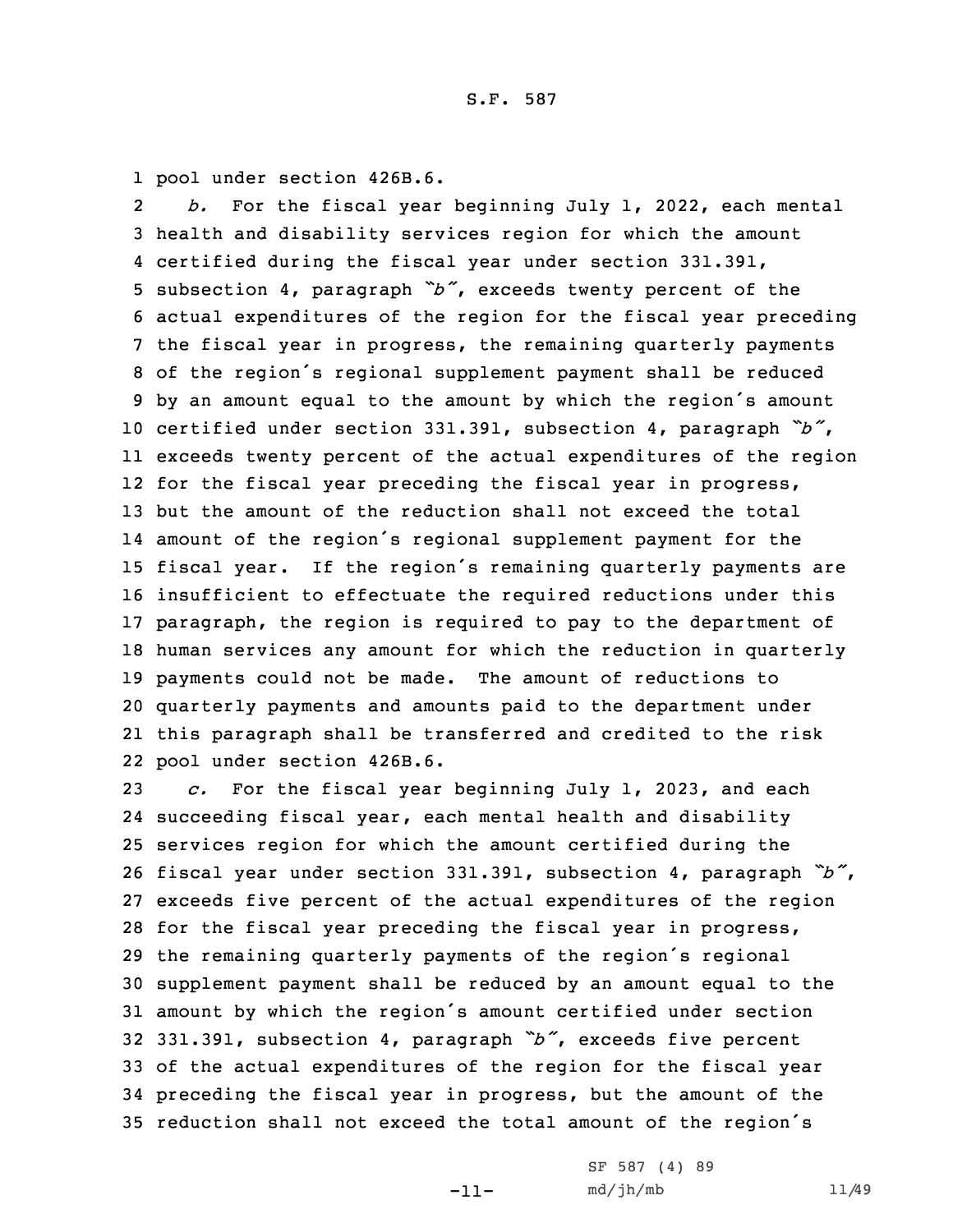pool under section 426B.6.

*b.* For the fiscal year beginning July 1, 2022, each mental health and disability services region for which the amount certified during the fiscal year under section 331.391, subsection 4, paragraph *"b"*, exceeds twenty percent of the actual expenditures of the region for the fiscal year preceding the fiscal year in progress, the remaining quarterly payments of the region's regional supplement payment shall be reduced by an amount equal to the amount by which the region's amount certified under section 331.391, subsection 4, paragraph *"b"*, exceeds twenty percent of the actual expenditures of the region for the fiscal year preceding the fiscal year in progress, but the amount of the reduction shall not exceed the total amount of the region's regional supplement payment for the fiscal year. If the region's remaining quarterly payments are insufficient to effectuate the required reductions under this paragraph, the region is required to pay to the department of human services any amount for which the reduction in quarterly payments could not be made. The amount of reductions to quarterly payments and amounts paid to the department under this paragraph shall be transferred and credited to the risk pool under section 426B.6.

*c.* For the fiscal year beginning July 1, 2023, and each succeeding fiscal year, each mental health and disability services region for which the amount certified during the fiscal year under section 331.391, subsection 4, paragraph *"b"*, exceeds five percent of the actual expenditures of the region for the fiscal year preceding the fiscal year in progress, the remaining quarterly payments of the region's regional supplement payment shall be reduced by an amount equal to the amount by which the region's amount certified under section 331.391, subsection 4, paragraph *"b"*, exceeds five percent of the actual expenditures of the region for the fiscal year preceding the fiscal year in progress, but the amount of the reduction shall not exceed the total amount of the region's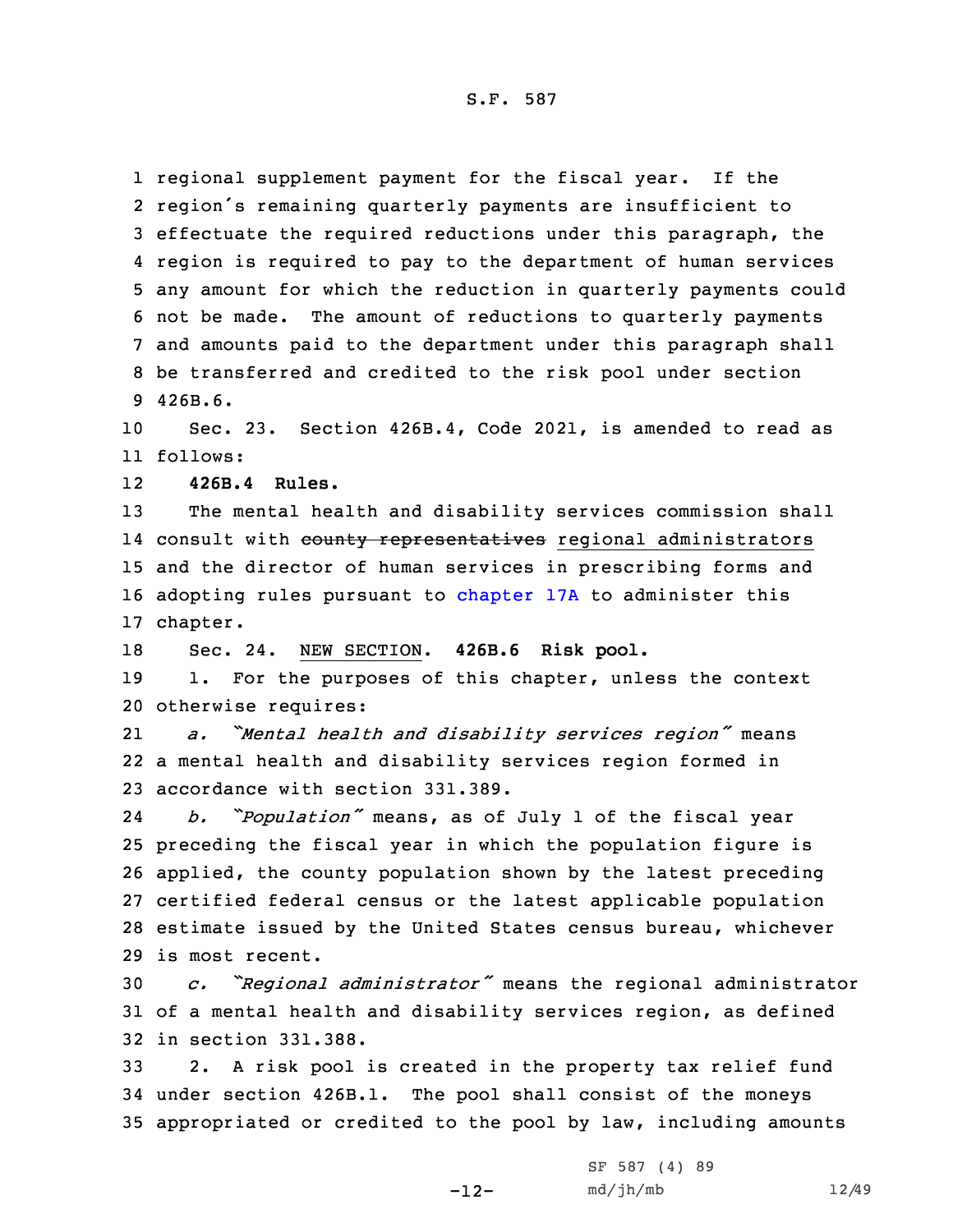regional supplement payment for the fiscal year. If the region's remaining quarterly payments are insufficient to effectuate the required reductions under this paragraph, the region is required to pay to the department of human services any amount for which the reduction in quarterly payments could not be made. The amount of reductions to quarterly payments and amounts paid to the department under this paragraph shall be transferred and credited to the risk pool under section 426B.6.

Sec. 23. Section 426B.4, Code 2021, is amended to read as follows:

**426B.4 Rules.**

The mental health and disability services commission shall consult with ~~county representatives~~ regional administrators and the director of human services in prescribing forms and adopting rules pursuant to chapter 17A to administer this chapter.

Sec. 24. NEW SECTION. **426B.6 Risk pool.**

1. For the purposes of this chapter, unless the context otherwise requires:

*a. "Mental health and disability services region"* means a mental health and disability services region formed in accordance with section 331.389.

*b. "Population"* means, as of July 1 of the fiscal year preceding the fiscal year in which the population figure is applied, the county population shown by the latest preceding certified federal census or the latest applicable population estimate issued by the United States census bureau, whichever is most recent.

*c. "Regional administrator"* means the regional administrator of a mental health and disability services region, as defined in section 331.388.

2. A risk pool is created in the property tax relief fund under section 426B.1. The pool shall consist of the moneys appropriated or credited to the pool by law, including amounts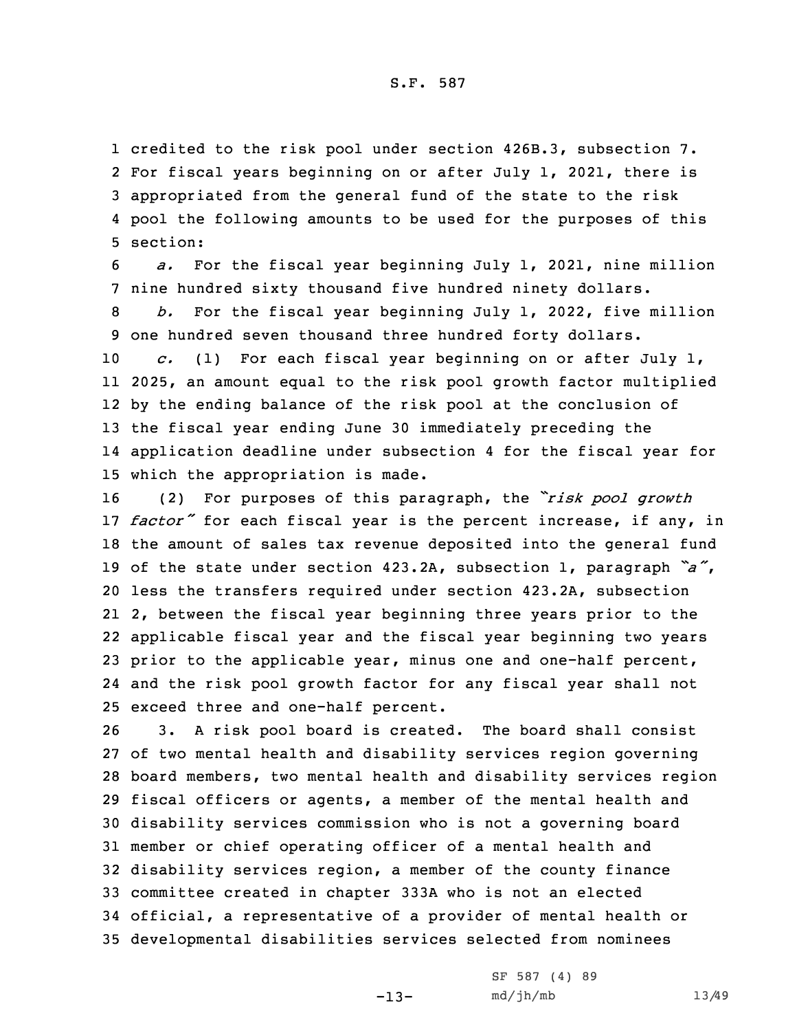credited to the risk pool under section 426B.3, subsection 7. For fiscal years beginning on or after July 1, 2021, there is appropriated from the general fund of the state to the risk pool the following amounts to be used for the purposes of this section:

*a.* For the fiscal year beginning July 1, 2021, nine million nine hundred sixty thousand five hundred ninety dollars.

*b.* For the fiscal year beginning July 1, 2022, five million one hundred seven thousand three hundred forty dollars.

*c.* (1) For each fiscal year beginning on or after July 1, 2025, an amount equal to the risk pool growth factor multiplied by the ending balance of the risk pool at the conclusion of the fiscal year ending June 30 immediately preceding the application deadline under subsection 4 for the fiscal year for which the appropriation is made.

(2) For purposes of this paragraph, the *"risk pool growth factor"* for each fiscal year is the percent increase, if any, in the amount of sales tax revenue deposited into the general fund of the state under section 423.2A, subsection 1, paragraph *"a"*, less the transfers required under section 423.2A, subsection 2, between the fiscal year beginning three years prior to the applicable fiscal year and the fiscal year beginning two years prior to the applicable year, minus one and one-half percent, and the risk pool growth factor for any fiscal year shall not exceed three and one-half percent.

3. A risk pool board is created. The board shall consist of two mental health and disability services region governing board members, two mental health and disability services region fiscal officers or agents, a member of the mental health and disability services commission who is not a governing board member or chief operating officer of a mental health and disability services region, a member of the county finance committee created in chapter 333A who is not an elected official, a representative of a provider of mental health or developmental disabilities services selected from nominees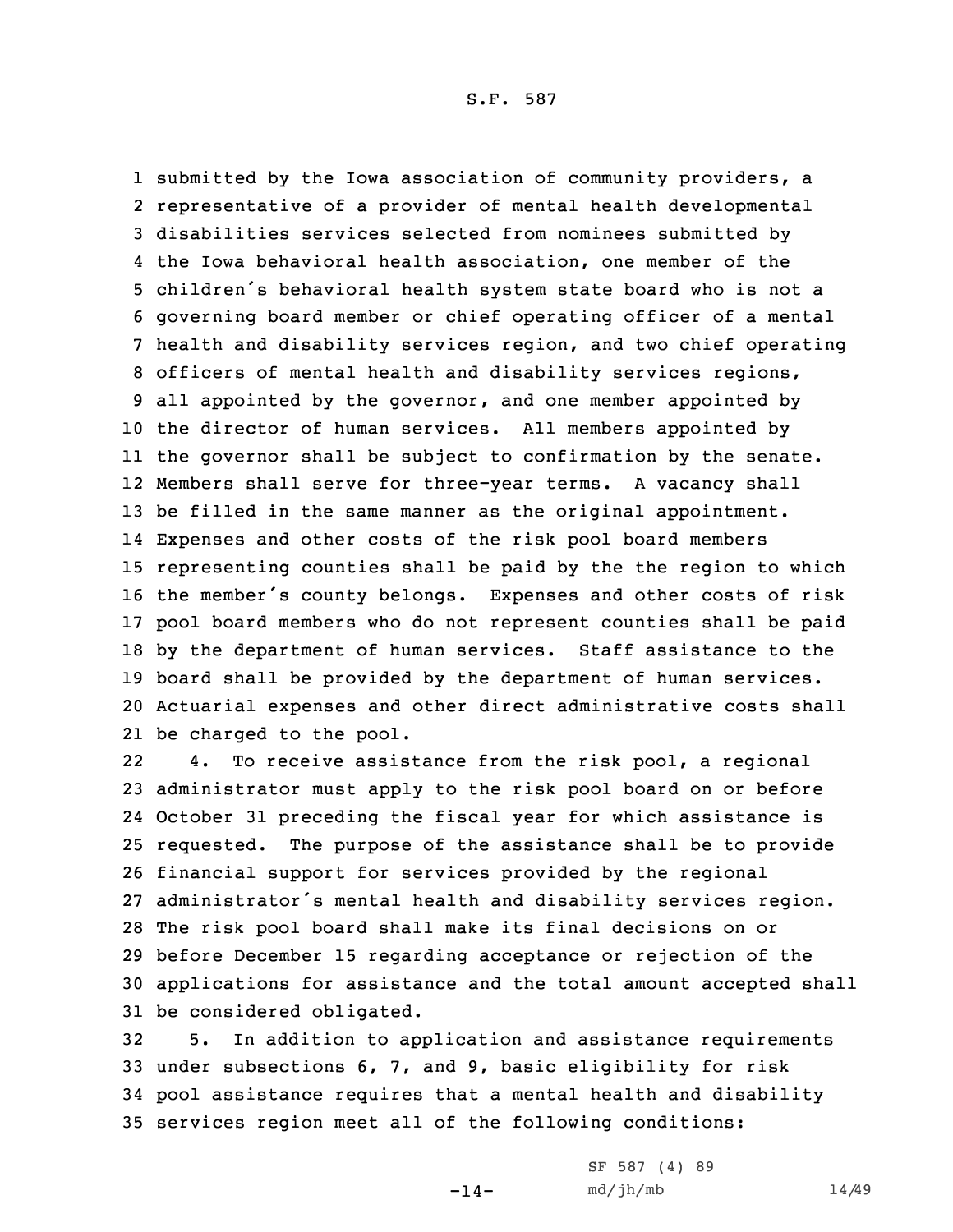submitted by the Iowa association of community providers, a representative of a provider of mental health developmental disabilities services selected from nominees submitted by the Iowa behavioral health association, one member of the children's behavioral health system state board who is not a governing board member or chief operating officer of a mental health and disability services region, and two chief operating officers of mental health and disability services regions, all appointed by the governor, and one member appointed by the director of human services. All members appointed by the governor shall be subject to confirmation by the senate. Members shall serve for three-year terms. A vacancy shall be filled in the same manner as the original appointment. Expenses and other costs of the risk pool board members representing counties shall be paid by the the region to which the member's county belongs. Expenses and other costs of risk pool board members who do not represent counties shall be paid by the department of human services. Staff assistance to the board shall be provided by the department of human services. Actuarial expenses and other direct administrative costs shall be charged to the pool.

4. To receive assistance from the risk pool, a regional administrator must apply to the risk pool board on or before October 31 preceding the fiscal year for which assistance is requested. The purpose of the assistance shall be to provide financial support for services provided by the regional administrator's mental health and disability services region. The risk pool board shall make its final decisions on or before December 15 regarding acceptance or rejection of the applications for assistance and the total amount accepted shall be considered obligated.

5. In addition to application and assistance requirements under subsections 6, 7, and 9, basic eligibility for risk pool assistance requires that a mental health and disability services region meet all of the following conditions: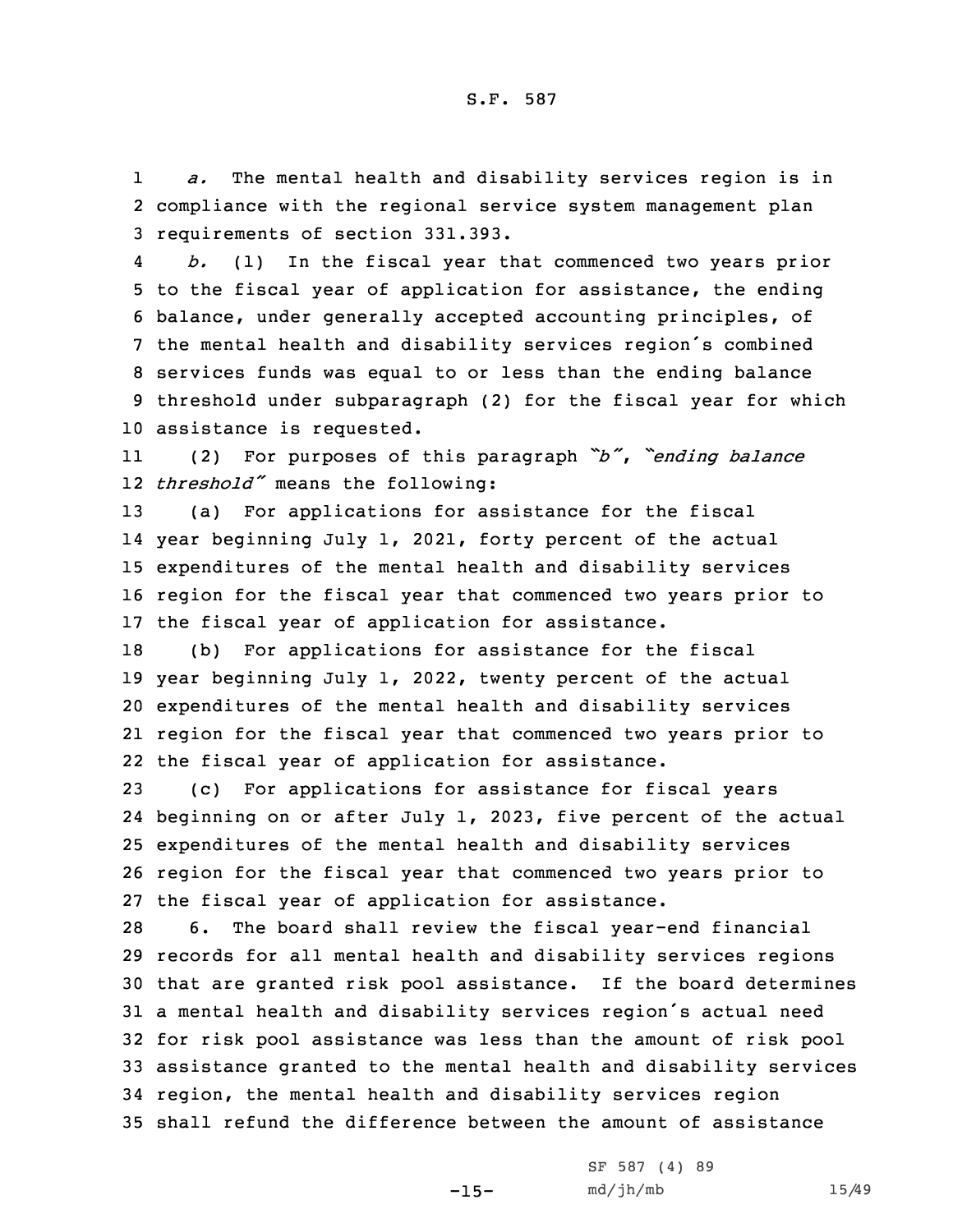*a.* The mental health and disability services region is in compliance with the regional service system management plan requirements of section 331.393.

*b.* (1) In the fiscal year that commenced two years prior to the fiscal year of application for assistance, the ending balance, under generally accepted accounting principles, of the mental health and disability services region's combined services funds was equal to or less than the ending balance threshold under subparagraph (2) for the fiscal year for which assistance is requested.

(2) For purposes of this paragraph *"b"*, *"ending balance threshold"* means the following:

(a) For applications for assistance for the fiscal year beginning July 1, 2021, forty percent of the actual expenditures of the mental health and disability services region for the fiscal year that commenced two years prior to the fiscal year of application for assistance.

(b) For applications for assistance for the fiscal year beginning July 1, 2022, twenty percent of the actual expenditures of the mental health and disability services region for the fiscal year that commenced two years prior to the fiscal year of application for assistance.

(c) For applications for assistance for fiscal years beginning on or after July 1, 2023, five percent of the actual expenditures of the mental health and disability services region for the fiscal year that commenced two years prior to the fiscal year of application for assistance.

6. The board shall review the fiscal year-end financial records for all mental health and disability services regions that are granted risk pool assistance. If the board determines a mental health and disability services region's actual need for risk pool assistance was less than the amount of risk pool assistance granted to the mental health and disability services region, the mental health and disability services region shall refund the difference between the amount of assistance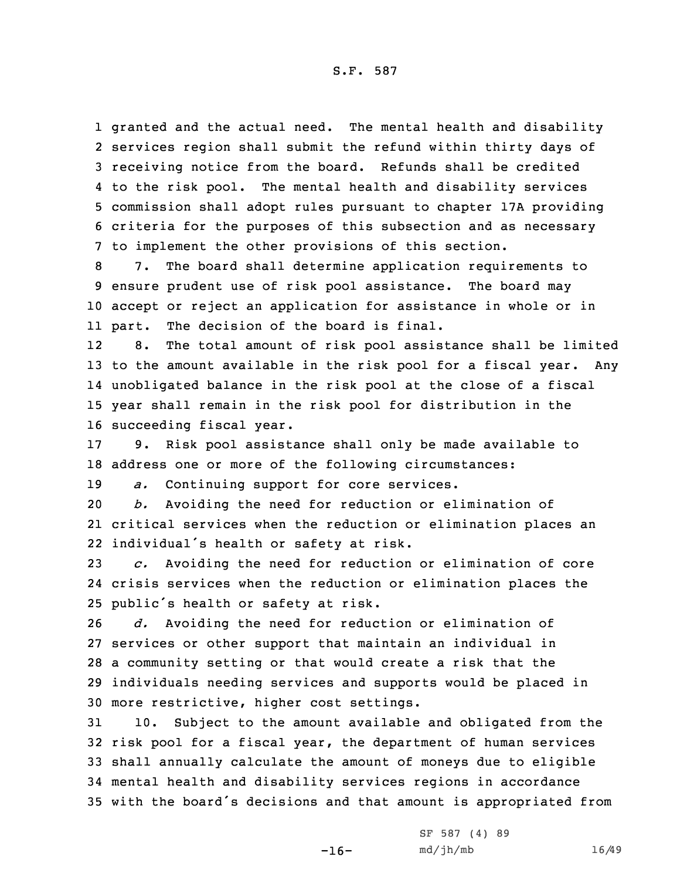granted and the actual need. The mental health and disability services region shall submit the refund within thirty days of receiving notice from the board. Refunds shall be credited to the risk pool. The mental health and disability services commission shall adopt rules pursuant to chapter 17A providing criteria for the purposes of this subsection and as necessary to implement the other provisions of this section.

7. The board shall determine application requirements to ensure prudent use of risk pool assistance. The board may accept or reject an application for assistance in whole or in part. The decision of the board is final.

8. The total amount of risk pool assistance shall be limited to the amount available in the risk pool for a fiscal year. Any unobligated balance in the risk pool at the close of a fiscal year shall remain in the risk pool for distribution in the succeeding fiscal year.

9. Risk pool assistance shall only be made available to address one or more of the following circumstances:

*a.* Continuing support for core services.

*b.* Avoiding the need for reduction or elimination of critical services when the reduction or elimination places an individual's health or safety at risk.

*c.* Avoiding the need for reduction or elimination of core crisis services when the reduction or elimination places the public's health or safety at risk.

*d.* Avoiding the need for reduction or elimination of services or other support that maintain an individual in a community setting or that would create a risk that the individuals needing services and supports would be placed in more restrictive, higher cost settings.

10. Subject to the amount available and obligated from the risk pool for a fiscal year, the department of human services shall annually calculate the amount of moneys due to eligible mental health and disability services regions in accordance with the board's decisions and that amount is appropriated from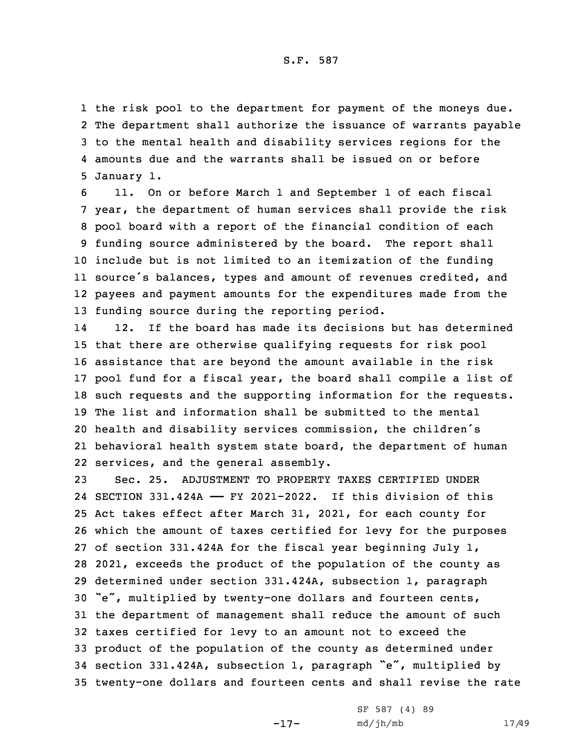the risk pool to the department for payment of the moneys due. The department shall authorize the issuance of warrants payable to the mental health and disability services regions for the amounts due and the warrants shall be issued on or before January 1.

11. On or before March 1 and September 1 of each fiscal year, the department of human services shall provide the risk pool board with a report of the financial condition of each funding source administered by the board. The report shall include but is not limited to an itemization of the funding source's balances, types and amount of revenues credited, and payees and payment amounts for the expenditures made from the funding source during the reporting period.

12. If the board has made its decisions but has determined that there are otherwise qualifying requests for risk pool assistance that are beyond the amount available in the risk pool fund for a fiscal year, the board shall compile a list of such requests and the supporting information for the requests. The list and information shall be submitted to the mental health and disability services commission, the children's behavioral health system state board, the department of human services, and the general assembly.

Sec. 25. ADJUSTMENT TO PROPERTY TAXES CERTIFIED UNDER SECTION 331.424A —— FY 2021-2022. If this division of this Act takes effect after March 31, 2021, for each county for which the amount of taxes certified for levy for the purposes of section 331.424A for the fiscal year beginning July 1, 2021, exceeds the product of the population of the county as determined under section 331.424A, subsection 1, paragraph "e", multiplied by twenty-one dollars and fourteen cents, the department of management shall reduce the amount of such taxes certified for levy to an amount not to exceed the product of the population of the county as determined under section 331.424A, subsection 1, paragraph "e", multiplied by twenty-one dollars and fourteen cents and shall revise the rate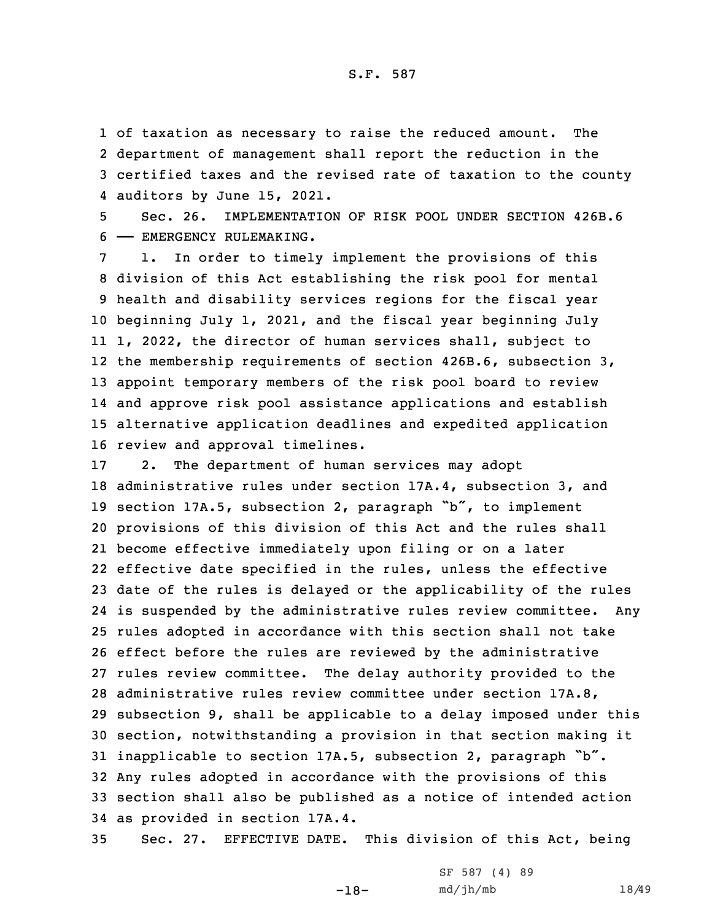of taxation as necessary to raise the reduced amount. The department of management shall report the reduction in the certified taxes and the revised rate of taxation to the county auditors by June 15, 2021.

Sec. 26. IMPLEMENTATION OF RISK POOL UNDER SECTION 426B.6 —— EMERGENCY RULEMAKING.

1. In order to timely implement the provisions of this division of this Act establishing the risk pool for mental health and disability services regions for the fiscal year beginning July 1, 2021, and the fiscal year beginning July 1, 2022, the director of human services shall, subject to the membership requirements of section 426B.6, subsection 3, appoint temporary members of the risk pool board to review and approve risk pool assistance applications and establish alternative application deadlines and expedited application review and approval timelines.

2. The department of human services may adopt administrative rules under section 17A.4, subsection 3, and section 17A.5, subsection 2, paragraph "b", to implement provisions of this division of this Act and the rules shall become effective immediately upon filing or on a later effective date specified in the rules, unless the effective date of the rules is delayed or the applicability of the rules is suspended by the administrative rules review committee. Any rules adopted in accordance with this section shall not take effect before the rules are reviewed by the administrative rules review committee. The delay authority provided to the administrative rules review committee under section 17A.8, subsection 9, shall be applicable to a delay imposed under this section, notwithstanding a provision in that section making it inapplicable to section 17A.5, subsection 2, paragraph "b". Any rules adopted in accordance with the provisions of this section shall also be published as a notice of intended action as provided in section 17A.4.

Sec. 27. EFFECTIVE DATE. This division of this Act, being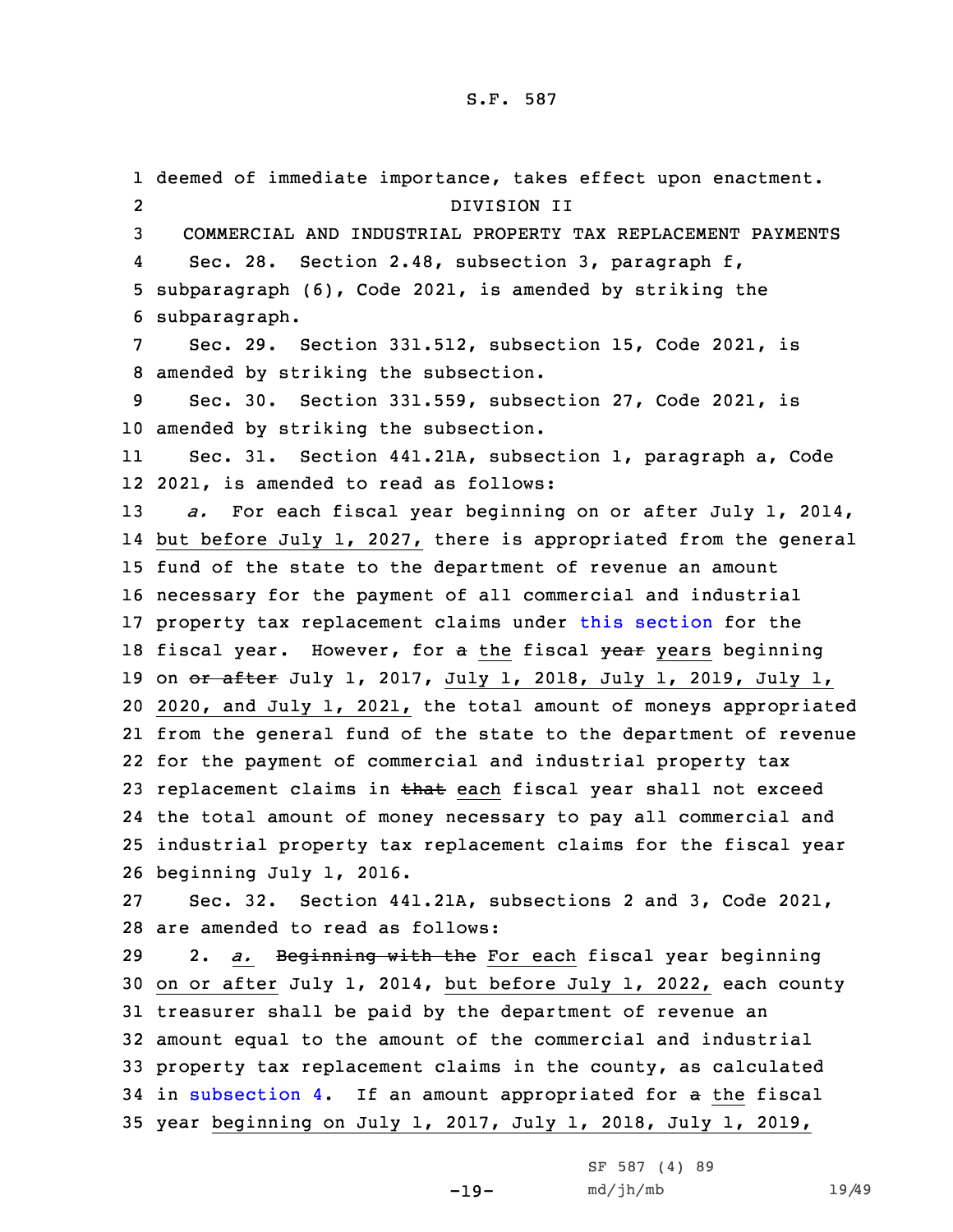deemed of immediate importance, takes effect upon enactment.

DIVISION II

COMMERCIAL AND INDUSTRIAL PROPERTY TAX REPLACEMENT PAYMENTS

Sec. 28. Section 2.48, subsection 3, paragraph f, subparagraph (6), Code 2021, is amended by striking the subparagraph.

Sec. 29. Section 331.512, subsection 15, Code 2021, is amended by striking the subsection.

Sec. 30. Section 331.559, subsection 27, Code 2021, is amended by striking the subsection.

Sec. 31. Section 441.21A, subsection 1, paragraph a, Code 2021, is amended to read as follows:

*a.* For each fiscal year beginning on or after July 1, 2014, but before July 1, 2027, there is appropriated from the general fund of the state to the department of revenue an amount necessary for the payment of all commercial and industrial property tax replacement claims under this section for the fiscal year. However, for ~~a~~ the fiscal ~~year~~ years beginning on ~~or after~~ July 1, 2017, July 1, 2018, July 1, 2019, July 1, 2020, and July 1, 2021, the total amount of moneys appropriated from the general fund of the state to the department of revenue for the payment of commercial and industrial property tax replacement claims in ~~that~~ each fiscal year shall not exceed the total amount of money necessary to pay all commercial and industrial property tax replacement claims for the fiscal year beginning July 1, 2016.

Sec. 32. Section 441.21A, subsections 2 and 3, Code 2021, are amended to read as follows:

2. *a.* ~~Beginning with the~~ For each fiscal year beginning on or after July 1, 2014, but before July 1, 2022, each county treasurer shall be paid by the department of revenue an amount equal to the amount of the commercial and industrial property tax replacement claims in the county, as calculated in subsection 4. If an amount appropriated for ~~a~~ the fiscal year beginning on July 1, 2017, July 1, 2018, July 1, 2019,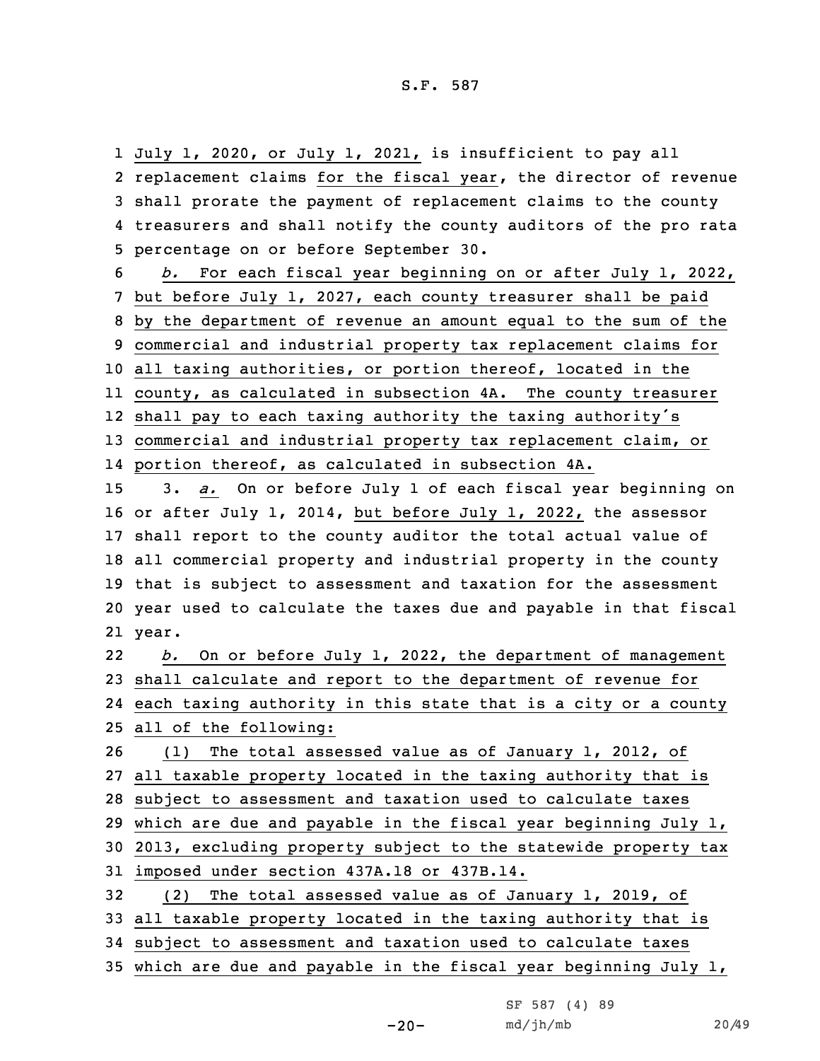July 1, 2020, or July 1, 2021, is insufficient to pay all replacement claims for the fiscal year, the director of revenue shall prorate the payment of replacement claims to the county treasurers and shall notify the county auditors of the pro rata percentage on or before September 30.

*b.* For each fiscal year beginning on or after July 1, 2022, but before July 1, 2027, each county treasurer shall be paid by the department of revenue an amount equal to the sum of the commercial and industrial property tax replacement claims for all taxing authorities, or portion thereof, located in the county, as calculated in subsection 4A. The county treasurer shall pay to each taxing authority the taxing authority's commercial and industrial property tax replacement claim, or portion thereof, as calculated in subsection 4A.

3. *a.* On or before July 1 of each fiscal year beginning on or after July 1, 2014, but before July 1, 2022, the assessor shall report to the county auditor the total actual value of all commercial property and industrial property in the county that is subject to assessment and taxation for the assessment year used to calculate the taxes due and payable in that fiscal year.

*b.* On or before July 1, 2022, the department of management shall calculate and report to the department of revenue for each taxing authority in this state that is a city or a county all of the following:

(1) The total assessed value as of January 1, 2012, of all taxable property located in the taxing authority that is subject to assessment and taxation used to calculate taxes which are due and payable in the fiscal year beginning July 1, 2013, excluding property subject to the statewide property tax imposed under section 437A.18 or 437B.14.

(2) The total assessed value as of January 1, 2019, of all taxable property located in the taxing authority that is subject to assessment and taxation used to calculate taxes which are due and payable in the fiscal year beginning July 1,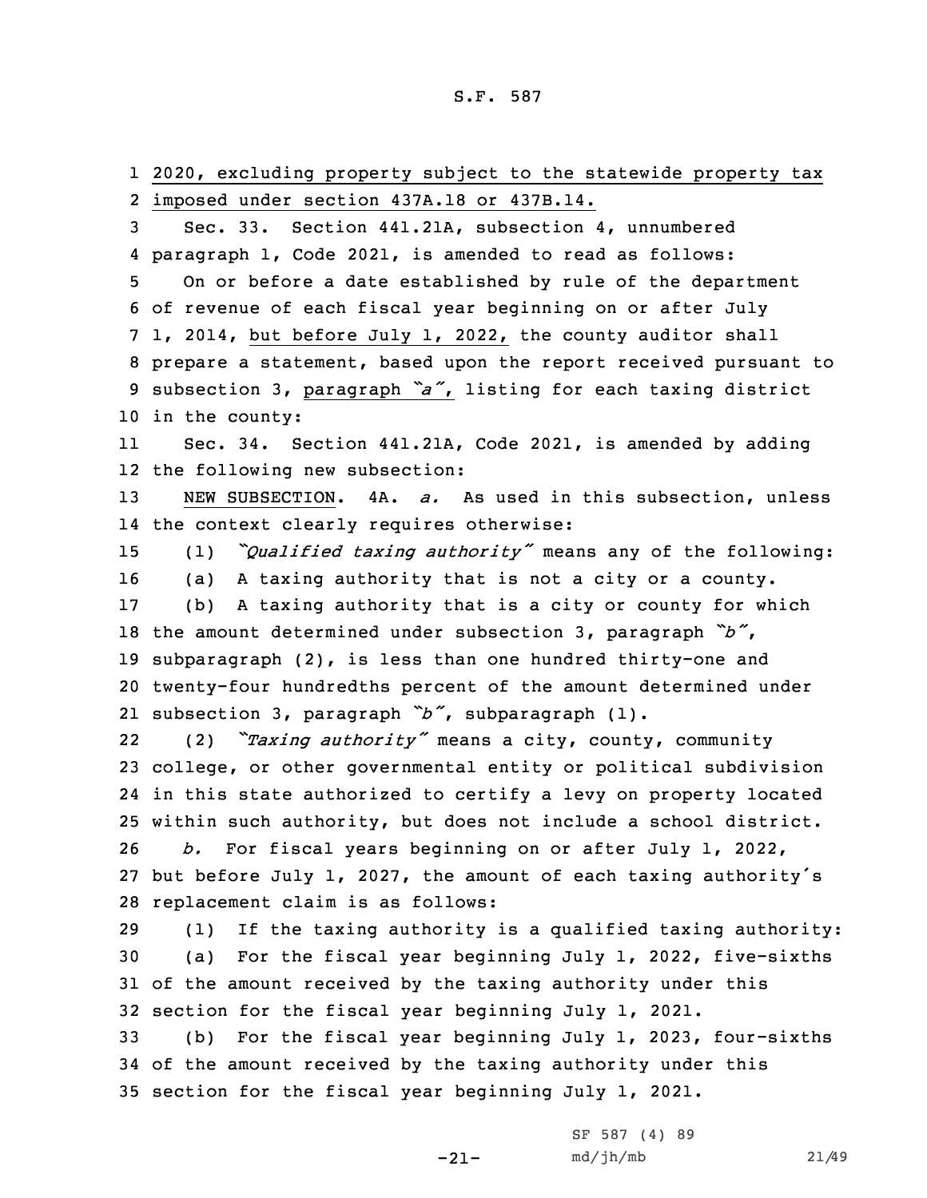2020, excluding property subject to the statewide property tax imposed under section 437A.18 or 437B.14.

Sec. 33. Section 441.21A, subsection 4, unnumbered paragraph 1, Code 2021, is amended to read as follows:

On or before a date established by rule of the department of revenue of each fiscal year beginning on or after July 1, 2014, but before July 1, 2022, the county auditor shall prepare a statement, based upon the report received pursuant to subsection 3, paragraph *"a"*, listing for each taxing district in the county:

Sec. 34. Section 441.21A, Code 2021, is amended by adding the following new subsection:

NEW SUBSECTION. 4A. *a.* As used in this subsection, unless the context clearly requires otherwise:

(1) *"Qualified taxing authority"* means any of the following:

(a) A taxing authority that is not a city or a county.

(b) A taxing authority that is a city or county for which the amount determined under subsection 3, paragraph *"b"*, subparagraph (2), is less than one hundred thirty-one and twenty-four hundredths percent of the amount determined under subsection 3, paragraph *"b"*, subparagraph (1).

(2) *"Taxing authority"* means a city, county, community college, or other governmental entity or political subdivision in this state authorized to certify a levy on property located within such authority, but does not include a school district.

*b.* For fiscal years beginning on or after July 1, 2022, but before July 1, 2027, the amount of each taxing authority's replacement claim is as follows:

(1) If the taxing authority is a qualified taxing authority:

(a) For the fiscal year beginning July 1, 2022, five-sixths of the amount received by the taxing authority under this section for the fiscal year beginning July 1, 2021.

(b) For the fiscal year beginning July 1, 2023, four-sixths of the amount received by the taxing authority under this section for the fiscal year beginning July 1, 2021.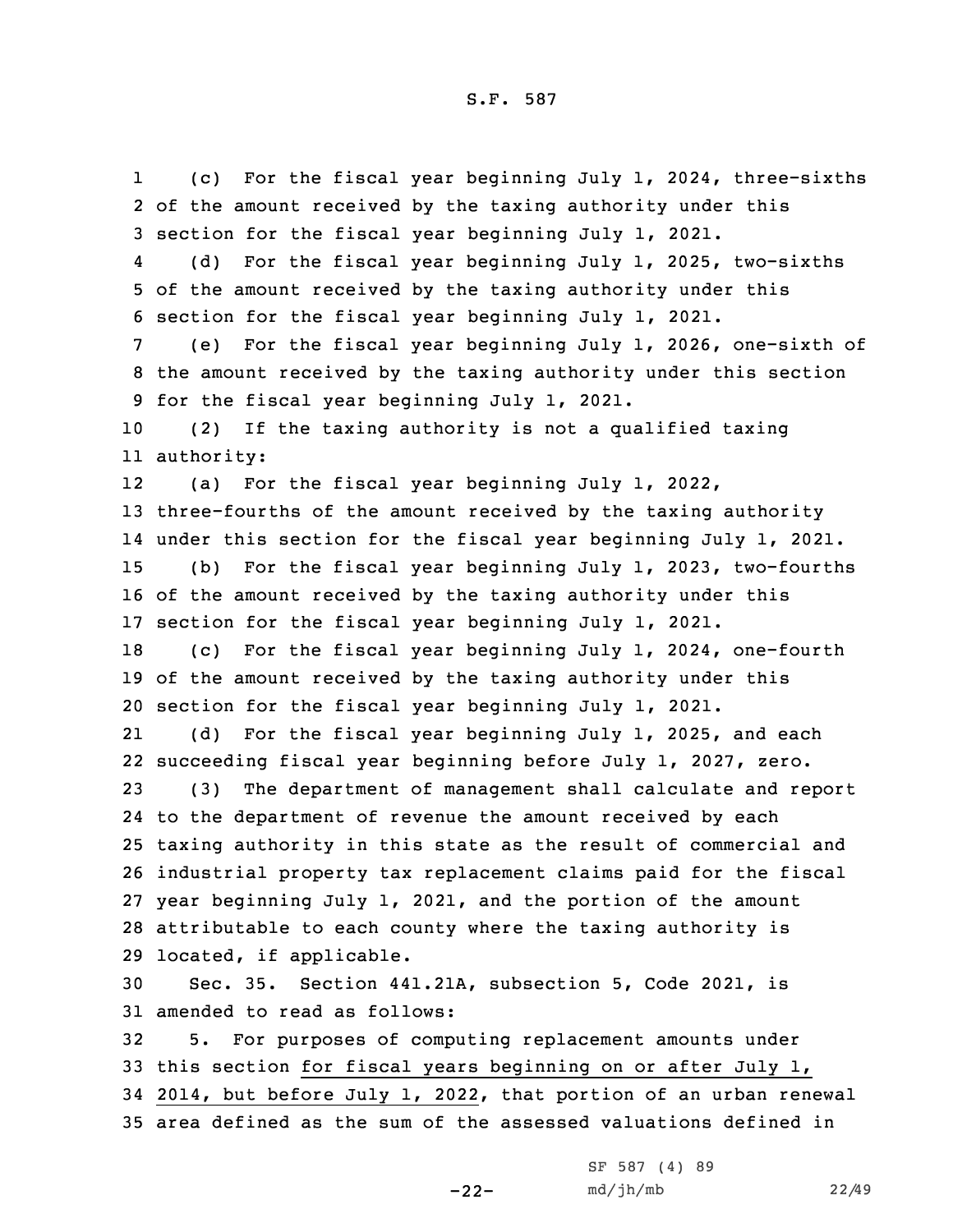(c) For the fiscal year beginning July 1, 2024, three-sixths of the amount received by the taxing authority under this section for the fiscal year beginning July 1, 2021.

(d) For the fiscal year beginning July 1, 2025, two-sixths of the amount received by the taxing authority under this section for the fiscal year beginning July 1, 2021.

(e) For the fiscal year beginning July 1, 2026, one-sixth of the amount received by the taxing authority under this section for the fiscal year beginning July 1, 2021.

(2) If the taxing authority is not a qualified taxing authority:

(a) For the fiscal year beginning July 1, 2022, three-fourths of the amount received by the taxing authority under this section for the fiscal year beginning July 1, 2021.

(b) For the fiscal year beginning July 1, 2023, two-fourths of the amount received by the taxing authority under this section for the fiscal year beginning July 1, 2021.

(c) For the fiscal year beginning July 1, 2024, one-fourth of the amount received by the taxing authority under this section for the fiscal year beginning July 1, 2021.

(d) For the fiscal year beginning July 1, 2025, and each succeeding fiscal year beginning before July 1, 2027, zero.

(3) The department of management shall calculate and report to the department of revenue the amount received by each taxing authority in this state as the result of commercial and industrial property tax replacement claims paid for the fiscal year beginning July 1, 2021, and the portion of the amount attributable to each county where the taxing authority is located, if applicable.

Sec. 35. Section 441.21A, subsection 5, Code 2021, is amended to read as follows:

5. For purposes of computing replacement amounts under this section for fiscal years beginning on or after July 1, 2014, but before July 1, 2022, that portion of an urban renewal area defined as the sum of the assessed valuations defined in

SF 587 (4) 89
md/jh/mb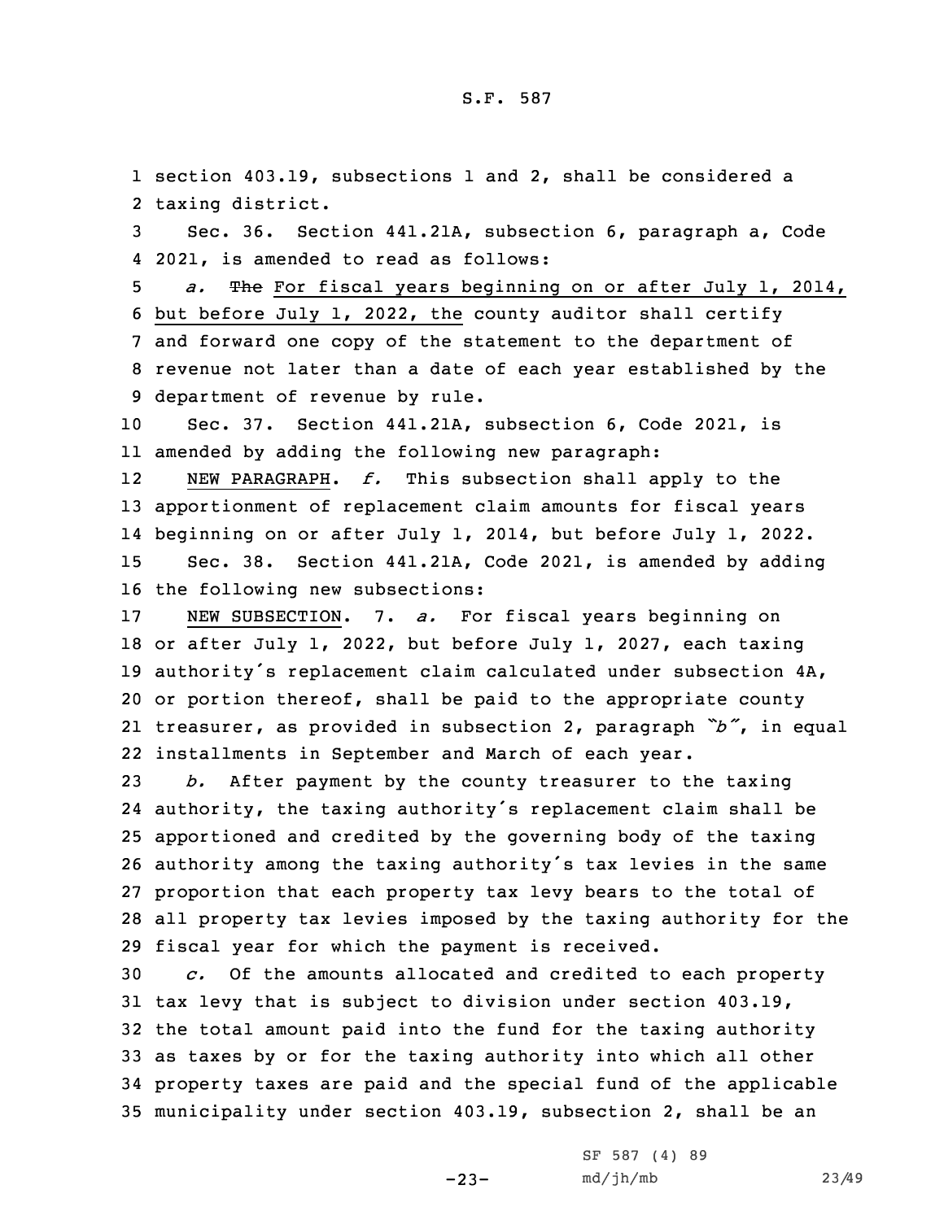section 403.19, subsections 1 and 2, shall be considered a taxing district.

Sec. 36. Section 441.21A, subsection 6, paragraph a, Code 2021, is amended to read as follows:

*a.* ~~The~~ For fiscal years beginning on or after July 1, 2014, but before July 1, 2022, the county auditor shall certify and forward one copy of the statement to the department of revenue not later than a date of each year established by the department of revenue by rule.

Sec. 37. Section 441.21A, subsection 6, Code 2021, is amended by adding the following new paragraph:

NEW PARAGRAPH. *f.* This subsection shall apply to the apportionment of replacement claim amounts for fiscal years beginning on or after July 1, 2014, but before July 1, 2022.

Sec. 38. Section 441.21A, Code 2021, is amended by adding the following new subsections:

NEW SUBSECTION. 7. *a.* For fiscal years beginning on or after July 1, 2022, but before July 1, 2027, each taxing authority's replacement claim calculated under subsection 4A, or portion thereof, shall be paid to the appropriate county treasurer, as provided in subsection 2, paragraph *"b"*, in equal installments in September and March of each year.

*b.* After payment by the county treasurer to the taxing authority, the taxing authority's replacement claim shall be apportioned and credited by the governing body of the taxing authority among the taxing authority's tax levies in the same proportion that each property tax levy bears to the total of all property tax levies imposed by the taxing authority for the fiscal year for which the payment is received.

*c.* Of the amounts allocated and credited to each property tax levy that is subject to division under section 403.19, the total amount paid into the fund for the taxing authority as taxes by or for the taxing authority into which all other property taxes are paid and the special fund of the applicable municipality under section 403.19, subsection 2, shall be an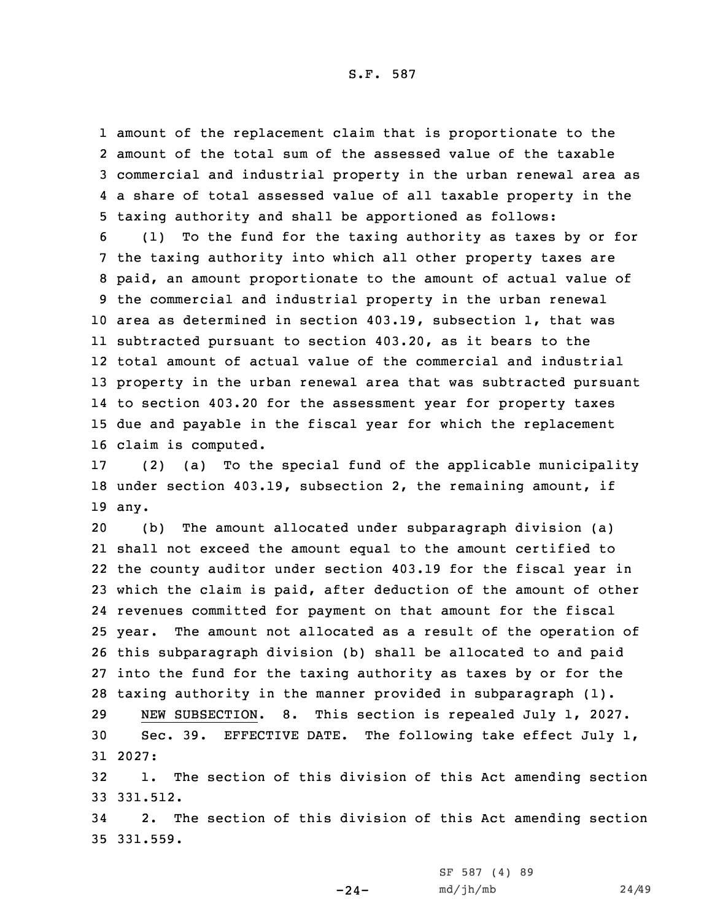amount of the replacement claim that is proportionate to the amount of the total sum of the assessed value of the taxable commercial and industrial property in the urban renewal area as a share of total assessed value of all taxable property in the taxing authority and shall be apportioned as follows:

(1) To the fund for the taxing authority as taxes by or for the taxing authority into which all other property taxes are paid, an amount proportionate to the amount of actual value of the commercial and industrial property in the urban renewal area as determined in section 403.19, subsection 1, that was subtracted pursuant to section 403.20, as it bears to the total amount of actual value of the commercial and industrial property in the urban renewal area that was subtracted pursuant to section 403.20 for the assessment year for property taxes due and payable in the fiscal year for which the replacement claim is computed.

(2) (a) To the special fund of the applicable municipality under section 403.19, subsection 2, the remaining amount, if any.

(b) The amount allocated under subparagraph division (a) shall not exceed the amount equal to the amount certified to the county auditor under section 403.19 for the fiscal year in which the claim is paid, after deduction of the amount of other revenues committed for payment on that amount for the fiscal year. The amount not allocated as a result of the operation of this subparagraph division (b) shall be allocated to and paid into the fund for the taxing authority as taxes by or for the taxing authority in the manner provided in subparagraph (1).

NEW SUBSECTION. 8. This section is repealed July 1, 2027.

Sec. 39. EFFECTIVE DATE. The following take effect July 1, 2027:

1. The section of this division of this Act amending section 331.512.

2. The section of this division of this Act amending section 331.559.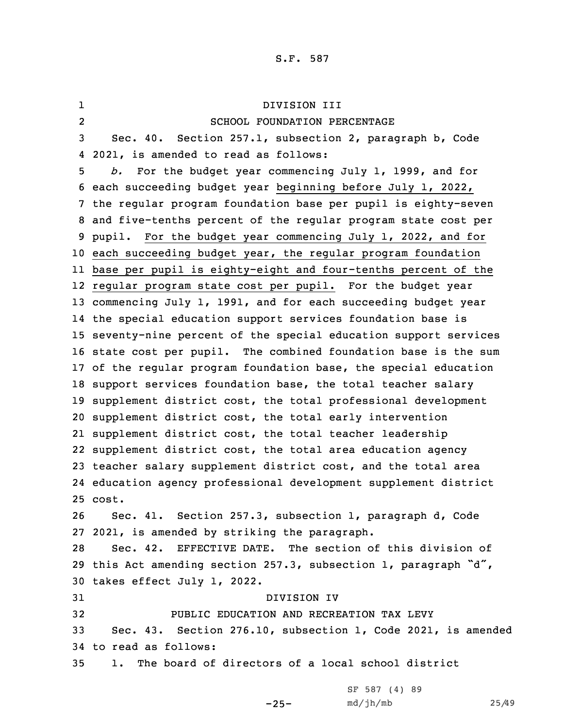DIVISION III

SCHOOL FOUNDATION PERCENTAGE

Sec. 40. Section 257.1, subsection 2, paragraph b, Code 2021, is amended to read as follows:

*b.* For the budget year commencing July 1, 1999, and for each succeeding budget year beginning before July 1, 2022, the regular program foundation base per pupil is eighty-seven and five-tenths percent of the regular program state cost per pupil. For the budget year commencing July 1, 2022, and for each succeeding budget year, the regular program foundation base per pupil is eighty-eight and four-tenths percent of the regular program state cost per pupil. For the budget year commencing July 1, 1991, and for each succeeding budget year the special education support services foundation base is seventy-nine percent of the special education support services state cost per pupil. The combined foundation base is the sum of the regular program foundation base, the special education support services foundation base, the total teacher salary supplement district cost, the total professional development supplement district cost, the total early intervention supplement district cost, the total teacher leadership supplement district cost, the total area education agency teacher salary supplement district cost, and the total area education agency professional development supplement district cost.

Sec. 41. Section 257.3, subsection 1, paragraph d, Code 2021, is amended by striking the paragraph.

Sec. 42. EFFECTIVE DATE. The section of this division of this Act amending section 257.3, subsection 1, paragraph "d", takes effect July 1, 2022.

DIVISION IV

PUBLIC EDUCATION AND RECREATION TAX LEVY

Sec. 43. Section 276.10, subsection 1, Code 2021, is amended to read as follows:

1. The board of directors of a local school district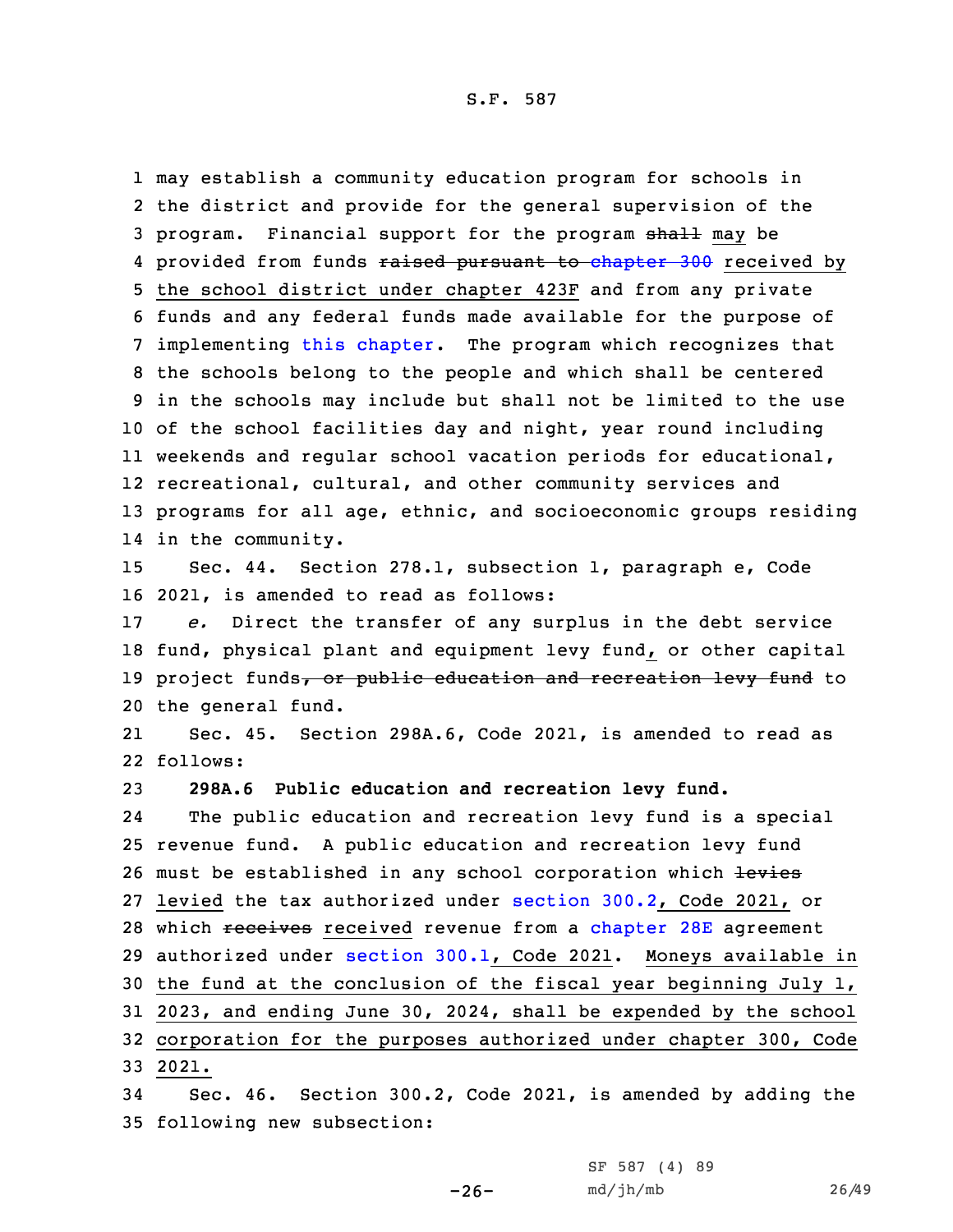may establish a community education program for schools in the district and provide for the general supervision of the program. Financial support for the program ~~shall~~ may be provided from funds ~~raised pursuant to chapter 300~~ received by the school district under chapter 423F and from any private funds and any federal funds made available for the purpose of implementing this chapter. The program which recognizes that the schools belong to the people and which shall be centered in the schools may include but shall not be limited to the use of the school facilities day and night, year round including weekends and regular school vacation periods for educational, recreational, cultural, and other community services and programs for all age, ethnic, and socioeconomic groups residing in the community.

Sec. 44. Section 278.1, subsection 1, paragraph e, Code 2021, is amended to read as follows:

*e.* Direct the transfer of any surplus in the debt service fund, physical plant and equipment levy fund, or other capital project funds~~, or public education and recreation levy fund~~ to the general fund.

Sec. 45. Section 298A.6, Code 2021, is amended to read as follows:

**298A.6 Public education and recreation levy fund.**

The public education and recreation levy fund is a special revenue fund. A public education and recreation levy fund must be established in any school corporation which ~~levies~~ levied the tax authorized under section 300.2, Code 2021, or which ~~receives~~ received revenue from a chapter 28E agreement authorized under section 300.1, Code 2021. Moneys available in the fund at the conclusion of the fiscal year beginning July 1, 2023, and ending June 30, 2024, shall be expended by the school corporation for the purposes authorized under chapter 300, Code 2021.

Sec. 46. Section 300.2, Code 2021, is amended by adding the following new subsection: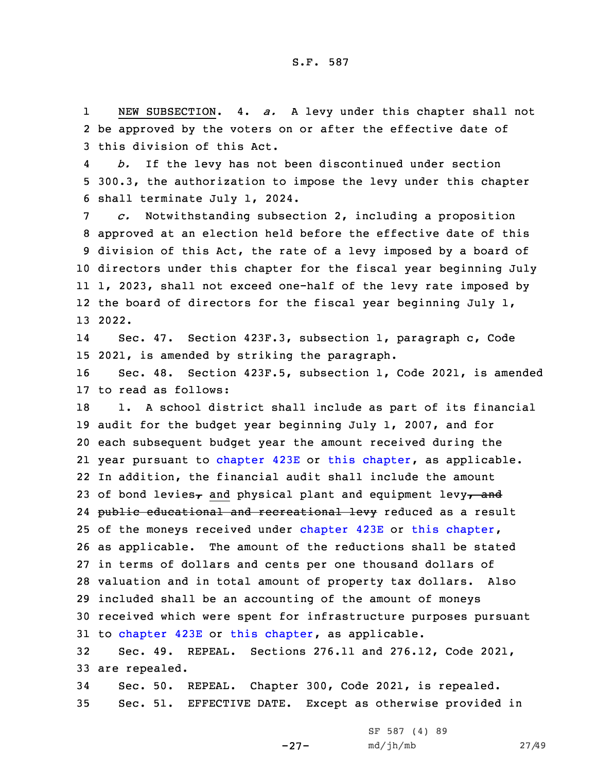NEW SUBSECTION. 4. *a.* A levy under this chapter shall not be approved by the voters on or after the effective date of this division of this Act.

*b.* If the levy has not been discontinued under section 300.3, the authorization to impose the levy under this chapter shall terminate July 1, 2024.

*c.* Notwithstanding subsection 2, including a proposition approved at an election held before the effective date of this division of this Act, the rate of a levy imposed by a board of directors under this chapter for the fiscal year beginning July 1, 2023, shall not exceed one-half of the levy rate imposed by the board of directors for the fiscal year beginning July 1, 2022.

Sec. 47. Section 423F.3, subsection 1, paragraph c, Code 2021, is amended by striking the paragraph.

Sec. 48. Section 423F.5, subsection 1, Code 2021, is amended to read as follows:

1. A school district shall include as part of its financial audit for the budget year beginning July 1, 2007, and for each subsequent budget year the amount received during the year pursuant to chapter 423E or this chapter, as applicable. In addition, the financial audit shall include the amount of bond levies, ~~,~~ and physical plant and equipment levy~~, and public educational and recreational levy~~ reduced as a result of the moneys received under chapter 423E or this chapter, as applicable. The amount of the reductions shall be stated in terms of dollars and cents per one thousand dollars of valuation and in total amount of property tax dollars. Also included shall be an accounting of the amount of moneys received which were spent for infrastructure purposes pursuant to chapter 423E or this chapter, as applicable.

Sec. 49. REPEAL. Sections 276.11 and 276.12, Code 2021, are repealed.

Sec. 50. REPEAL. Chapter 300, Code 2021, is repealed.

Sec. 51. EFFECTIVE DATE. Except as otherwise provided in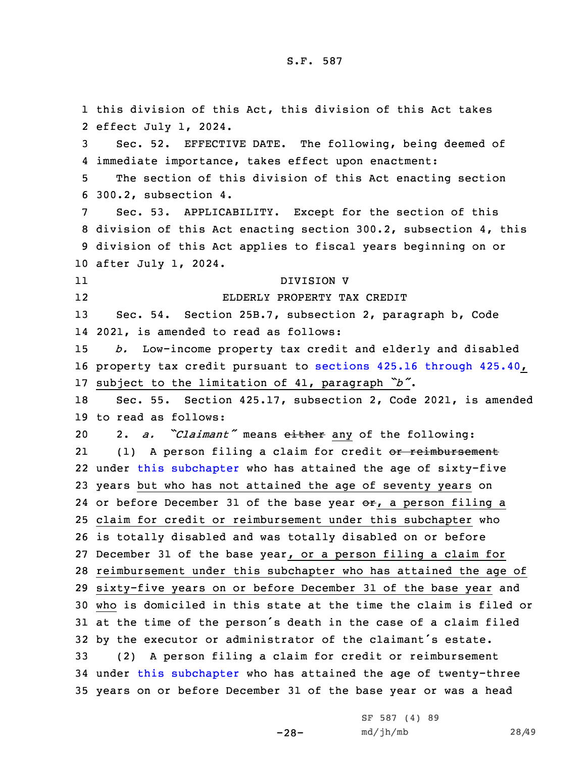this division of this Act, this division of this Act takes effect July 1, 2024.

Sec. 52. EFFECTIVE DATE. The following, being deemed of immediate importance, takes effect upon enactment:

The section of this division of this Act enacting section 300.2, subsection 4.

Sec. 53. APPLICABILITY. Except for the section of this division of this Act enacting section 300.2, subsection 4, this division of this Act applies to fiscal years beginning on or after July 1, 2024.

DIVISION V

ELDERLY PROPERTY TAX CREDIT

Sec. 54. Section 25B.7, subsection 2, paragraph b, Code 2021, is amended to read as follows:

*b.* Low-income property tax credit and elderly and disabled property tax credit pursuant to sections 425.16 through 425.40, subject to the limitation of 41, paragraph *"b"*.

Sec. 55. Section 425.17, subsection 2, Code 2021, is amended to read as follows:

2. *a. "Claimant"* means ~~either~~ any of the following:

(1) A person filing a claim for credit ~~or reimbursement~~ under this subchapter who has attained the age of sixty-five years but who has not attained the age of seventy years on or before December 31 of the base year ~~or~~, a person filing a claim for credit or reimbursement under this subchapter who is totally disabled and was totally disabled on or before December 31 of the base year, or a person filing a claim for reimbursement under this subchapter who has attained the age of sixty-five years on or before December 31 of the base year and who is domiciled in this state at the time the claim is filed or at the time of the person's death in the case of a claim filed by the executor or administrator of the claimant's estate.

(2) A person filing a claim for credit or reimbursement under this subchapter who has attained the age of twenty-three years on or before December 31 of the base year or was a head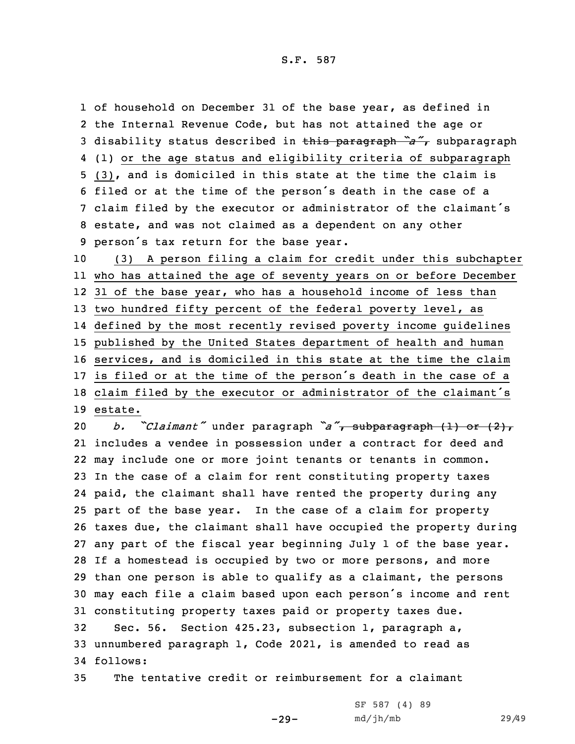of household on December 31 of the base year, as defined in the Internal Revenue Code, but has not attained the age or disability status described in ~~this paragraph "a",~~ subparagraph (1) or the age status and eligibility criteria of subparagraph (3), and is domiciled in this state at the time the claim is filed or at the time of the person's death in the case of a claim filed by the executor or administrator of the claimant's estate, and was not claimed as a dependent on any other person's tax return for the base year.

(3) A person filing a claim for credit under this subchapter who has attained the age of seventy years on or before December 31 of the base year, who has a household income of less than two hundred fifty percent of the federal poverty level, as defined by the most recently revised poverty income guidelines published by the United States department of health and human services, and is domiciled in this state at the time the claim is filed or at the time of the person's death in the case of a claim filed by the executor or administrator of the claimant's estate.

*b. "Claimant"* under paragraph *"a"*~~, subparagraph (1) or (2),~~ includes a vendee in possession under a contract for deed and may include one or more joint tenants or tenants in common. In the case of a claim for rent constituting property taxes paid, the claimant shall have rented the property during any part of the base year. In the case of a claim for property taxes due, the claimant shall have occupied the property during any part of the fiscal year beginning July 1 of the base year. If a homestead is occupied by two or more persons, and more than one person is able to qualify as a claimant, the persons may each file a claim based upon each person's income and rent constituting property taxes paid or property taxes due.

Sec. 56. Section 425.23, subsection 1, paragraph a, unnumbered paragraph 1, Code 2021, is amended to read as follows:

The tentative credit or reimbursement for a claimant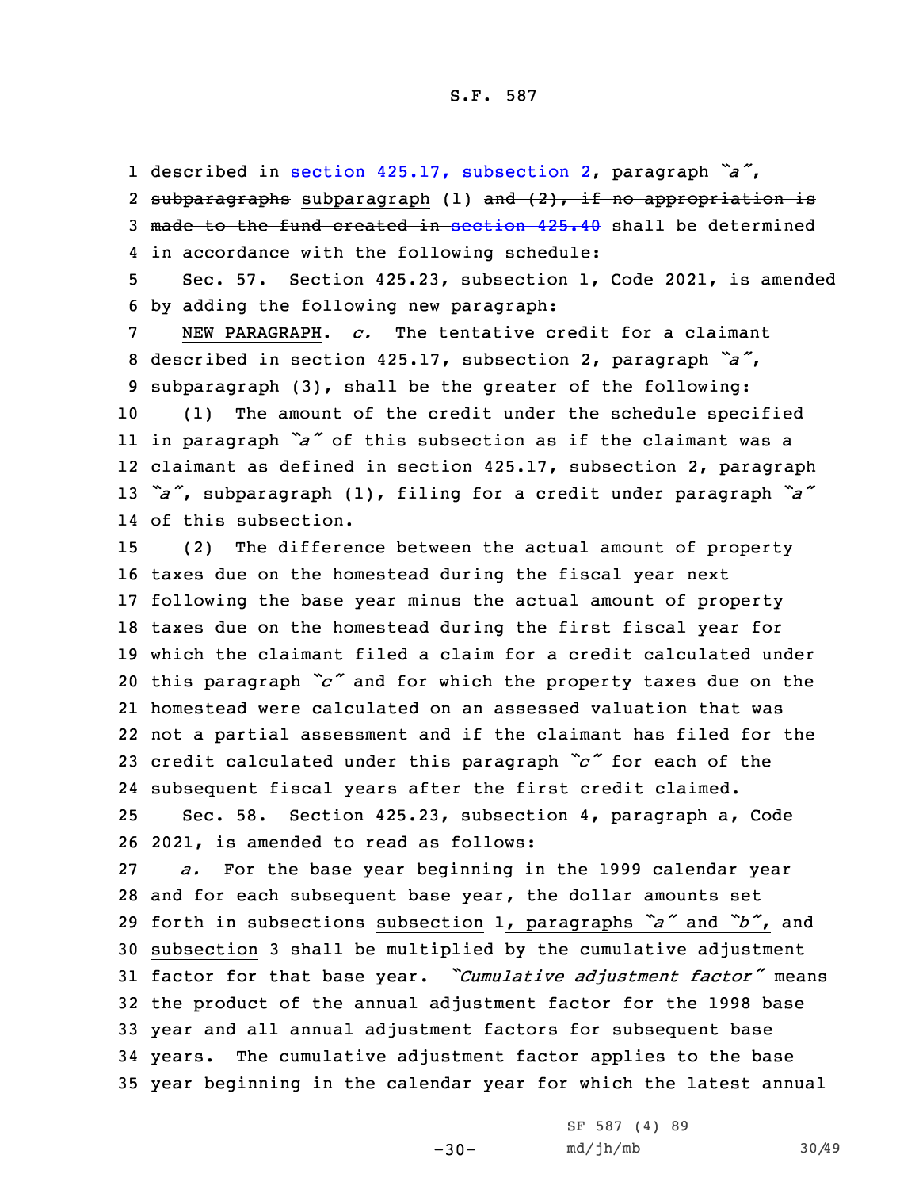described in section 425.17, subsection 2, paragraph *"a"*, ~~subparagraphs~~ subparagraph (1) ~~and (2), if no appropriation is made to the fund created in section 425.40~~ shall be determined in accordance with the following schedule:

Sec. 57. Section 425.23, subsection 1, Code 2021, is amended by adding the following new paragraph:

NEW PARAGRAPH. *c.* The tentative credit for a claimant described in section 425.17, subsection 2, paragraph *"a"*, subparagraph (3), shall be the greater of the following:

(1) The amount of the credit under the schedule specified in paragraph *"a"* of this subsection as if the claimant was a claimant as defined in section 425.17, subsection 2, paragraph *"a"*, subparagraph (1), filing for a credit under paragraph *"a"* of this subsection.

(2) The difference between the actual amount of property taxes due on the homestead during the fiscal year next following the base year minus the actual amount of property taxes due on the homestead during the first fiscal year for which the claimant filed a claim for a credit calculated under this paragraph *"c"* and for which the property taxes due on the homestead were calculated on an assessed valuation that was not a partial assessment and if the claimant has filed for the credit calculated under this paragraph *"c"* for each of the subsequent fiscal years after the first credit claimed.

Sec. 58. Section 425.23, subsection 4, paragraph a, Code 2021, is amended to read as follows:

*a.* For the base year beginning in the 1999 calendar year and for each subsequent base year, the dollar amounts set forth in ~~subsections~~ subsection 1, paragraphs *"a"* and *"b"*, and subsection 3 shall be multiplied by the cumulative adjustment factor for that base year. *"Cumulative adjustment factor"* means the product of the annual adjustment factor for the 1998 base year and all annual adjustment factors for subsequent base years. The cumulative adjustment factor applies to the base year beginning in the calendar year for which the latest annual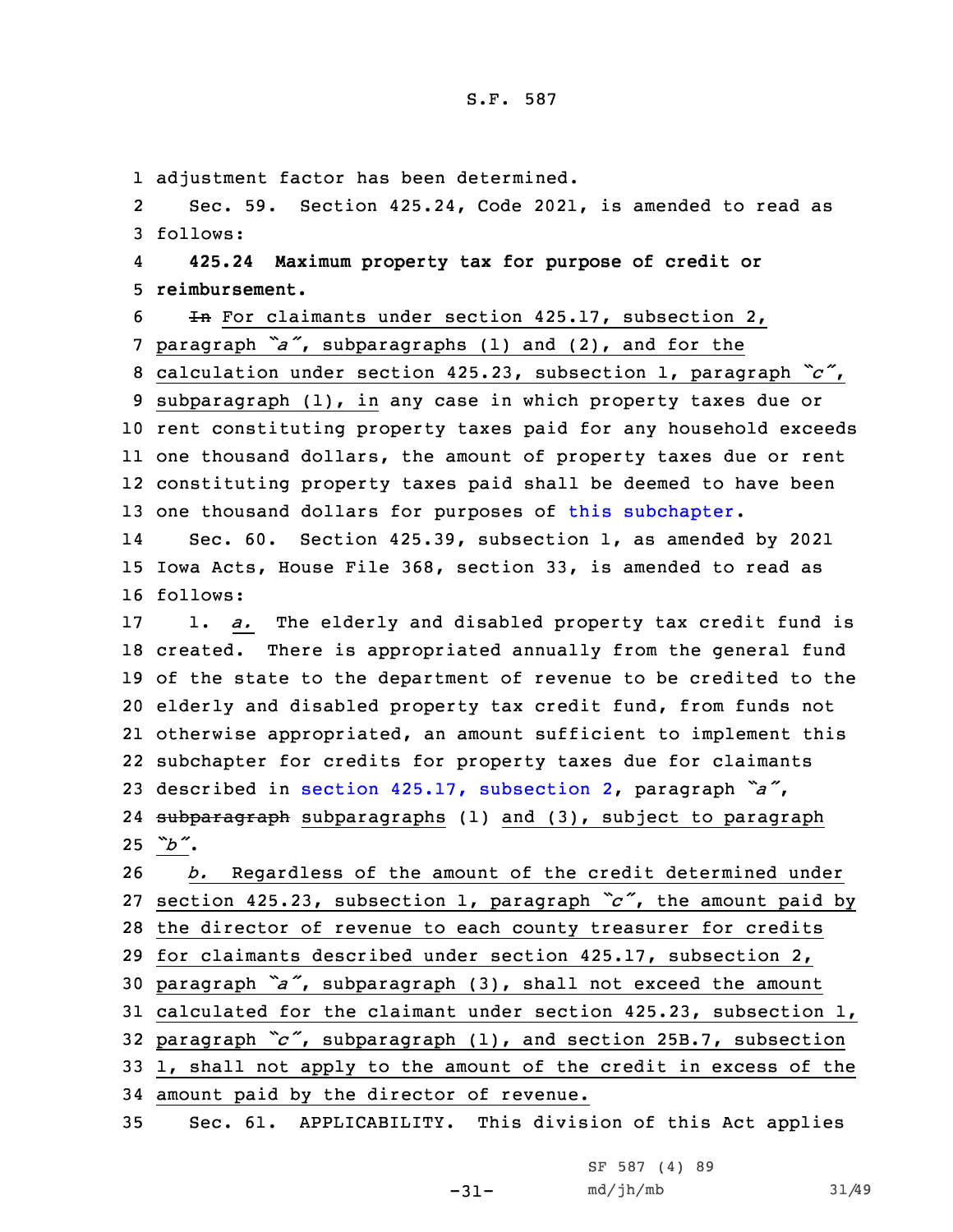adjustment factor has been determined.

Sec. 59. Section 425.24, Code 2021, is amended to read as follows:

**425.24 Maximum property tax for purpose of credit or reimbursement.**

~~In~~ For claimants under section 425.17, subsection 2, paragraph *"a"*, subparagraphs (1) and (2), and for the calculation under section 425.23, subsection 1, paragraph *"c"*, subparagraph (1), in any case in which property taxes due or rent constituting property taxes paid for any household exceeds one thousand dollars, the amount of property taxes due or rent constituting property taxes paid shall be deemed to have been one thousand dollars for purposes of this subchapter.

Sec. 60. Section 425.39, subsection 1, as amended by 2021 Iowa Acts, House File 368, section 33, is amended to read as follows:

1. *a.* The elderly and disabled property tax credit fund is created. There is appropriated annually from the general fund of the state to the department of revenue to be credited to the elderly and disabled property tax credit fund, from funds not otherwise appropriated, an amount sufficient to implement this subchapter for credits for property taxes due for claimants described in section 425.17, subsection 2, paragraph *"a"*, ~~subparagraph~~ subparagraphs (1) and (3), subject to paragraph *"b"*.

*b.* Regardless of the amount of the credit determined under section 425.23, subsection 1, paragraph *"c"*, the amount paid by the director of revenue to each county treasurer for credits for claimants described under section 425.17, subsection 2, paragraph *"a"*, subparagraph (3), shall not exceed the amount calculated for the claimant under section 425.23, subsection 1, paragraph *"c"*, subparagraph (1), and section 25B.7, subsection 1, shall not apply to the amount of the credit in excess of the amount paid by the director of revenue.

Sec. 61. APPLICABILITY. This division of this Act applies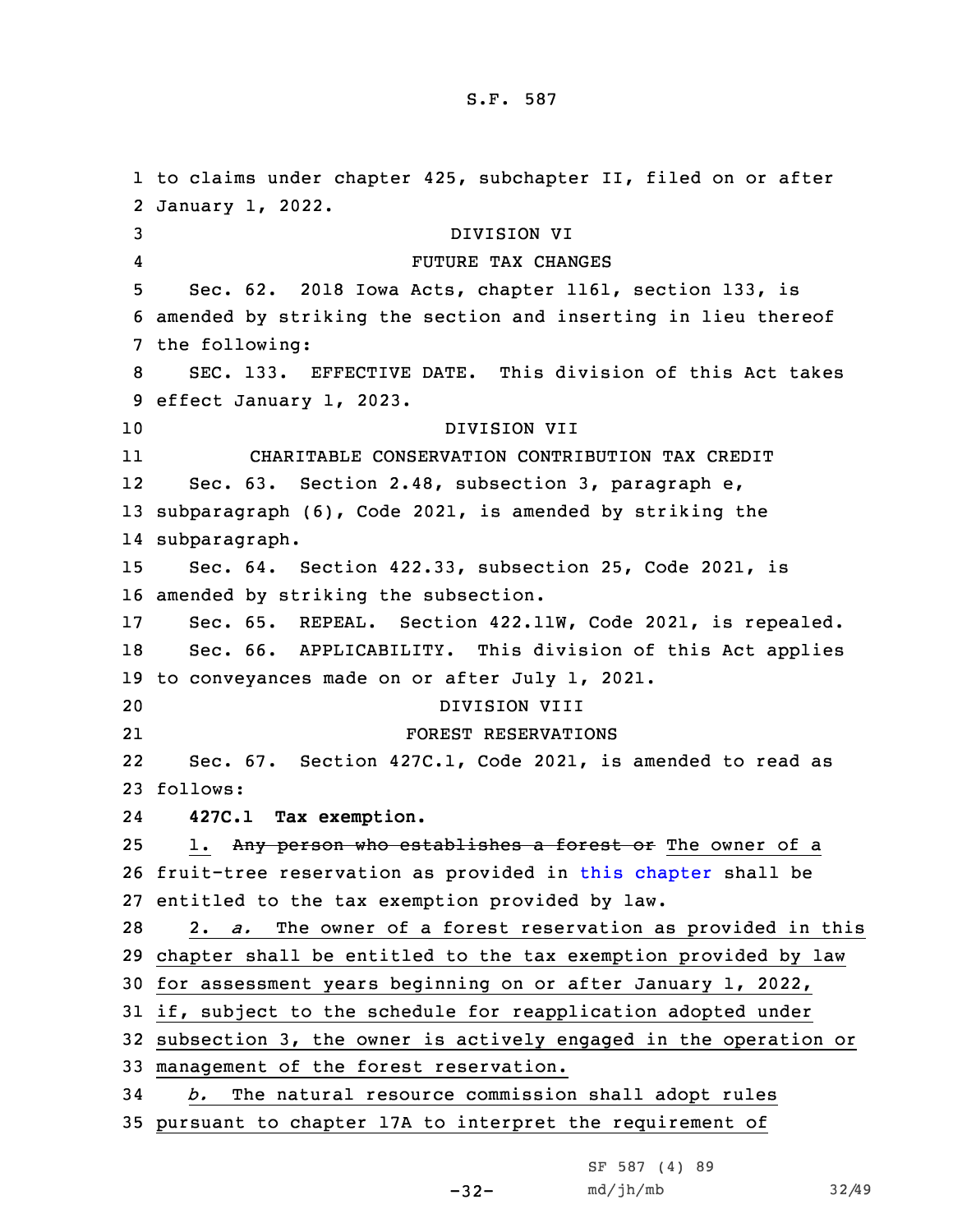to claims under chapter 425, subchapter II, filed on or after January 1, 2022.

DIVISION VI

FUTURE TAX CHANGES

Sec. 62. 2018 Iowa Acts, chapter 1161, section 133, is amended by striking the section and inserting in lieu thereof the following:

SEC. 133. EFFECTIVE DATE. This division of this Act takes effect January 1, 2023.

DIVISION VII

CHARITABLE CONSERVATION CONTRIBUTION TAX CREDIT

Sec. 63. Section 2.48, subsection 3, paragraph e, subparagraph (6), Code 2021, is amended by striking the subparagraph.

Sec. 64. Section 422.33, subsection 25, Code 2021, is amended by striking the subsection.

Sec. 65. REPEAL. Section 422.11W, Code 2021, is repealed.

Sec. 66. APPLICABILITY. This division of this Act applies to conveyances made on or after July 1, 2021.

DIVISION VIII

FOREST RESERVATIONS

Sec. 67. Section 427C.1, Code 2021, is amended to read as follows:

**427C.1 Tax exemption.**

1. ~~Any person who establishes a forest or~~ The owner of a fruit-tree reservation as provided in this chapter shall be entitled to the tax exemption provided by law.

2. *a.* The owner of a forest reservation as provided in this chapter shall be entitled to the tax exemption provided by law for assessment years beginning on or after January 1, 2022, if, subject to the schedule for reapplication adopted under subsection 3, the owner is actively engaged in the operation or management of the forest reservation.

*b.* The natural resource commission shall adopt rules pursuant to chapter 17A to interpret the requirement of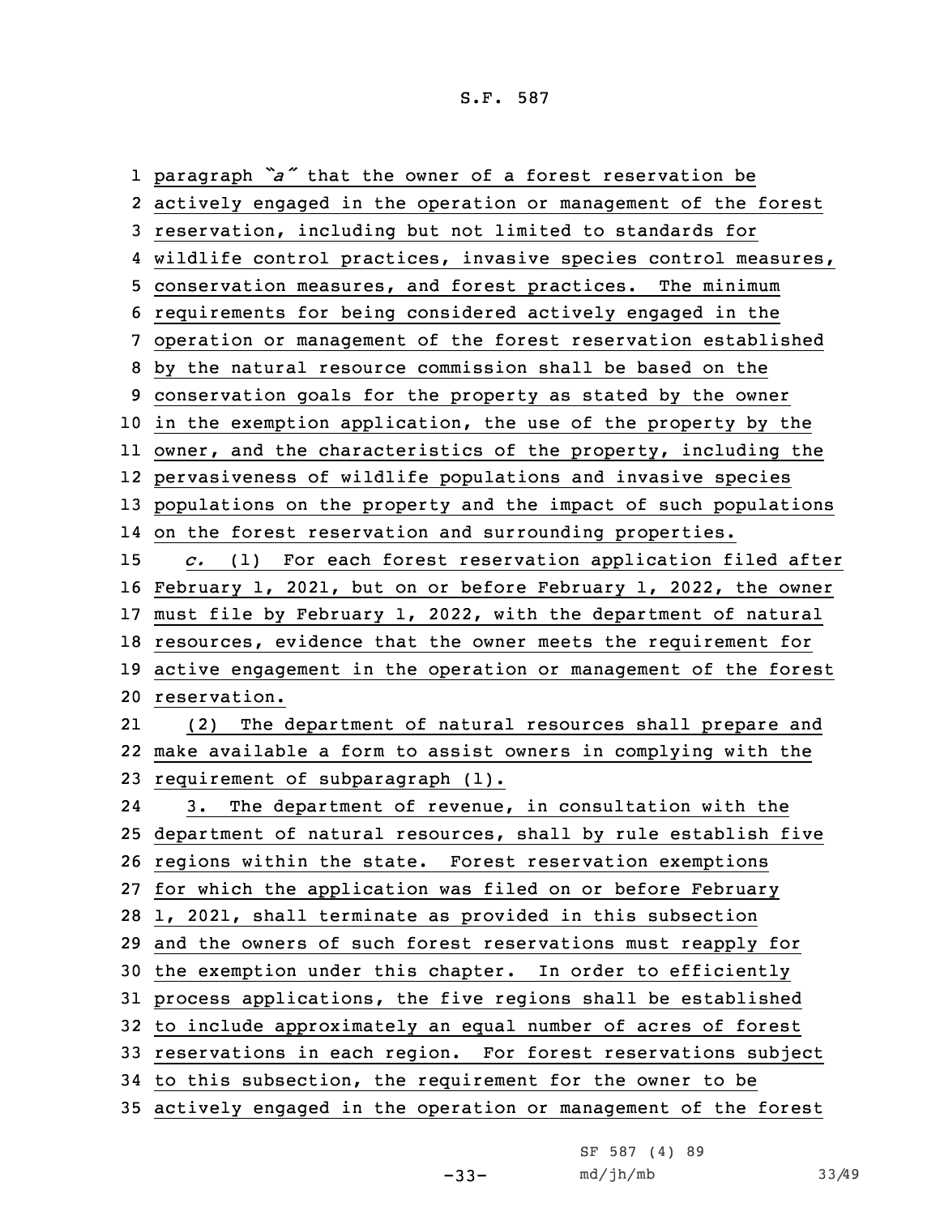paragraph *"a"* that the owner of a forest reservation be actively engaged in the operation or management of the forest reservation, including but not limited to standards for wildlife control practices, invasive species control measures, conservation measures, and forest practices. The minimum requirements for being considered actively engaged in the operation or management of the forest reservation established by the natural resource commission shall be based on the conservation goals for the property as stated by the owner in the exemption application, the use of the property by the owner, and the characteristics of the property, including the pervasiveness of wildlife populations and invasive species populations on the property and the impact of such populations on the forest reservation and surrounding properties.

*c.* (1) For each forest reservation application filed after February 1, 2021, but on or before February 1, 2022, the owner must file by February 1, 2022, with the department of natural resources, evidence that the owner meets the requirement for active engagement in the operation or management of the forest reservation.

(2) The department of natural resources shall prepare and make available a form to assist owners in complying with the requirement of subparagraph (1).

3. The department of revenue, in consultation with the department of natural resources, shall by rule establish five regions within the state. Forest reservation exemptions for which the application was filed on or before February 1, 2021, shall terminate as provided in this subsection and the owners of such forest reservations must reapply for the exemption under this chapter. In order to efficiently process applications, the five regions shall be established to include approximately an equal number of acres of forest reservations in each region. For forest reservations subject to this subsection, the requirement for the owner to be actively engaged in the operation or management of the forest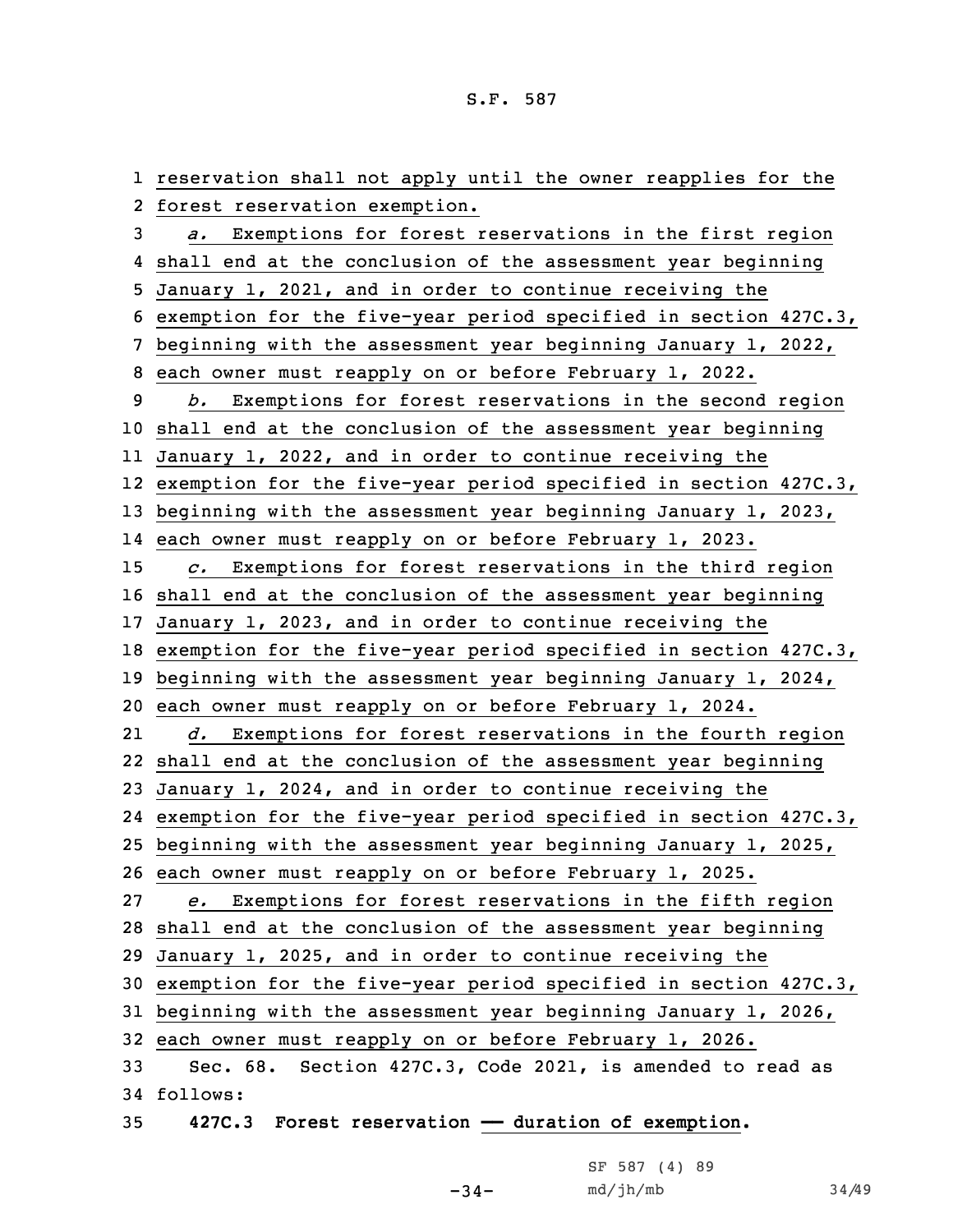reservation shall not apply until the owner reapplies for the forest reservation exemption.

*a.* Exemptions for forest reservations in the first region shall end at the conclusion of the assessment year beginning January 1, 2021, and in order to continue receiving the exemption for the five-year period specified in section 427C.3, beginning with the assessment year beginning January 1, 2022, each owner must reapply on or before February 1, 2022.

*b.* Exemptions for forest reservations in the second region shall end at the conclusion of the assessment year beginning January 1, 2022, and in order to continue receiving the exemption for the five-year period specified in section 427C.3, beginning with the assessment year beginning January 1, 2023, each owner must reapply on or before February 1, 2023.

*c.* Exemptions for forest reservations in the third region shall end at the conclusion of the assessment year beginning January 1, 2023, and in order to continue receiving the exemption for the five-year period specified in section 427C.3, beginning with the assessment year beginning January 1, 2024, each owner must reapply on or before February 1, 2024.

*d.* Exemptions for forest reservations in the fourth region shall end at the conclusion of the assessment year beginning January 1, 2024, and in order to continue receiving the exemption for the five-year period specified in section 427C.3, beginning with the assessment year beginning January 1, 2025, each owner must reapply on or before February 1, 2025.

*e.* Exemptions for forest reservations in the fifth region shall end at the conclusion of the assessment year beginning January 1, 2025, and in order to continue receiving the exemption for the five-year period specified in section 427C.3, beginning with the assessment year beginning January 1, 2026, each owner must reapply on or before February 1, 2026.

Sec. 68. Section 427C.3, Code 2021, is amended to read as follows:

**427C.3 Forest reservation — duration of exemption.**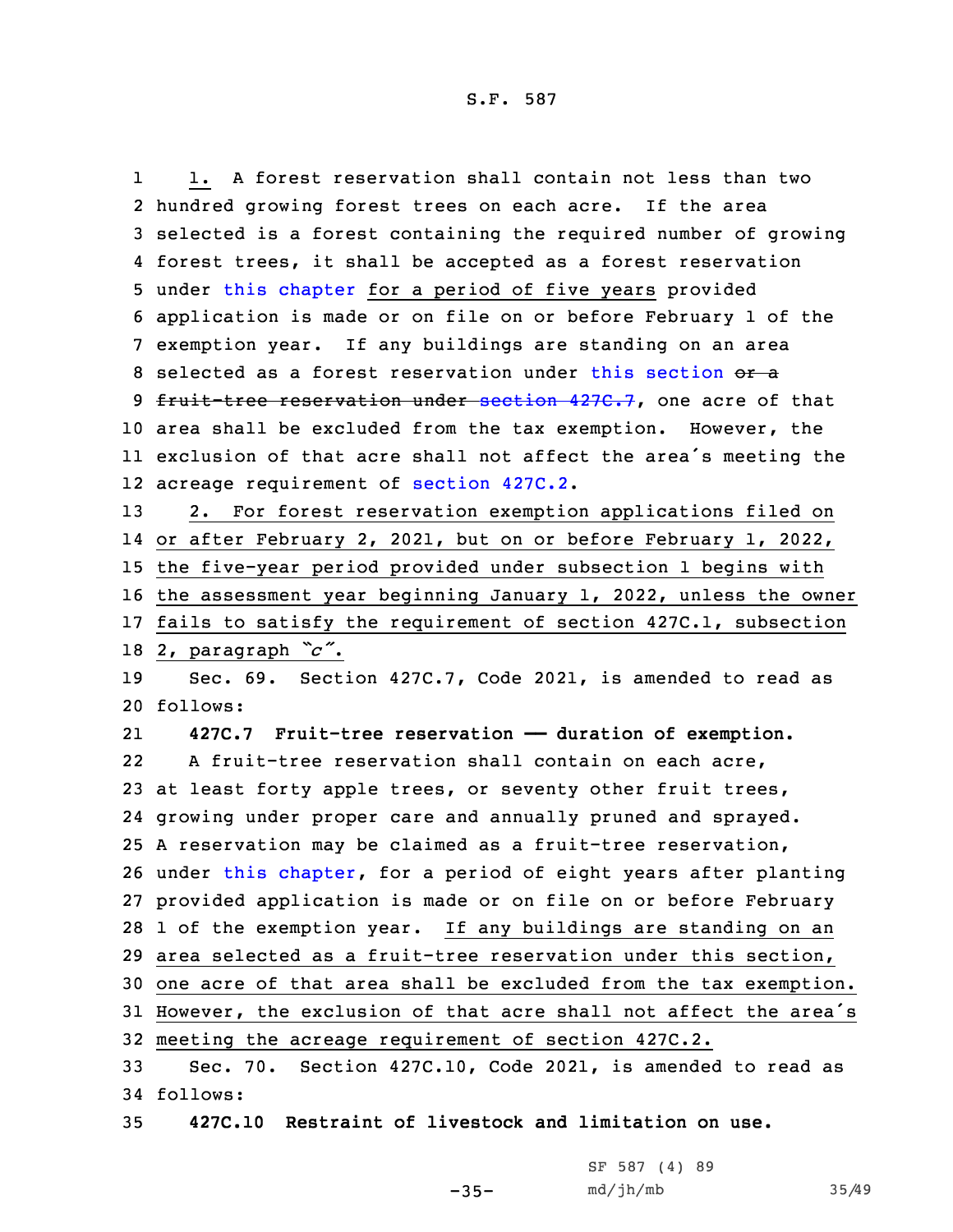1. A forest reservation shall contain not less than two hundred growing forest trees on each acre. If the area selected is a forest containing the required number of growing forest trees, it shall be accepted as a forest reservation under this chapter for a period of five years provided application is made or on file on or before February 1 of the exemption year. If any buildings are standing on an area selected as a forest reservation under this section ~~or a fruit-tree reservation under section 427C.7~~, one acre of that area shall be excluded from the tax exemption. However, the exclusion of that acre shall not affect the area's meeting the acreage requirement of section 427C.2.

2. For forest reservation exemption applications filed on or after February 2, 2021, but on or before February 1, 2022, the five-year period provided under subsection 1 begins with the assessment year beginning January 1, 2022, unless the owner fails to satisfy the requirement of section 427C.1, subsection 2, paragraph *"c"*.

Sec. 69. Section 427C.7, Code 2021, is amended to read as follows:

**427C.7 Fruit-tree reservation — duration of exemption.**

A fruit-tree reservation shall contain on each acre, at least forty apple trees, or seventy other fruit trees, growing under proper care and annually pruned and sprayed. A reservation may be claimed as a fruit-tree reservation, under this chapter, for a period of eight years after planting provided application is made or on file on or before February 1 of the exemption year. If any buildings are standing on an area selected as a fruit-tree reservation under this section, one acre of that area shall be excluded from the tax exemption. However, the exclusion of that acre shall not affect the area's meeting the acreage requirement of section 427C.2.

Sec. 70. Section 427C.10, Code 2021, is amended to read as follows:

**427C.10 Restraint of livestock and limitation on use.**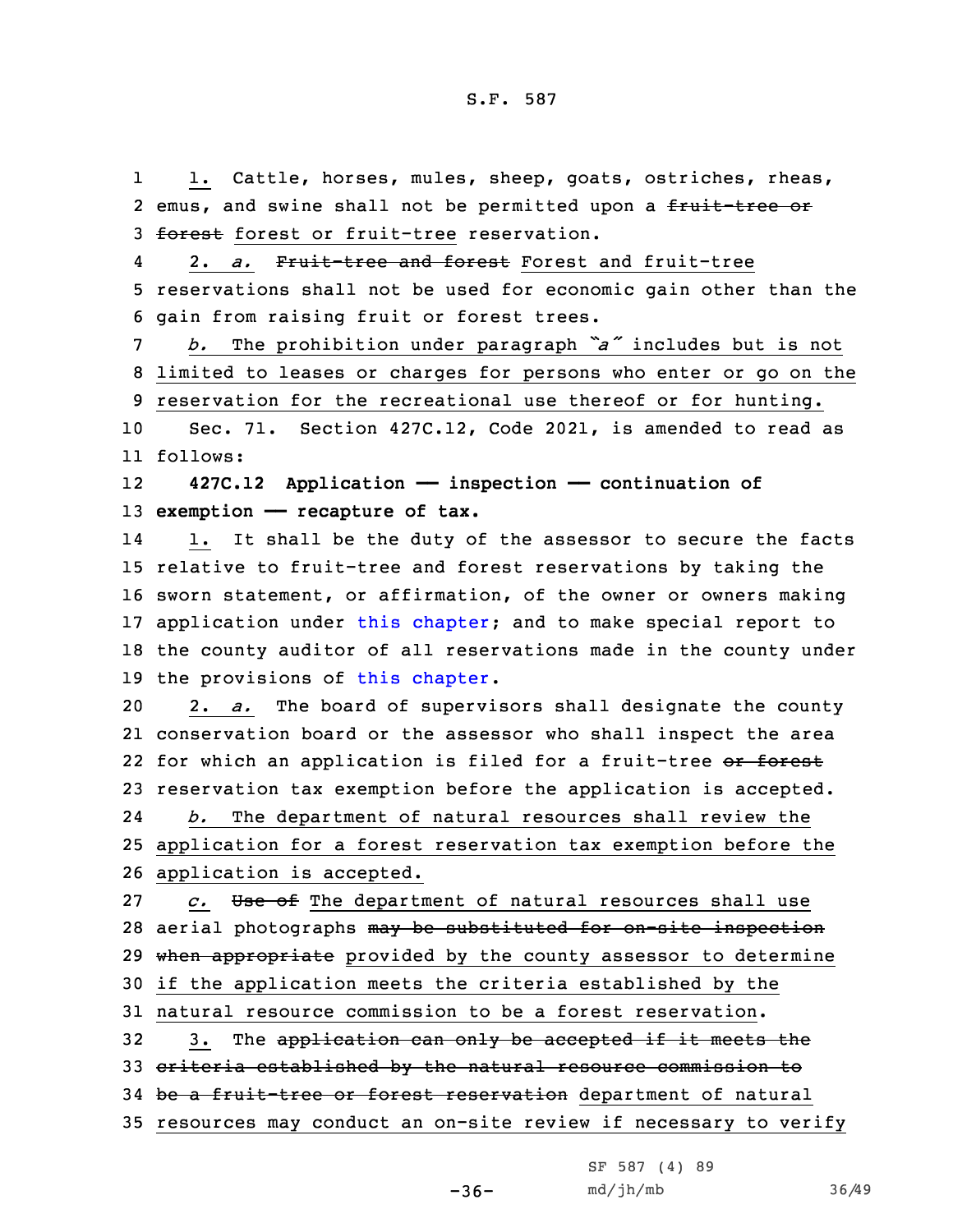1. Cattle, horses, mules, sheep, goats, ostriches, rheas, emus, and swine shall not be permitted upon a ~~fruit-tree or forest~~ forest or fruit-tree reservation.

2. *a.* ~~Fruit-tree and forest~~ Forest and fruit-tree reservations shall not be used for economic gain other than the gain from raising fruit or forest trees.

*b.* The prohibition under paragraph *"a"* includes but is not limited to leases or charges for persons who enter or go on the reservation for the recreational use thereof or for hunting.

Sec. 71. Section 427C.12, Code 2021, is amended to read as follows:

**427C.12 Application — inspection — continuation of exemption — recapture of tax.**

1. It shall be the duty of the assessor to secure the facts relative to fruit-tree and forest reservations by taking the sworn statement, or affirmation, of the owner or owners making application under this chapter; and to make special report to the county auditor of all reservations made in the county under the provisions of this chapter.

2. *a.* The board of supervisors shall designate the county conservation board or the assessor who shall inspect the area for which an application is filed for a fruit-tree ~~or forest~~ reservation tax exemption before the application is accepted.

*b.* The department of natural resources shall review the application for a forest reservation tax exemption before the application is accepted.

*c.* ~~Use of~~ The department of natural resources shall use aerial photographs ~~may be substituted for on-site inspection when appropriate~~ provided by the county assessor to determine if the application meets the criteria established by the natural resource commission to be a forest reservation.

3. The ~~application can only be accepted if it meets the criteria established by the natural resource commission to be a fruit-tree or forest reservation~~ department of natural resources may conduct an on-site review if necessary to verify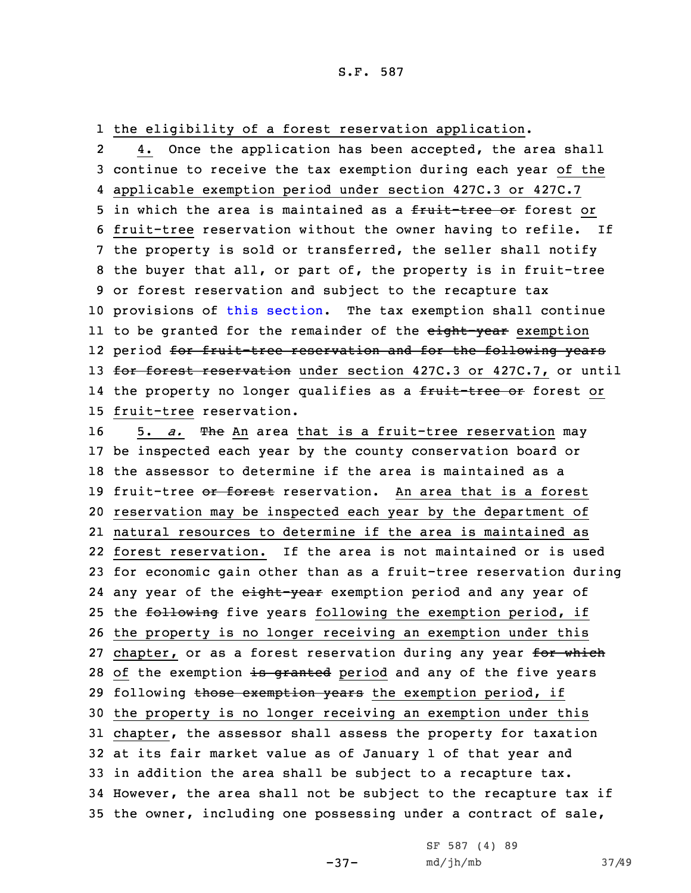the eligibility of a forest reservation application.

4. Once the application has been accepted, the area shall continue to receive the tax exemption during each year of the applicable exemption period under section 427C.3 or 427C.7 in which the area is maintained as a ~~fruit-tree or~~ forest or fruit-tree reservation without the owner having to refile. If the property is sold or transferred, the seller shall notify the buyer that all, or part of, the property is in fruit-tree or forest reservation and subject to the recapture tax provisions of this section. The tax exemption shall continue to be granted for the remainder of the ~~eight-year~~ exemption period ~~for fruit-tree reservation and for the following years for forest reservation~~ under section 427C.3 or 427C.7, or until the property no longer qualifies as a ~~fruit-tree or~~ forest or fruit-tree reservation.

5. *a.* ~~The~~ An area that is a fruit-tree reservation may be inspected each year by the county conservation board or the assessor to determine if the area is maintained as a fruit-tree ~~or forest~~ reservation. An area that is a forest reservation may be inspected each year by the department of natural resources to determine if the area is maintained as forest reservation. If the area is not maintained or is used for economic gain other than as a fruit-tree reservation during any year of the ~~eight-year~~ exemption period and any year of the ~~following~~ five years following the exemption period, if the property is no longer receiving an exemption under this chapter, or as a forest reservation during any year ~~for which~~ of the exemption ~~is granted~~ period and any of the five years following ~~those exemption years~~ the exemption period, if the property is no longer receiving an exemption under this chapter, the assessor shall assess the property for taxation at its fair market value as of January 1 of that year and in addition the area shall be subject to a recapture tax. However, the area shall not be subject to the recapture tax if the owner, including one possessing under a contract of sale,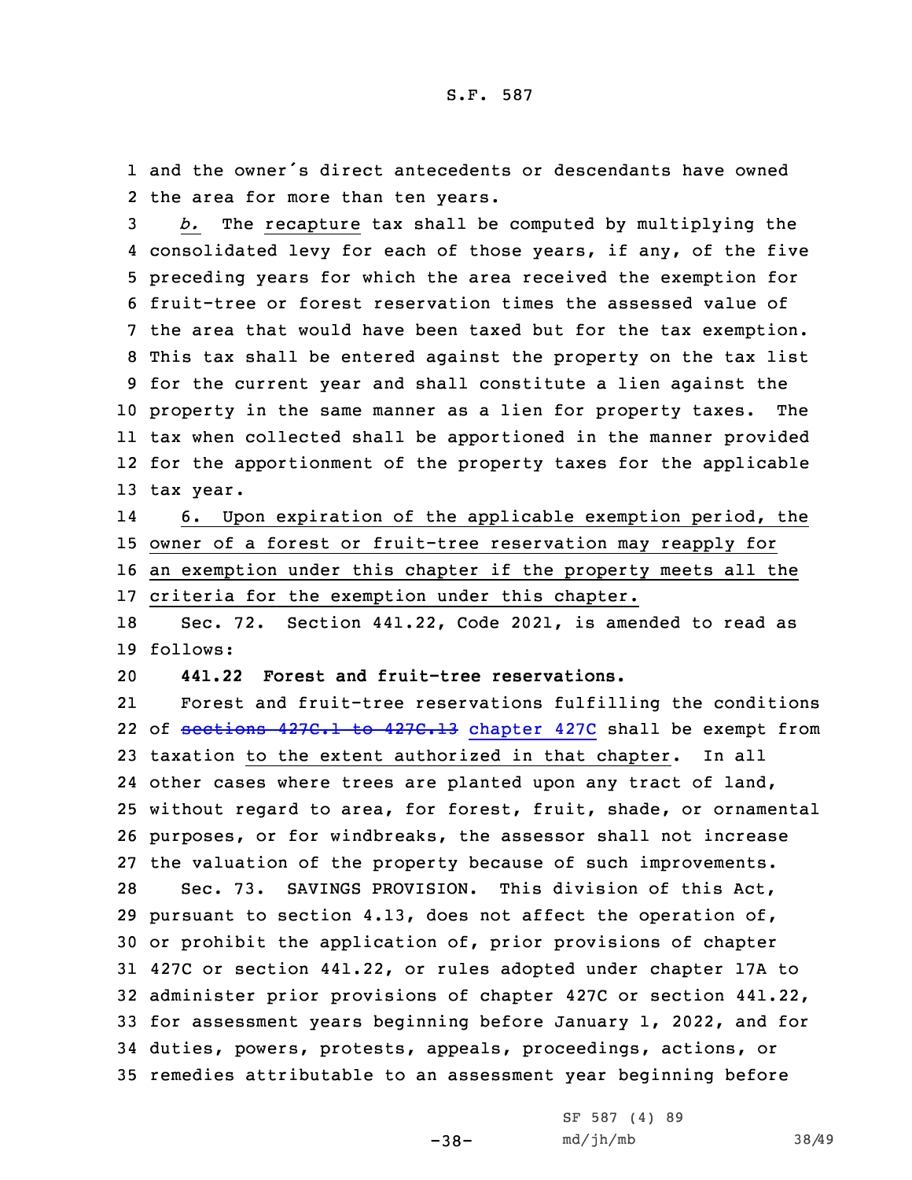and the owner's direct antecedents or descendants have owned the area for more than ten years.

*b.* The recapture tax shall be computed by multiplying the consolidated levy for each of those years, if any, of the five preceding years for which the area received the exemption for fruit-tree or forest reservation times the assessed value of the area that would have been taxed but for the tax exemption. This tax shall be entered against the property on the tax list for the current year and shall constitute a lien against the property in the same manner as a lien for property taxes. The tax when collected shall be apportioned in the manner provided for the apportionment of the property taxes for the applicable tax year.

6. Upon expiration of the applicable exemption period, the owner of a forest or fruit-tree reservation may reapply for an exemption under this chapter if the property meets all the criteria for the exemption under this chapter.

Sec. 72. Section 441.22, Code 2021, is amended to read as follows:

**441.22 Forest and fruit-tree reservations.**

Forest and fruit-tree reservations fulfilling the conditions of ~~sections 427C.1 to 427C.13~~ chapter 427C shall be exempt from taxation to the extent authorized in that chapter. In all other cases where trees are planted upon any tract of land, without regard to area, for forest, fruit, shade, or ornamental purposes, or for windbreaks, the assessor shall not increase the valuation of the property because of such improvements.

Sec. 73. SAVINGS PROVISION. This division of this Act, pursuant to section 4.13, does not affect the operation of, or prohibit the application of, prior provisions of chapter 427C or section 441.22, or rules adopted under chapter 17A to administer prior provisions of chapter 427C or section 441.22, for assessment years beginning before January 1, 2022, and for duties, powers, protests, appeals, proceedings, actions, or remedies attributable to an assessment year beginning before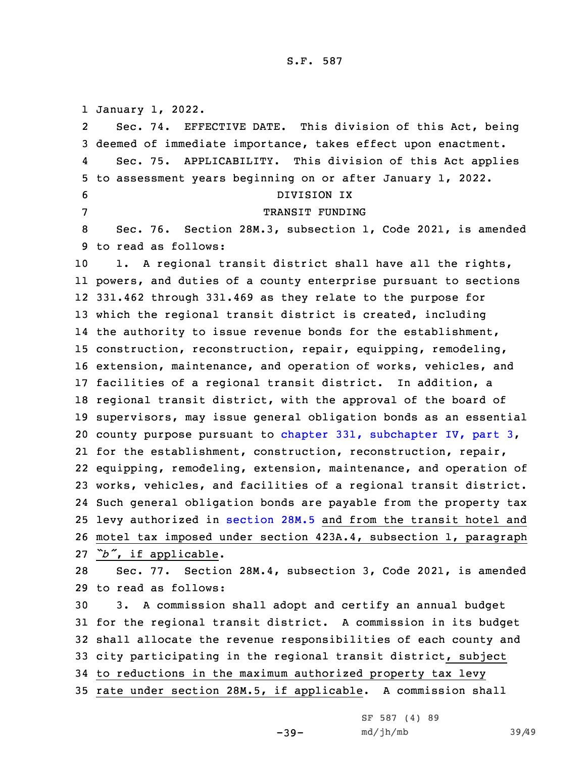January 1, 2022.

Sec. 74. EFFECTIVE DATE. This division of this Act, being deemed of immediate importance, takes effect upon enactment.

Sec. 75. APPLICABILITY. This division of this Act applies to assessment years beginning on or after January 1, 2022.

DIVISION IX

TRANSIT FUNDING

Sec. 76. Section 28M.3, subsection 1, Code 2021, is amended to read as follows:

1. A regional transit district shall have all the rights, powers, and duties of a county enterprise pursuant to sections 331.462 through 331.469 as they relate to the purpose for which the regional transit district is created, including the authority to issue revenue bonds for the establishment, construction, reconstruction, repair, equipping, remodeling, extension, maintenance, and operation of works, vehicles, and facilities of a regional transit district. In addition, a regional transit district, with the approval of the board of supervisors, may issue general obligation bonds as an essential county purpose pursuant to chapter 331, subchapter IV, part 3, for the establishment, construction, reconstruction, repair, equipping, remodeling, extension, maintenance, and operation of works, vehicles, and facilities of a regional transit district. Such general obligation bonds are payable from the property tax levy authorized in section 28M.5 and from the transit hotel and motel tax imposed under section 423A.4, subsection 1, paragraph *"b"*, if applicable.

Sec. 77. Section 28M.4, subsection 3, Code 2021, is amended to read as follows:

3. A commission shall adopt and certify an annual budget for the regional transit district. A commission in its budget shall allocate the revenue responsibilities of each county and city participating in the regional transit district, subject to reductions in the maximum authorized property tax levy rate under section 28M.5, if applicable. A commission shall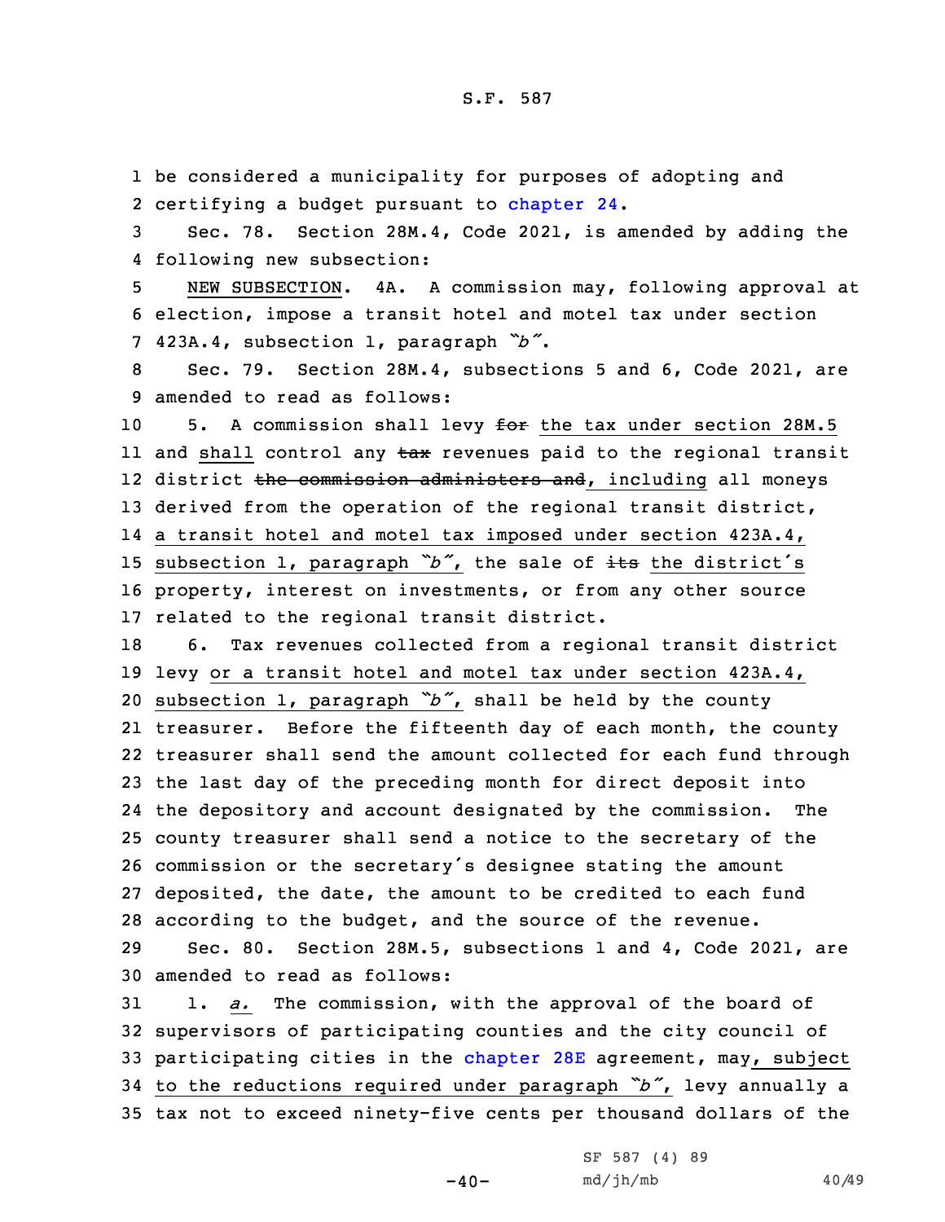be considered a municipality for purposes of adopting and certifying a budget pursuant to chapter 24.

Sec. 78. Section 28M.4, Code 2021, is amended by adding the following new subsection:

NEW SUBSECTION. 4A. A commission may, following approval at election, impose a transit hotel and motel tax under section 423A.4, subsection 1, paragraph *"b"*.

Sec. 79. Section 28M.4, subsections 5 and 6, Code 2021, are amended to read as follows:

5. A commission shall levy ~~for~~ the tax under section 28M.5 and shall control any ~~tax~~ revenues paid to the regional transit district ~~the commission administers and~~, including all moneys derived from the operation of the regional transit district, a transit hotel and motel tax imposed under section 423A.4, subsection 1, paragraph *"b"*, the sale of ~~its~~ the district's property, interest on investments, or from any other source related to the regional transit district.

6. Tax revenues collected from a regional transit district levy or a transit hotel and motel tax under section 423A.4, subsection 1, paragraph *"b"*, shall be held by the county treasurer. Before the fifteenth day of each month, the county treasurer shall send the amount collected for each fund through the last day of the preceding month for direct deposit into the depository and account designated by the commission. The county treasurer shall send a notice to the secretary of the commission or the secretary's designee stating the amount deposited, the date, the amount to be credited to each fund according to the budget, and the source of the revenue.

Sec. 80. Section 28M.5, subsections 1 and 4, Code 2021, are amended to read as follows:

1. *a.* The commission, with the approval of the board of supervisors of participating counties and the city council of participating cities in the chapter 28E agreement, may, subject to the reductions required under paragraph *"b"*, levy annually a tax not to exceed ninety-five cents per thousand dollars of the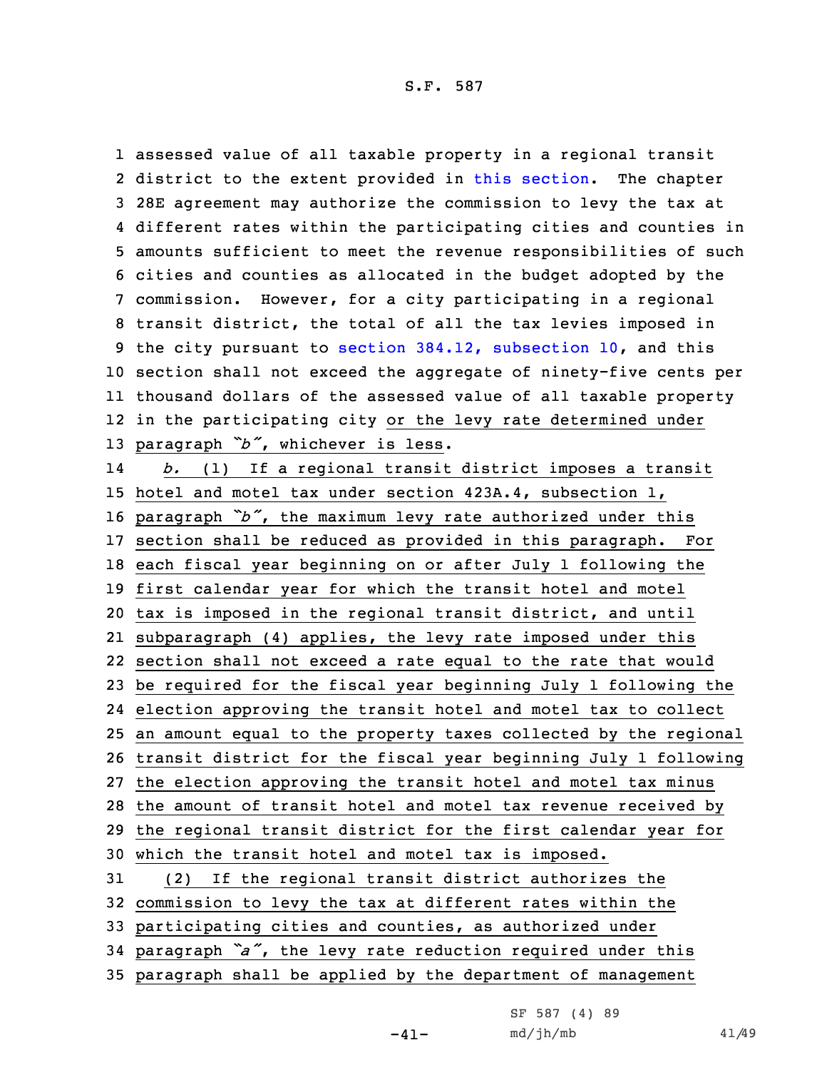assessed value of all taxable property in a regional transit district to the extent provided in this section. The chapter 28E agreement may authorize the commission to levy the tax at different rates within the participating cities and counties in amounts sufficient to meet the revenue responsibilities of such cities and counties as allocated in the budget adopted by the commission. However, for a city participating in a regional transit district, the total of all the tax levies imposed in the city pursuant to section 384.12, subsection 10, and this section shall not exceed the aggregate of ninety-five cents per thousand dollars of the assessed value of all taxable property in the participating city or the levy rate determined under paragraph *"b"*, whichever is less.

*b.* (1) If a regional transit district imposes a transit hotel and motel tax under section 423A.4, subsection 1, paragraph *"b"*, the maximum levy rate authorized under this section shall be reduced as provided in this paragraph. For each fiscal year beginning on or after July 1 following the first calendar year for which the transit hotel and motel tax is imposed in the regional transit district, and until subparagraph (4) applies, the levy rate imposed under this section shall not exceed a rate equal to the rate that would be required for the fiscal year beginning July 1 following the election approving the transit hotel and motel tax to collect an amount equal to the property taxes collected by the regional transit district for the fiscal year beginning July 1 following the election approving the transit hotel and motel tax minus the amount of transit hotel and motel tax revenue received by the regional transit district for the first calendar year for which the transit hotel and motel tax is imposed.

(2) If the regional transit district authorizes the commission to levy the tax at different rates within the participating cities and counties, as authorized under paragraph *"a"*, the levy rate reduction required under this paragraph shall be applied by the department of management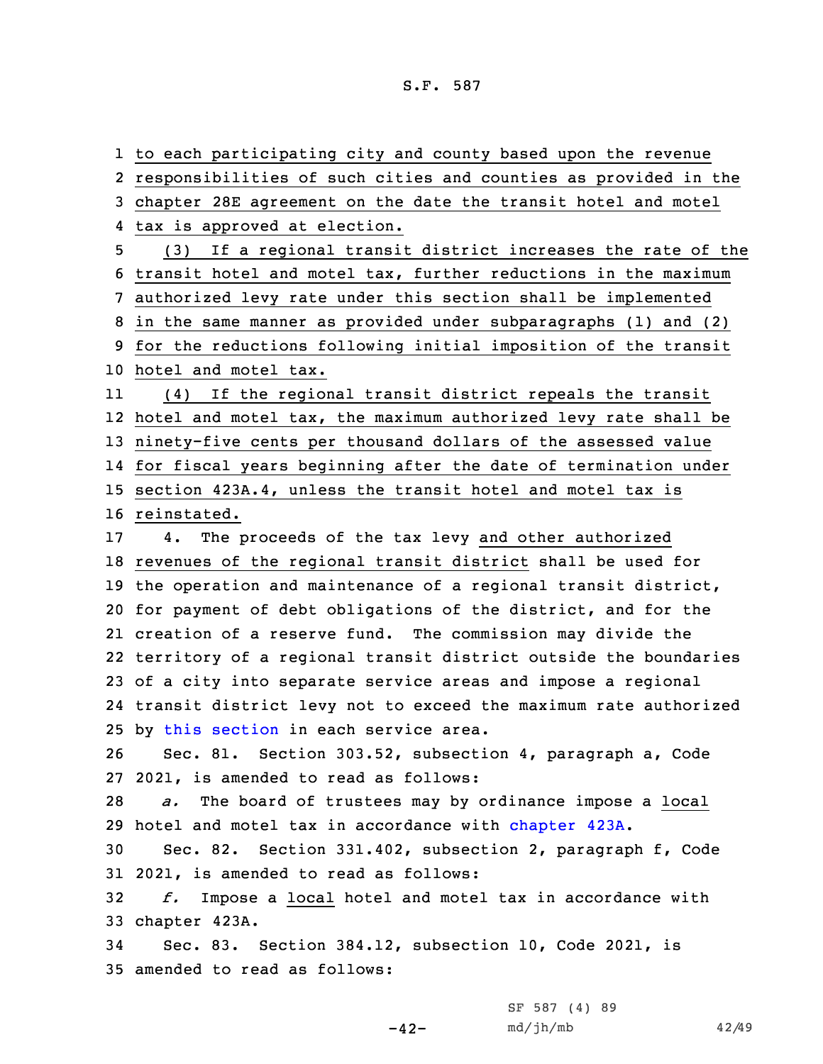1 to each participating city and county based upon the revenue
2 responsibilities of such cities and counties as provided in the
3 chapter 28E agreement on the date the transit hotel and motel
4 tax is approved at election.

5 (3) If a regional transit district increases the rate of the
6 transit hotel and motel tax, further reductions in the maximum
7 authorized levy rate under this section shall be implemented
8 in the same manner as provided under subparagraphs (1) and (2)
9 for the reductions following initial imposition of the transit
10 hotel and motel tax.

11 (4) If the regional transit district repeals the transit
12 hotel and motel tax, the maximum authorized levy rate shall be
13 ninety-five cents per thousand dollars of the assessed value
14 for fiscal years beginning after the date of termination under
15 section 423A.4, unless the transit hotel and motel tax is
16 reinstated.

17 4. The proceeds of the tax levy and other authorized
18 revenues of the regional transit district shall be used for
19 the operation and maintenance of a regional transit district,
20 for payment of debt obligations of the district, and for the
21 creation of a reserve fund. The commission may divide the
22 territory of a regional transit district outside the boundaries
23 of a city into separate service areas and impose a regional
24 transit district levy not to exceed the maximum rate authorized
25 by this section in each service area.

26 Sec. 81. Section 303.52, subsection 4, paragraph a, Code
27 2021, is amended to read as follows:

28 *a.* The board of trustees may by ordinance impose a local
29 hotel and motel tax in accordance with chapter 423A.

30 Sec. 82. Section 331.402, subsection 2, paragraph f, Code
31 2021, is amended to read as follows:

32 *f.* Impose a local hotel and motel tax in accordance with
33 chapter 423A.

34 Sec. 83. Section 384.12, subsection 10, Code 2021, is
35 amended to read as follows: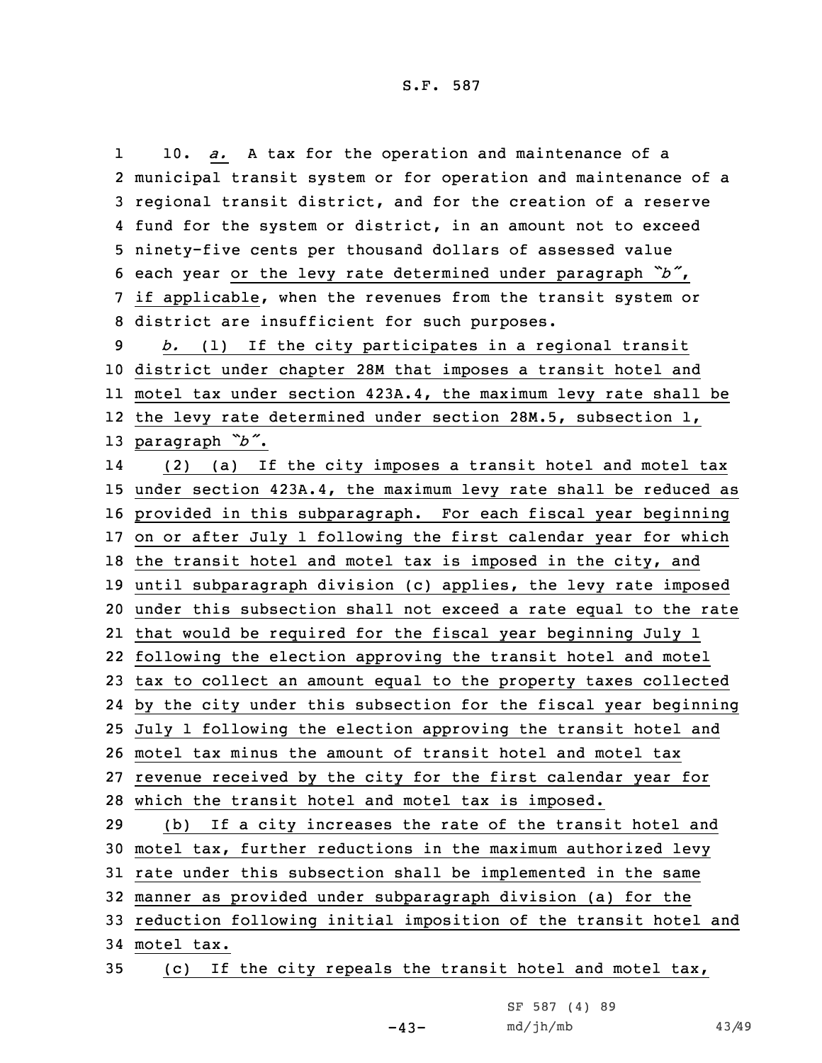10. *a.* A tax for the operation and maintenance of a municipal transit system or for operation and maintenance of a regional transit district, and for the creation of a reserve fund for the system or district, in an amount not to exceed ninety-five cents per thousand dollars of assessed value each year or the levy rate determined under paragraph *"b"*, if applicable, when the revenues from the transit system or district are insufficient for such purposes.

*b.* (1) If the city participates in a regional transit district under chapter 28M that imposes a transit hotel and motel tax under section 423A.4, the maximum levy rate shall be the levy rate determined under section 28M.5, subsection 1, paragraph *"b"*.

(2) (a) If the city imposes a transit hotel and motel tax under section 423A.4, the maximum levy rate shall be reduced as provided in this subparagraph. For each fiscal year beginning on or after July 1 following the first calendar year for which the transit hotel and motel tax is imposed in the city, and until subparagraph division (c) applies, the levy rate imposed under this subsection shall not exceed a rate equal to the rate that would be required for the fiscal year beginning July 1 following the election approving the transit hotel and motel tax to collect an amount equal to the property taxes collected by the city under this subsection for the fiscal year beginning July 1 following the election approving the transit hotel and motel tax minus the amount of transit hotel and motel tax revenue received by the city for the first calendar year for which the transit hotel and motel tax is imposed.

(b) If a city increases the rate of the transit hotel and motel tax, further reductions in the maximum authorized levy rate under this subsection shall be implemented in the same manner as provided under subparagraph division (a) for the reduction following initial imposition of the transit hotel and motel tax.

(c) If the city repeals the transit hotel and motel tax,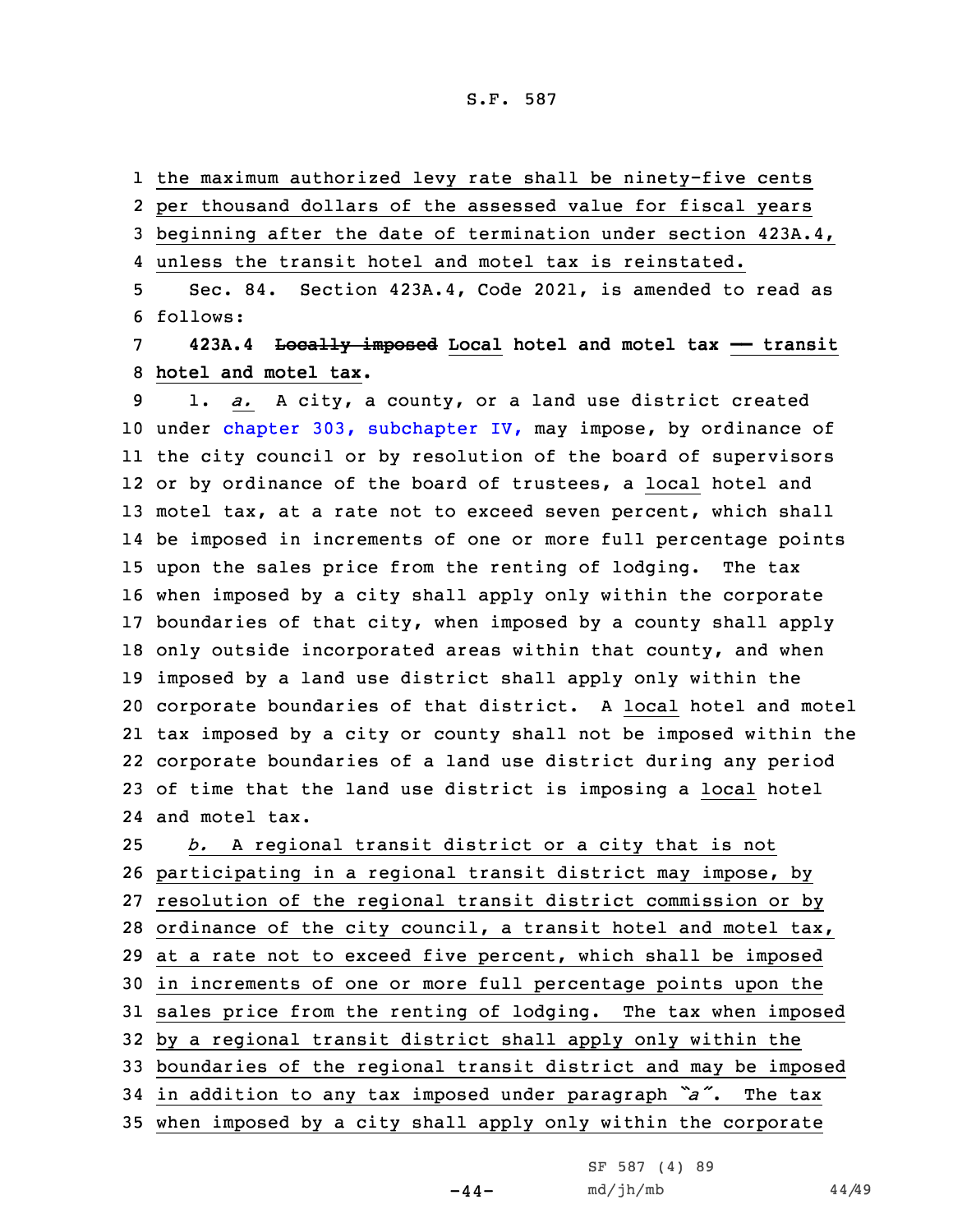the maximum authorized levy rate shall be ninety-five cents per thousand dollars of the assessed value for fiscal years beginning after the date of termination under section 423A.4, unless the transit hotel and motel tax is reinstated.

Sec. 84. Section 423A.4, Code 2021, is amended to read as follows:

**423A.4 ~~Locally imposed~~ Local hotel and motel tax — transit hotel and motel tax.**

1. *a.* A city, a county, or a land use district created under chapter 303, subchapter IV, may impose, by ordinance of the city council or by resolution of the board of supervisors or by ordinance of the board of trustees, a local hotel and motel tax, at a rate not to exceed seven percent, which shall be imposed in increments of one or more full percentage points upon the sales price from the renting of lodging. The tax when imposed by a city shall apply only within the corporate boundaries of that city, when imposed by a county shall apply only outside incorporated areas within that county, and when imposed by a land use district shall apply only within the corporate boundaries of that district. A local hotel and motel tax imposed by a city or county shall not be imposed within the corporate boundaries of a land use district during any period of time that the land use district is imposing a local hotel and motel tax.

*b.* A regional transit district or a city that is not participating in a regional transit district may impose, by resolution of the regional transit district commission or by ordinance of the city council, a transit hotel and motel tax, at a rate not to exceed five percent, which shall be imposed in increments of one or more full percentage points upon the sales price from the renting of lodging. The tax when imposed by a regional transit district shall apply only within the boundaries of the regional transit district and may be imposed in addition to any tax imposed under paragraph *"a"*. The tax when imposed by a city shall apply only within the corporate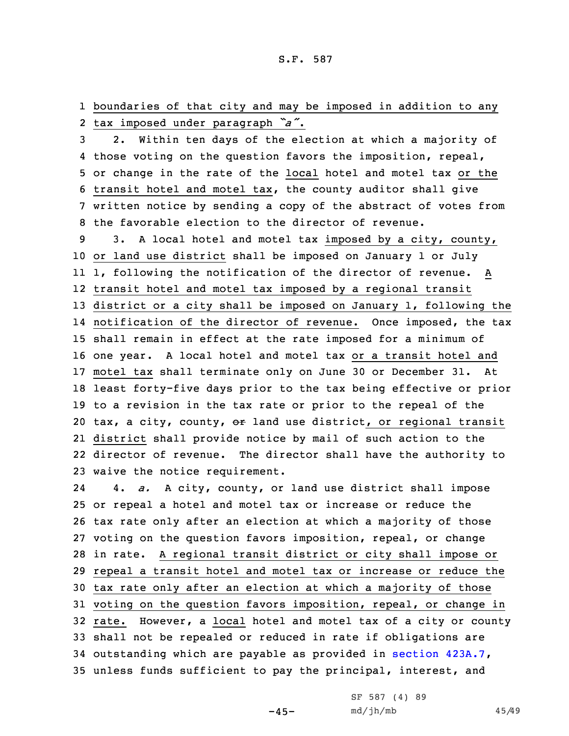boundaries of that city and may be imposed in addition to any tax imposed under paragraph *"a"*.

2. Within ten days of the election at which a majority of those voting on the question favors the imposition, repeal, or change in the rate of the local hotel and motel tax or the transit hotel and motel tax, the county auditor shall give written notice by sending a copy of the abstract of votes from the favorable election to the director of revenue.

3. A local hotel and motel tax imposed by a city, county, or land use district shall be imposed on January 1 or July 1, following the notification of the director of revenue. A transit hotel and motel tax imposed by a regional transit district or a city shall be imposed on January 1, following the notification of the director of revenue. Once imposed, the tax shall remain in effect at the rate imposed for a minimum of one year. A local hotel and motel tax or a transit hotel and motel tax shall terminate only on June 30 or December 31. At least forty-five days prior to the tax being effective or prior to a revision in the tax rate or prior to the repeal of the tax, a city, county, ~~or~~ land use district, or regional transit district shall provide notice by mail of such action to the director of revenue. The director shall have the authority to waive the notice requirement.

4. *a.* A city, county, or land use district shall impose or repeal a hotel and motel tax or increase or reduce the tax rate only after an election at which a majority of those voting on the question favors imposition, repeal, or change in rate. A regional transit district or city shall impose or repeal a transit hotel and motel tax or increase or reduce the tax rate only after an election at which a majority of those voting on the question favors imposition, repeal, or change in rate. However, a local hotel and motel tax of a city or county shall not be repealed or reduced in rate if obligations are outstanding which are payable as provided in section 423A.7, unless funds sufficient to pay the principal, interest, and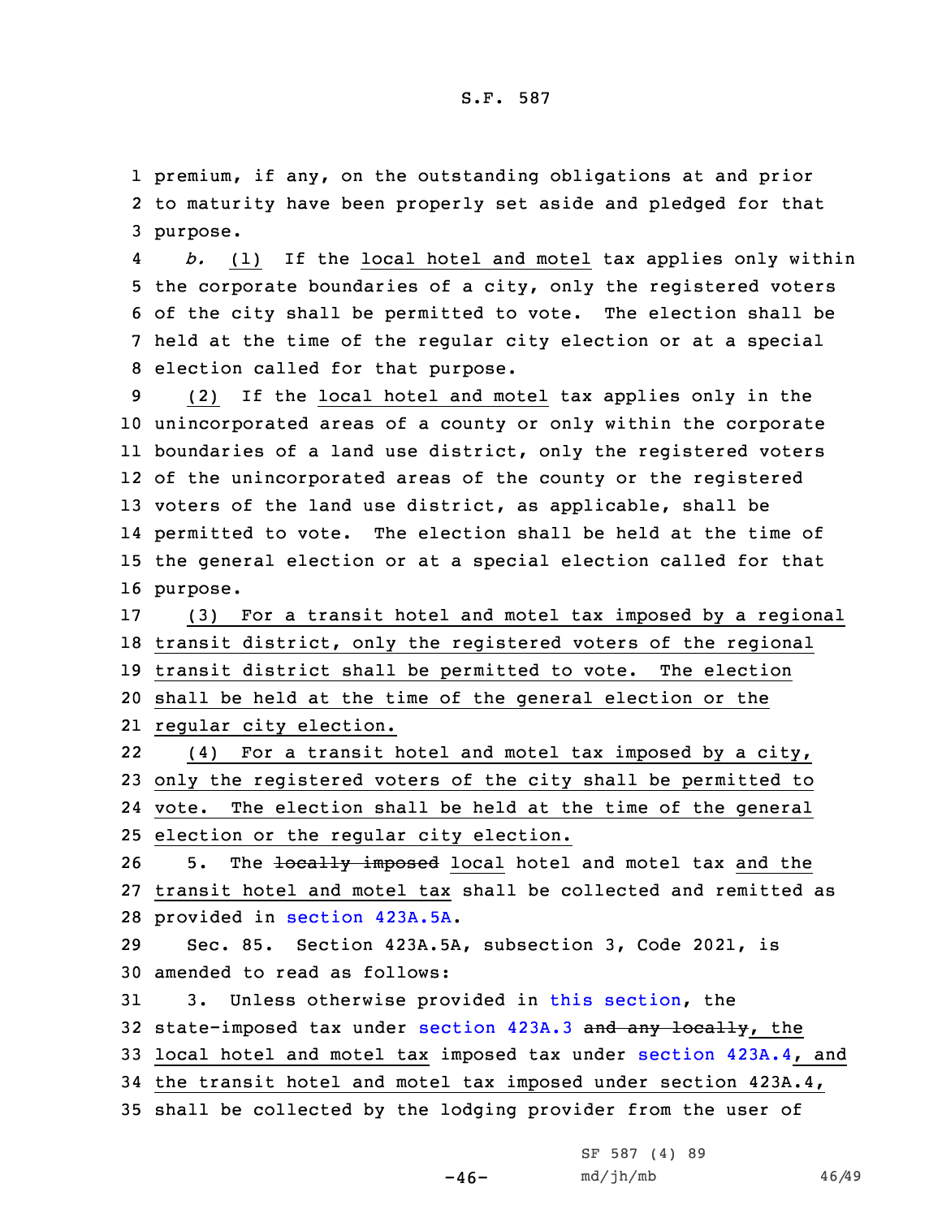1 premium, if any, on the outstanding obligations at and prior
2 to maturity have been properly set aside and pledged for that
3 purpose.

4 *b.* (1) If the local hotel and motel tax applies only within
5 the corporate boundaries of a city, only the registered voters
6 of the city shall be permitted to vote. The election shall be
7 held at the time of the regular city election or at a special
8 election called for that purpose.

9 (2) If the local hotel and motel tax applies only in the
10 unincorporated areas of a county or only within the corporate
11 boundaries of a land use district, only the registered voters
12 of the unincorporated areas of the county or the registered
13 voters of the land use district, as applicable, shall be
14 permitted to vote. The election shall be held at the time of
15 the general election or at a special election called for that
16 purpose.

17 (3) For a transit hotel and motel tax imposed by a regional
18 transit district, only the registered voters of the regional
19 transit district shall be permitted to vote. The election
20 shall be held at the time of the general election or the
21 regular city election.

22 (4) For a transit hotel and motel tax imposed by a city,
23 only the registered voters of the city shall be permitted to
24 vote. The election shall be held at the time of the general
25 election or the regular city election.

26 5. The ~~locally imposed~~ local hotel and motel tax and the
27 transit hotel and motel tax shall be collected and remitted as
28 provided in section 423A.5A.

29 Sec. 85. Section 423A.5A, subsection 3, Code 2021, is
30 amended to read as follows:

31 3. Unless otherwise provided in this section, the
32 state-imposed tax under section 423A.3 ~~and any locally~~, the
33 local hotel and motel tax imposed tax under section 423A.4, and
34 the transit hotel and motel tax imposed under section 423A.4,
35 shall be collected by the lodging provider from the user of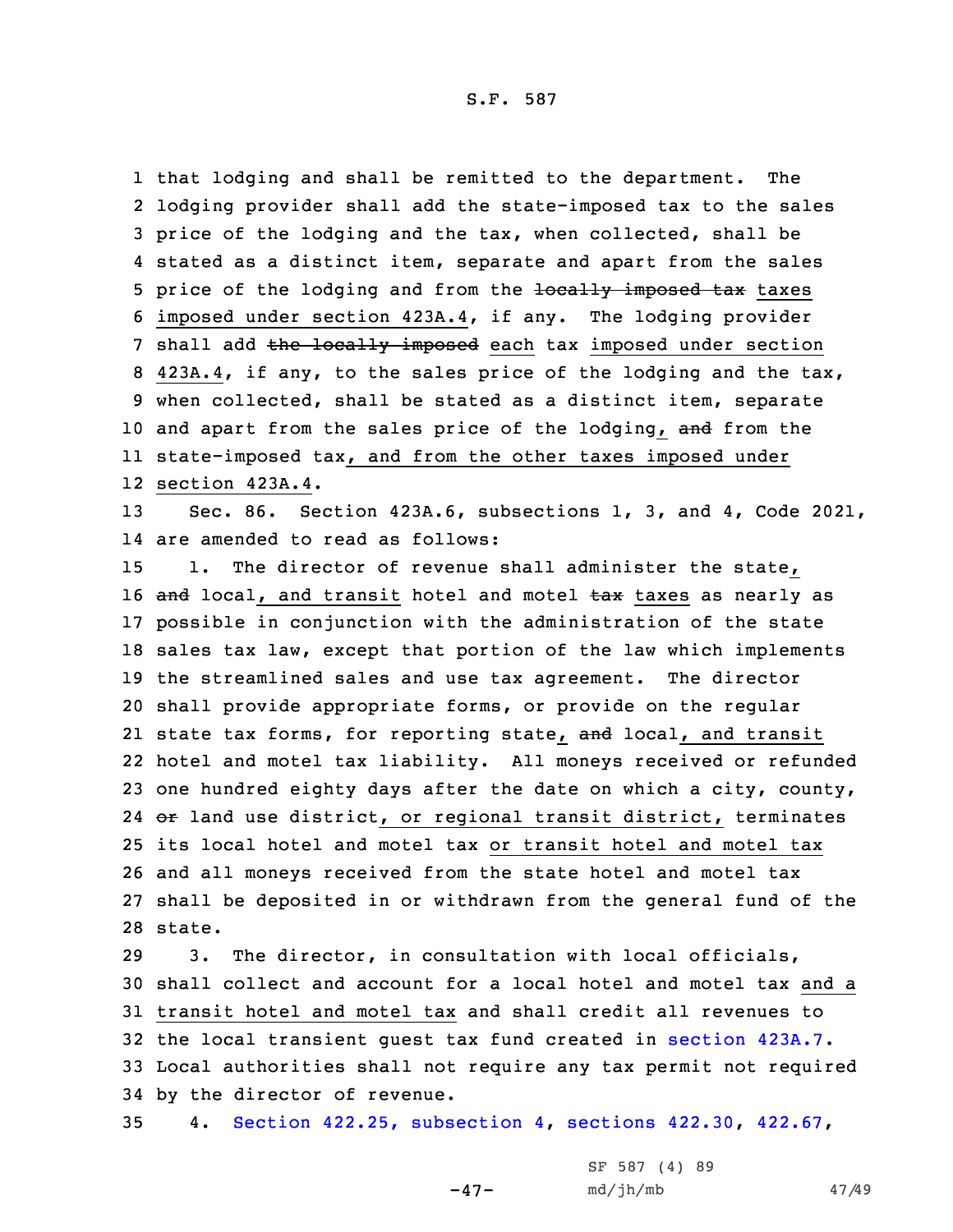that lodging and shall be remitted to the department. The lodging provider shall add the state-imposed tax to the sales price of the lodging and the tax, when collected, shall be stated as a distinct item, separate and apart from the sales price of the lodging and from the ~~locally imposed tax~~ taxes imposed under section 423A.4, if any. The lodging provider shall add ~~the locally imposed~~ each tax imposed under section 423A.4, if any, to the sales price of the lodging and the tax, when collected, shall be stated as a distinct item, separate and apart from the sales price of the lodging, ~~and~~ from the state-imposed tax, and from the other taxes imposed under section 423A.4.

Sec. 86. Section 423A.6, subsections 1, 3, and 4, Code 2021, are amended to read as follows:

1. The director of revenue shall administer the state, ~~and~~ local, and transit hotel and motel ~~tax~~ taxes as nearly as possible in conjunction with the administration of the state sales tax law, except that portion of the law which implements the streamlined sales and use tax agreement. The director shall provide appropriate forms, or provide on the regular state tax forms, for reporting state, ~~and~~ local, and transit hotel and motel tax liability. All moneys received or refunded one hundred eighty days after the date on which a city, county, ~~or~~ land use district, or regional transit district, terminates its local hotel and motel tax or transit hotel and motel tax and all moneys received from the state hotel and motel tax shall be deposited in or withdrawn from the general fund of the state.

3. The director, in consultation with local officials, shall collect and account for a local hotel and motel tax and a transit hotel and motel tax and shall credit all revenues to the local transient guest tax fund created in section 423A.7. Local authorities shall not require any tax permit not required by the director of revenue.

4. Section 422.25, subsection 4, sections 422.30, 422.67,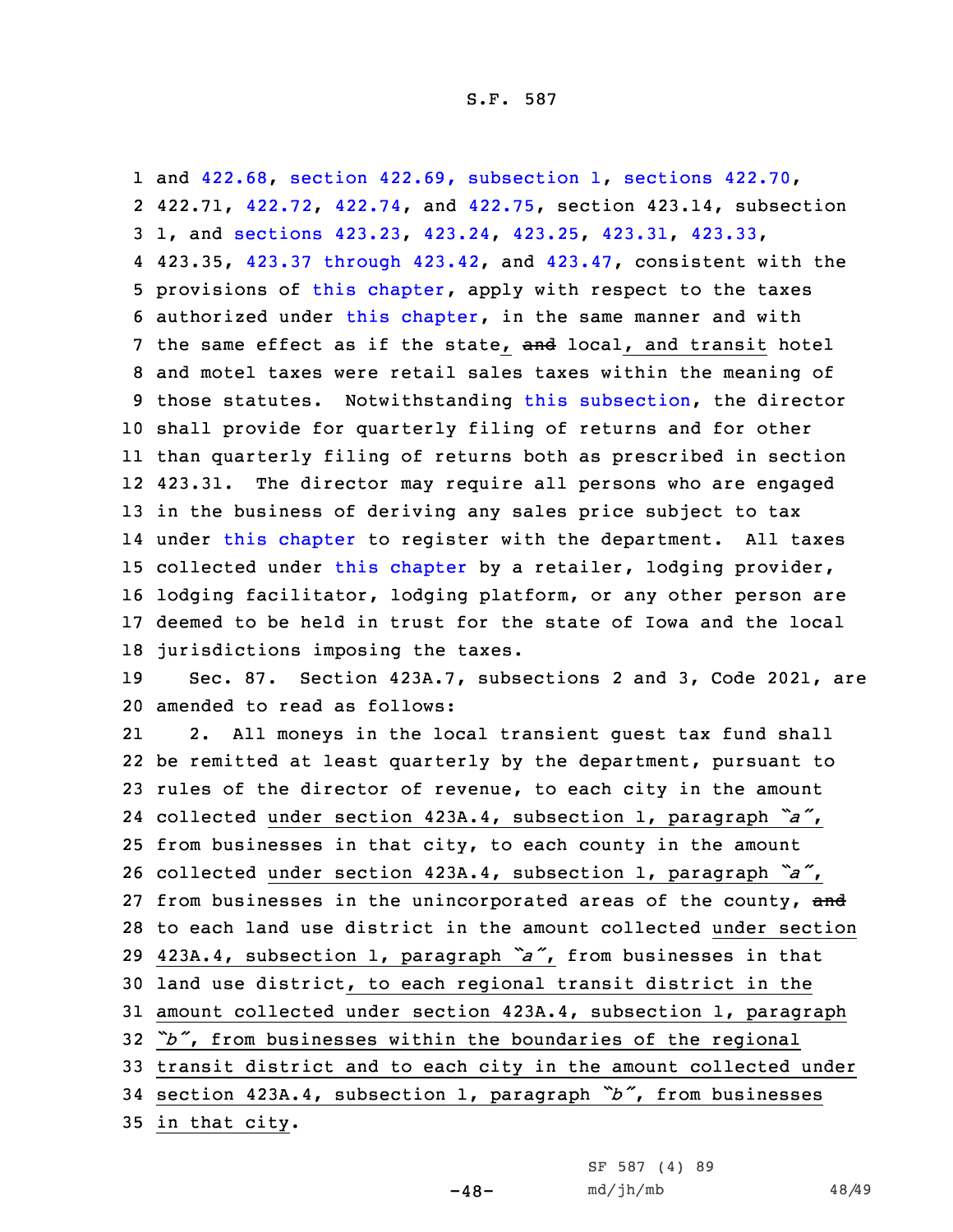1 and 422.68, section 422.69, subsection 1, sections 422.70,
2 422.71, 422.72, 422.74, and 422.75, section 423.14, subsection
3 1, and sections 423.23, 423.24, 423.25, 423.31, 423.33,
4 423.35, 423.37 through 423.42, and 423.47, consistent with the
5 provisions of this chapter, apply with respect to the taxes
6 authorized under this chapter, in the same manner and with
7 the same effect as if the state, ~~and~~ local, and transit hotel
8 and motel taxes were retail sales taxes within the meaning of
9 those statutes. Notwithstanding this subsection, the director
10 shall provide for quarterly filing of returns and for other
11 than quarterly filing of returns both as prescribed in section
12 423.31. The director may require all persons who are engaged
13 in the business of deriving any sales price subject to tax
14 under this chapter to register with the department. All taxes
15 collected under this chapter by a retailer, lodging provider,
16 lodging facilitator, lodging platform, or any other person are
17 deemed to be held in trust for the state of Iowa and the local
18 jurisdictions imposing the taxes.

19 Sec. 87. Section 423A.7, subsections 2 and 3, Code 2021, are
20 amended to read as follows:

21 2. All moneys in the local transient guest tax fund shall
22 be remitted at least quarterly by the department, pursuant to
23 rules of the director of revenue, to each city in the amount
24 collected under section 423A.4, subsection 1, paragraph *"a"*,
25 from businesses in that city, to each county in the amount
26 collected under section 423A.4, subsection 1, paragraph *"a"*,
27 from businesses in the unincorporated areas of the county, ~~and~~
28 to each land use district in the amount collected under section
29 423A.4, subsection 1, paragraph *"a"*, from businesses in that
30 land use district, to each regional transit district in the
31 amount collected under section 423A.4, subsection 1, paragraph
32 *"b"*, from businesses within the boundaries of the regional
33 transit district and to each city in the amount collected under
34 section 423A.4, subsection 1, paragraph *"b"*, from businesses
35 in that city.

SF 587 (4) 89
md/jh/mb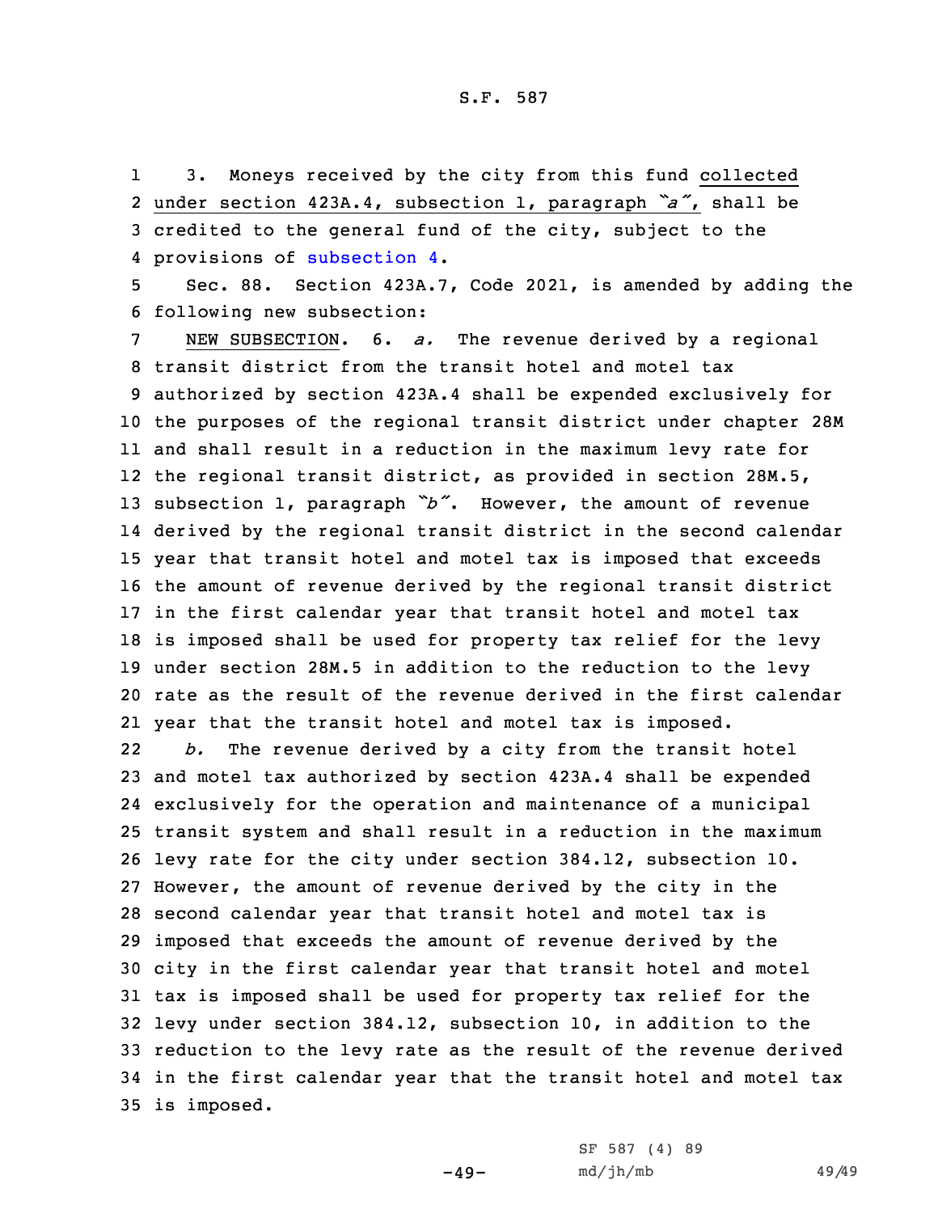3. Moneys received by the city from this fund collected under section 423A.4, subsection 1, paragraph *"a"*, shall be credited to the general fund of the city, subject to the provisions of subsection 4.

Sec. 88. Section 423A.7, Code 2021, is amended by adding the following new subsection:

NEW SUBSECTION. 6. *a.* The revenue derived by a regional transit district from the transit hotel and motel tax authorized by section 423A.4 shall be expended exclusively for the purposes of the regional transit district under chapter 28M and shall result in a reduction in the maximum levy rate for the regional transit district, as provided in section 28M.5, subsection 1, paragraph *"b"*. However, the amount of revenue derived by the regional transit district in the second calendar year that transit hotel and motel tax is imposed that exceeds the amount of revenue derived by the regional transit district in the first calendar year that transit hotel and motel tax is imposed shall be used for property tax relief for the levy under section 28M.5 in addition to the reduction to the levy rate as the result of the revenue derived in the first calendar year that the transit hotel and motel tax is imposed.

*b.* The revenue derived by a city from the transit hotel and motel tax authorized by section 423A.4 shall be expended exclusively for the operation and maintenance of a municipal transit system and shall result in a reduction in the maximum levy rate for the city under section 384.12, subsection 10. However, the amount of revenue derived by the city in the second calendar year that transit hotel and motel tax is imposed that exceeds the amount of revenue derived by the city in the first calendar year that transit hotel and motel tax is imposed shall be used for property tax relief for the levy under section 384.12, subsection 10, in addition to the reduction to the levy rate as the result of the revenue derived in the first calendar year that the transit hotel and motel tax is imposed.

SF 587 (4) 89
md/jh/mb